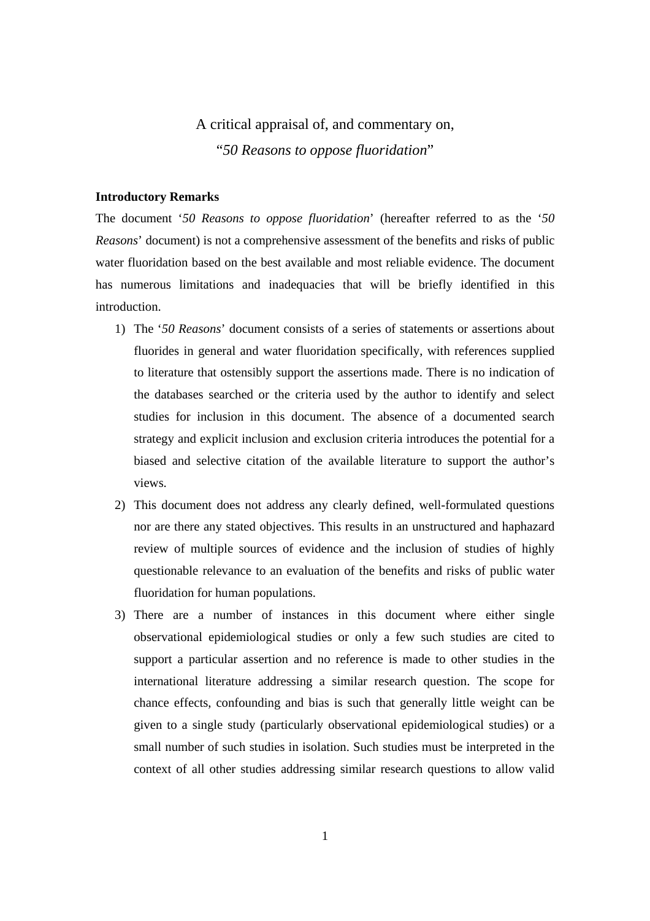# A critical appraisal of, and commentary on, "*50 Reasons to oppose fluoridation*"

## Introductory Remarks

The document '*50 Reasons to oppose fluoridation*' (hereafter referred to as the '*50 Reasons*' document) is not a comprehensive assessment of the benefits and risks of public water fluoridation based on the best available and most reliable evidence. The document has numerous limitations and inadequacies that will be briefly identified in this introduction.

1) The '*50 Reasons*' document consists of a series of statements or assertions about fluorides in general and water fluoridation specifically, with references supplied to literature that ostensibly support the assertions made. There is no indication of the databases searched or the criteria used by the author to identify and select studies for inclusion in this document. The absence of a documented search strategy and explicit inclusion and exclusion criteria introduces the potential for a biased and selective citation of the available literature to support the author's views.
2) This document does not address any clearly defined, well-formulated questions nor are there any stated objectives. This results in an unstructured and haphazard review of multiple sources of evidence and the inclusion of studies of highly questionable relevance to an evaluation of the benefits and risks of public water fluoridation for human populations.
3) There are a number of instances in this document where either single observational epidemiological studies or only a few such studies are cited to support a particular assertion and no reference is made to other studies in the international literature addressing a similar research question. The scope for chance effects, confounding and bias is such that generally little weight can be given to a single study (particularly observational epidemiological studies) or a small number of such studies in isolation. Such studies must be interpreted in the context of all other studies addressing similar research questions to allow valid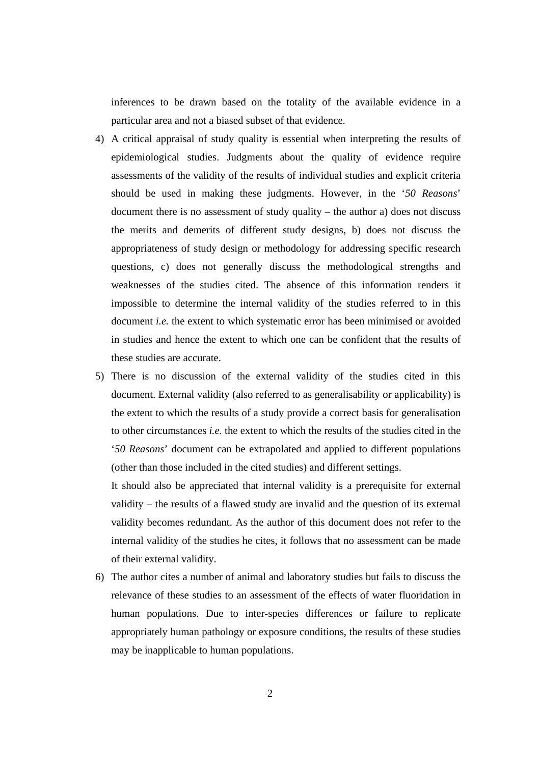inferences to be drawn based on the totality of the available evidence in a particular area and not a biased subset of that evidence.

4) A critical appraisal of study quality is essential when interpreting the results of epidemiological studies. Judgments about the quality of evidence require assessments of the validity of the results of individual studies and explicit criteria should be used in making these judgments. However, in the '*50 Reasons*' document there is no assessment of study quality – the author a) does not discuss the merits and demerits of different study designs, b) does not discuss the appropriateness of study design or methodology for addressing specific research questions, c) does not generally discuss the methodological strengths and weaknesses of the studies cited. The absence of this information renders it impossible to determine the internal validity of the studies referred to in this document *i.e.* the extent to which systematic error has been minimised or avoided in studies and hence the extent to which one can be confident that the results of these studies are accurate.

5) There is no discussion of the external validity of the studies cited in this document. External validity (also referred to as generalisability or applicability) is the extent to which the results of a study provide a correct basis for generalisation to other circumstances *i.e.* the extent to which the results of the studies cited in the '*50 Reasons*' document can be extrapolated and applied to different populations (other than those included in the cited studies) and different settings.

   It should also be appreciated that internal validity is a prerequisite for external validity – the results of a flawed study are invalid and the question of its external validity becomes redundant. As the author of this document does not refer to the internal validity of the studies he cites, it follows that no assessment can be made of their external validity.

6) The author cites a number of animal and laboratory studies but fails to discuss the relevance of these studies to an assessment of the effects of water fluoridation in human populations. Due to inter-species differences or failure to replicate appropriately human pathology or exposure conditions, the results of these studies may be inapplicable to human populations.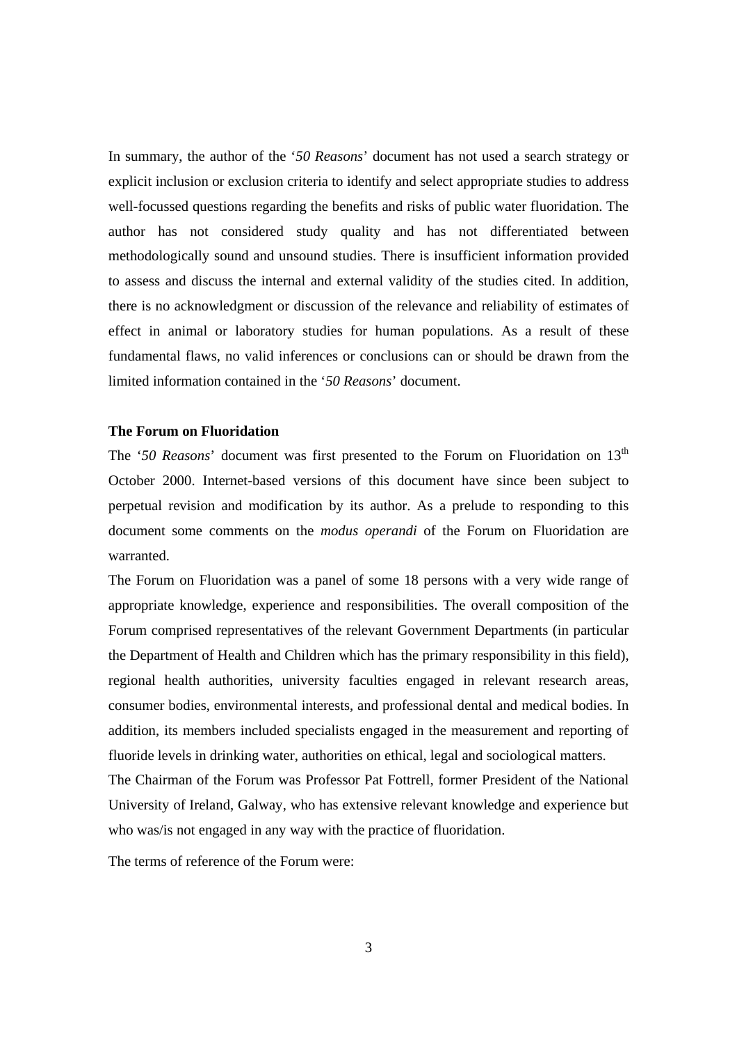In summary, the author of the '*50 Reasons*' document has not used a search strategy or explicit inclusion or exclusion criteria to identify and select appropriate studies to address well-focussed questions regarding the benefits and risks of public water fluoridation. The author has not considered study quality and has not differentiated between methodologically sound and unsound studies. There is insufficient information provided to assess and discuss the internal and external validity of the studies cited. In addition, there is no acknowledgment or discussion of the relevance and reliability of estimates of effect in animal or laboratory studies for human populations. As a result of these fundamental flaws, no valid inferences or conclusions can or should be drawn from the limited information contained in the '*50 Reasons*' document.

**The Forum on Fluoridation**

The '*50 Reasons*' document was first presented to the Forum on Fluoridation on 13th October 2000. Internet-based versions of this document have since been subject to perpetual revision and modification by its author. As a prelude to responding to this document some comments on the *modus operandi* of the Forum on Fluoridation are warranted.

The Forum on Fluoridation was a panel of some 18 persons with a very wide range of appropriate knowledge, experience and responsibilities. The overall composition of the Forum comprised representatives of the relevant Government Departments (in particular the Department of Health and Children which has the primary responsibility in this field), regional health authorities, university faculties engaged in relevant research areas, consumer bodies, environmental interests, and professional dental and medical bodies. In addition, its members included specialists engaged in the measurement and reporting of fluoride levels in drinking water, authorities on ethical, legal and sociological matters.

The Chairman of the Forum was Professor Pat Fottrell, former President of the National University of Ireland, Galway, who has extensive relevant knowledge and experience but who was/is not engaged in any way with the practice of fluoridation.

The terms of reference of the Forum were: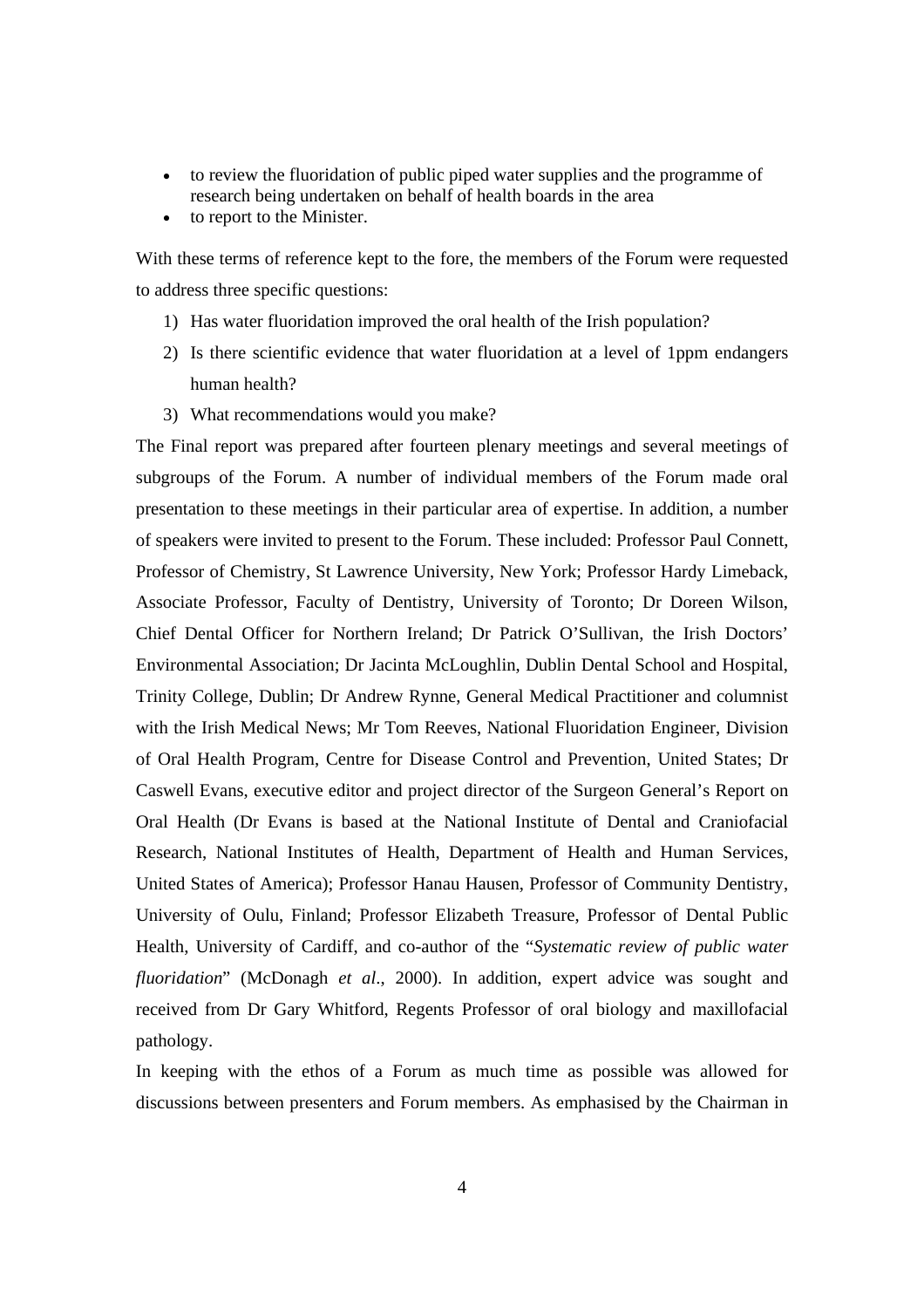- to review the fluoridation of public piped water supplies and the programme of research being undertaken on behalf of health boards in the area
- to report to the Minister.

With these terms of reference kept to the fore, the members of the Forum were requested to address three specific questions:

1) Has water fluoridation improved the oral health of the Irish population?
2) Is there scientific evidence that water fluoridation at a level of 1ppm endangers human health?
3) What recommendations would you make?

The Final report was prepared after fourteen plenary meetings and several meetings of subgroups of the Forum. A number of individual members of the Forum made oral presentation to these meetings in their particular area of expertise. In addition, a number of speakers were invited to present to the Forum. These included: Professor Paul Connett, Professor of Chemistry, St Lawrence University, New York; Professor Hardy Limeback, Associate Professor, Faculty of Dentistry, University of Toronto; Dr Doreen Wilson, Chief Dental Officer for Northern Ireland; Dr Patrick O'Sullivan, the Irish Doctors' Environmental Association; Dr Jacinta McLoughlin, Dublin Dental School and Hospital, Trinity College, Dublin; Dr Andrew Rynne, General Medical Practitioner and columnist with the Irish Medical News; Mr Tom Reeves, National Fluoridation Engineer, Division of Oral Health Program, Centre for Disease Control and Prevention, United States; Dr Caswell Evans, executive editor and project director of the Surgeon General's Report on Oral Health (Dr Evans is based at the National Institute of Dental and Craniofacial Research, National Institutes of Health, Department of Health and Human Services, United States of America); Professor Hanau Hausen, Professor of Community Dentistry, University of Oulu, Finland; Professor Elizabeth Treasure, Professor of Dental Public Health, University of Cardiff, and co-author of the "*Systematic review of public water fluoridation*" (McDonagh *et al*., 2000). In addition, expert advice was sought and received from Dr Gary Whitford, Regents Professor of oral biology and maxillofacial pathology.

In keeping with the ethos of a Forum as much time as possible was allowed for discussions between presenters and Forum members. As emphasised by the Chairman in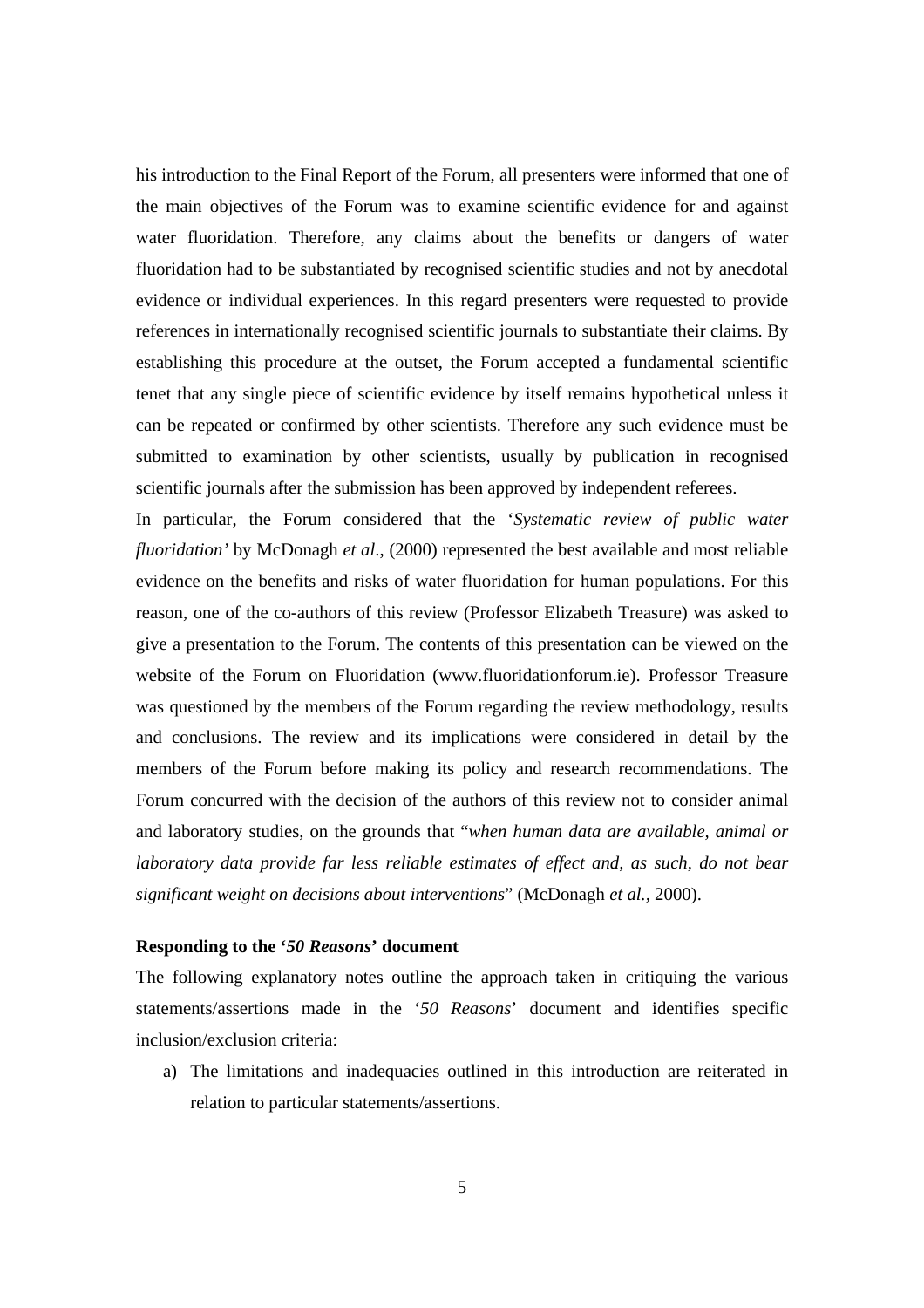his introduction to the Final Report of the Forum, all presenters were informed that one of the main objectives of the Forum was to examine scientific evidence for and against water fluoridation. Therefore, any claims about the benefits or dangers of water fluoridation had to be substantiated by recognised scientific studies and not by anecdotal evidence or individual experiences. In this regard presenters were requested to provide references in internationally recognised scientific journals to substantiate their claims. By establishing this procedure at the outset, the Forum accepted a fundamental scientific tenet that any single piece of scientific evidence by itself remains hypothetical unless it can be repeated or confirmed by other scientists. Therefore any such evidence must be submitted to examination by other scientists, usually by publication in recognised scientific journals after the submission has been approved by independent referees.

In particular, the Forum considered that the '*Systematic review of public water fluoridation'* by McDonagh *et al*., (2000) represented the best available and most reliable evidence on the benefits and risks of water fluoridation for human populations. For this reason, one of the co-authors of this review (Professor Elizabeth Treasure) was asked to give a presentation to the Forum. The contents of this presentation can be viewed on the website of the Forum on Fluoridation (www.fluoridationforum.ie). Professor Treasure was questioned by the members of the Forum regarding the review methodology, results and conclusions. The review and its implications were considered in detail by the members of the Forum before making its policy and research recommendations. The Forum concurred with the decision of the authors of this review not to consider animal and laboratory studies, on the grounds that "*when human data are available, animal or laboratory data provide far less reliable estimates of effect and, as such, do not bear significant weight on decisions about interventions*" (McDonagh *et al.*, 2000).

**Responding to the '*50 Reasons*' document**

The following explanatory notes outline the approach taken in critiquing the various statements/assertions made in the '*50 Reasons*' document and identifies specific inclusion/exclusion criteria:

a) The limitations and inadequacies outlined in this introduction are reiterated in relation to particular statements/assertions.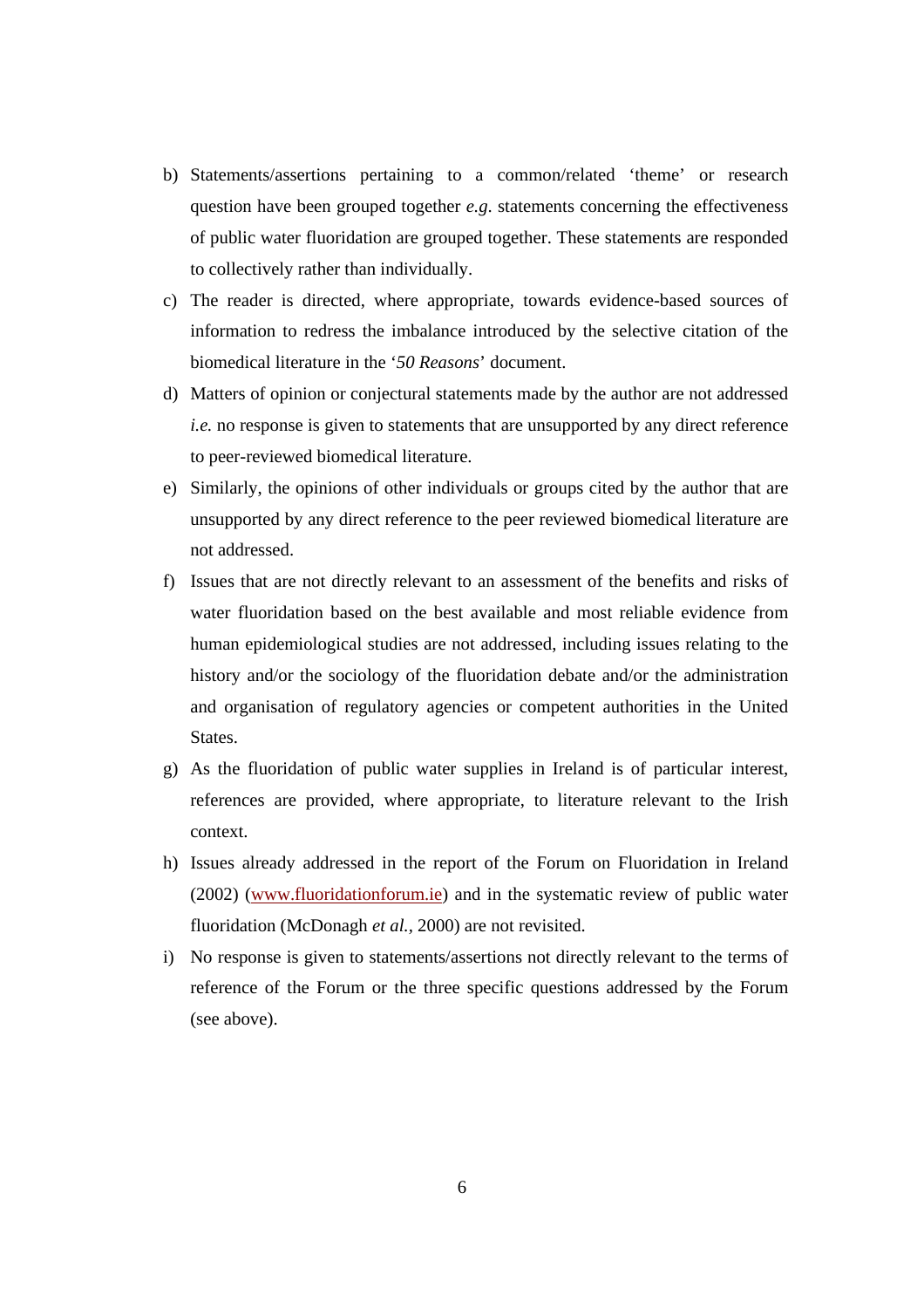b) Statements/assertions pertaining to a common/related 'theme' or research question have been grouped together *e.g.* statements concerning the effectiveness of public water fluoridation are grouped together. These statements are responded to collectively rather than individually.

c) The reader is directed, where appropriate, towards evidence-based sources of information to redress the imbalance introduced by the selective citation of the biomedical literature in the '*50 Reasons*' document.

d) Matters of opinion or conjectural statements made by the author are not addressed *i.e.* no response is given to statements that are unsupported by any direct reference to peer-reviewed biomedical literature.

e) Similarly, the opinions of other individuals or groups cited by the author that are unsupported by any direct reference to the peer reviewed biomedical literature are not addressed.

f) Issues that are not directly relevant to an assessment of the benefits and risks of water fluoridation based on the best available and most reliable evidence from human epidemiological studies are not addressed, including issues relating to the history and/or the sociology of the fluoridation debate and/or the administration and organisation of regulatory agencies or competent authorities in the United States.

g) As the fluoridation of public water supplies in Ireland is of particular interest, references are provided, where appropriate, to literature relevant to the Irish context.

h) Issues already addressed in the report of the Forum on Fluoridation in Ireland (2002) (www.fluoridationforum.ie) and in the systematic review of public water fluoridation (McDonagh *et al.,* 2000) are not revisited.

i) No response is given to statements/assertions not directly relevant to the terms of reference of the Forum or the three specific questions addressed by the Forum (see above).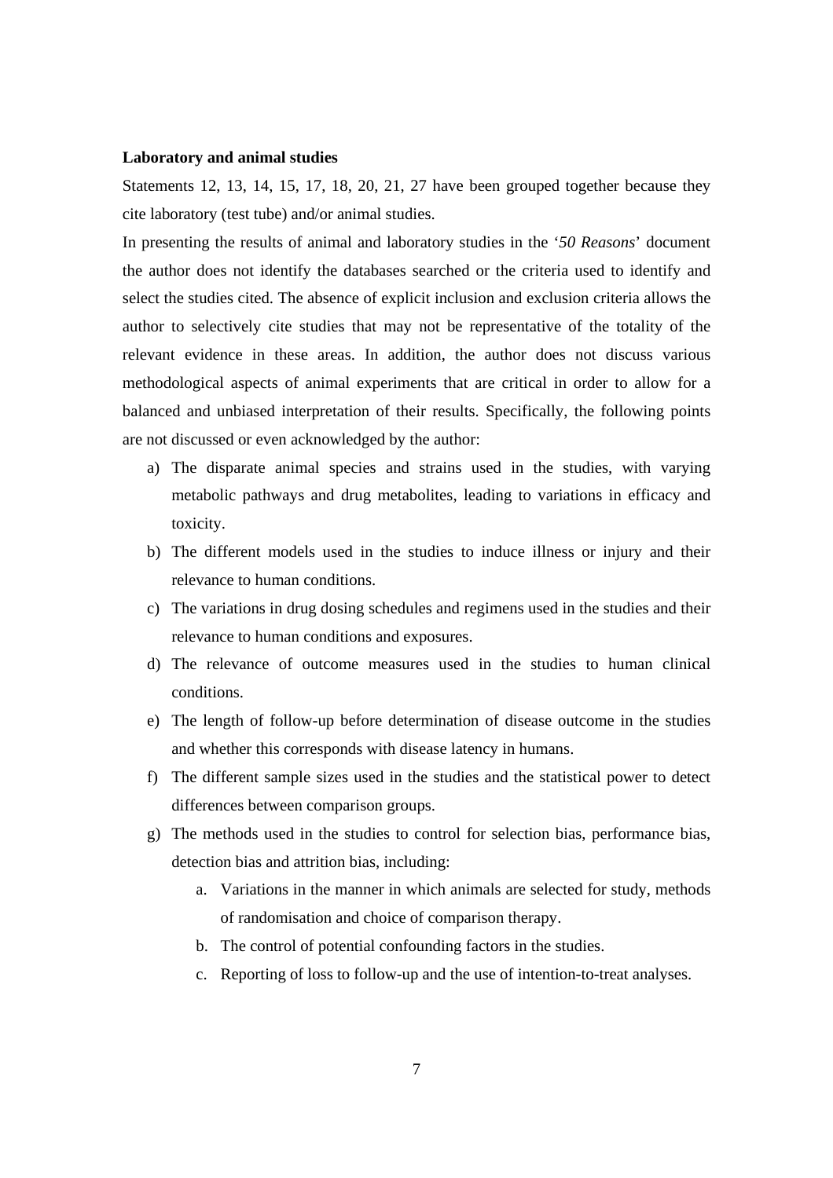**Laboratory and animal studies**

Statements 12, 13, 14, 15, 17, 18, 20, 21, 27 have been grouped together because they cite laboratory (test tube) and/or animal studies.

In presenting the results of animal and laboratory studies in the '*50 Reasons*' document the author does not identify the databases searched or the criteria used to identify and select the studies cited. The absence of explicit inclusion and exclusion criteria allows the author to selectively cite studies that may not be representative of the totality of the relevant evidence in these areas. In addition, the author does not discuss various methodological aspects of animal experiments that are critical in order to allow for a balanced and unbiased interpretation of their results. Specifically, the following points are not discussed or even acknowledged by the author:

a) The disparate animal species and strains used in the studies, with varying metabolic pathways and drug metabolites, leading to variations in efficacy and toxicity.
b) The different models used in the studies to induce illness or injury and their relevance to human conditions.
c) The variations in drug dosing schedules and regimens used in the studies and their relevance to human conditions and exposures.
d) The relevance of outcome measures used in the studies to human clinical conditions.
e) The length of follow-up before determination of disease outcome in the studies and whether this corresponds with disease latency in humans.
f) The different sample sizes used in the studies and the statistical power to detect differences between comparison groups.
g) The methods used in the studies to control for selection bias, performance bias, detection bias and attrition bias, including:
    a. Variations in the manner in which animals are selected for study, methods of randomisation and choice of comparison therapy.
    b. The control of potential confounding factors in the studies.
    c. Reporting of loss to follow-up and the use of intention-to-treat analyses.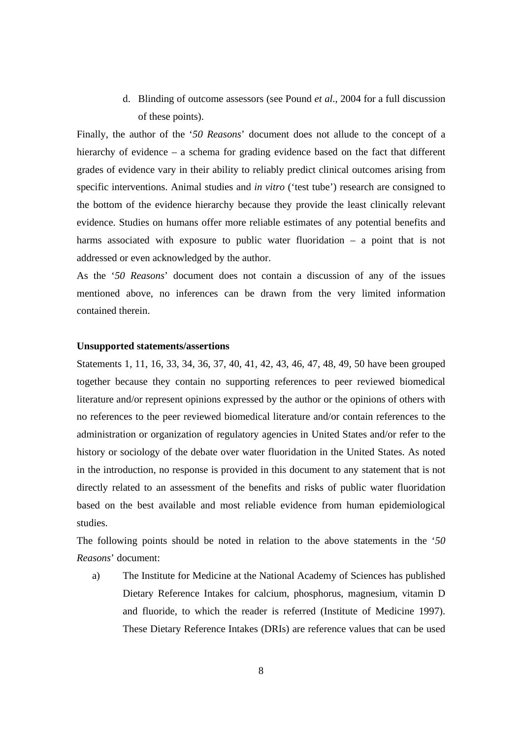d. Blinding of outcome assessors (see Pound *et al*., 2004 for a full discussion of these points).

Finally, the author of the '*50 Reasons*' document does not allude to the concept of a hierarchy of evidence – a schema for grading evidence based on the fact that different grades of evidence vary in their ability to reliably predict clinical outcomes arising from specific interventions. Animal studies and *in vitro* ('test tube') research are consigned to the bottom of the evidence hierarchy because they provide the least clinically relevant evidence. Studies on humans offer more reliable estimates of any potential benefits and harms associated with exposure to public water fluoridation – a point that is not addressed or even acknowledged by the author.

As the '*50 Reasons*' document does not contain a discussion of any of the issues mentioned above, no inferences can be drawn from the very limited information contained therein.

**Unsupported statements/assertions**

Statements 1, 11, 16, 33, 34, 36, 37, 40, 41, 42, 43, 46, 47, 48, 49, 50 have been grouped together because they contain no supporting references to peer reviewed biomedical literature and/or represent opinions expressed by the author or the opinions of others with no references to the peer reviewed biomedical literature and/or contain references to the administration or organization of regulatory agencies in United States and/or refer to the history or sociology of the debate over water fluoridation in the United States. As noted in the introduction, no response is provided in this document to any statement that is not directly related to an assessment of the benefits and risks of public water fluoridation based on the best available and most reliable evidence from human epidemiological studies.

The following points should be noted in relation to the above statements in the '*50 Reasons*' document:

a) The Institute for Medicine at the National Academy of Sciences has published Dietary Reference Intakes for calcium, phosphorus, magnesium, vitamin D and fluoride, to which the reader is referred (Institute of Medicine 1997). These Dietary Reference Intakes (DRIs) are reference values that can be used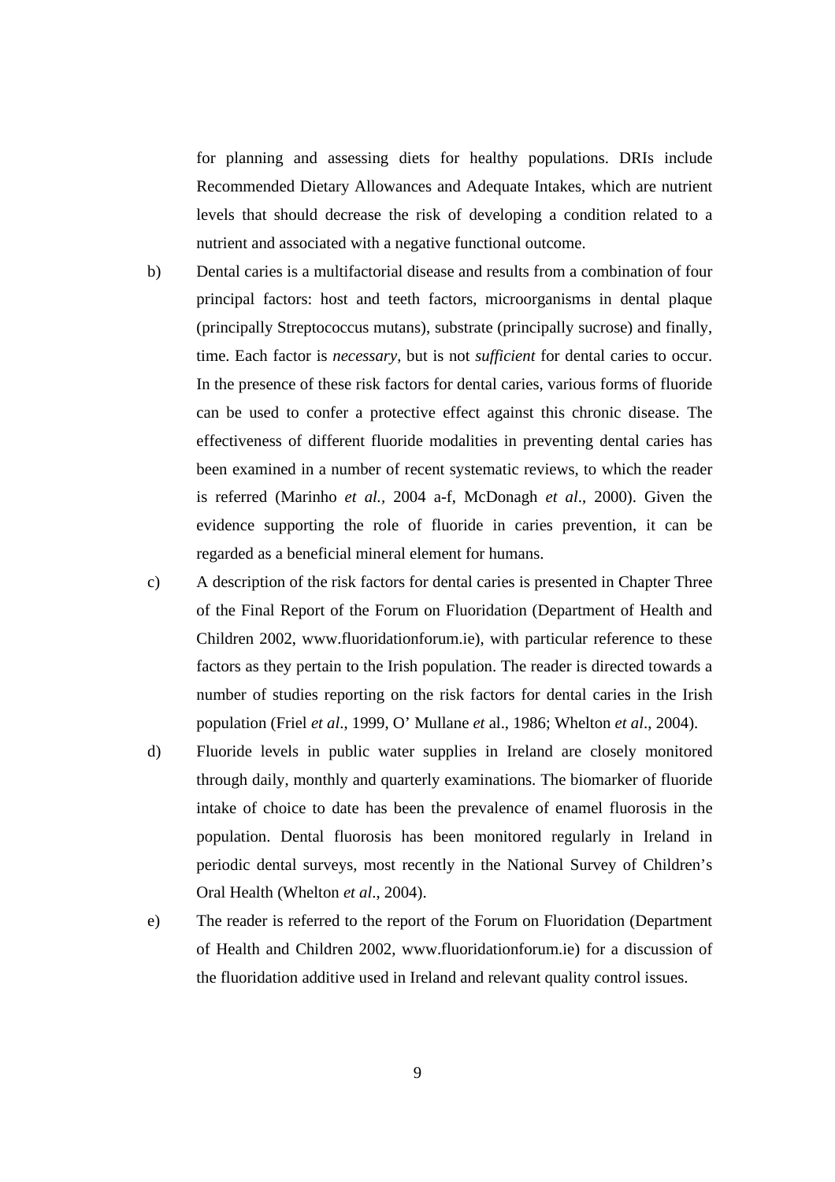for planning and assessing diets for healthy populations. DRIs include Recommended Dietary Allowances and Adequate Intakes, which are nutrient levels that should decrease the risk of developing a condition related to a nutrient and associated with a negative functional outcome.

b) Dental caries is a multifactorial disease and results from a combination of four principal factors: host and teeth factors, microorganisms in dental plaque (principally Streptococcus mutans), substrate (principally sucrose) and finally, time. Each factor is *necessary*, but is not *sufficient* for dental caries to occur. In the presence of these risk factors for dental caries, various forms of fluoride can be used to confer a protective effect against this chronic disease. The effectiveness of different fluoride modalities in preventing dental caries has been examined in a number of recent systematic reviews, to which the reader is referred (Marinho *et al.*, 2004 a-f, McDonagh *et al*., 2000). Given the evidence supporting the role of fluoride in caries prevention, it can be regarded as a beneficial mineral element for humans.

c) A description of the risk factors for dental caries is presented in Chapter Three of the Final Report of the Forum on Fluoridation (Department of Health and Children 2002, www.fluoridationforum.ie), with particular reference to these factors as they pertain to the Irish population. The reader is directed towards a number of studies reporting on the risk factors for dental caries in the Irish population (Friel *et al*., 1999, O' Mullane *et* al., 1986; Whelton *et al*., 2004).

d) Fluoride levels in public water supplies in Ireland are closely monitored through daily, monthly and quarterly examinations. The biomarker of fluoride intake of choice to date has been the prevalence of enamel fluorosis in the population. Dental fluorosis has been monitored regularly in Ireland in periodic dental surveys, most recently in the National Survey of Children's Oral Health (Whelton *et al*., 2004).

e) The reader is referred to the report of the Forum on Fluoridation (Department of Health and Children 2002, www.fluoridationforum.ie) for a discussion of the fluoridation additive used in Ireland and relevant quality control issues.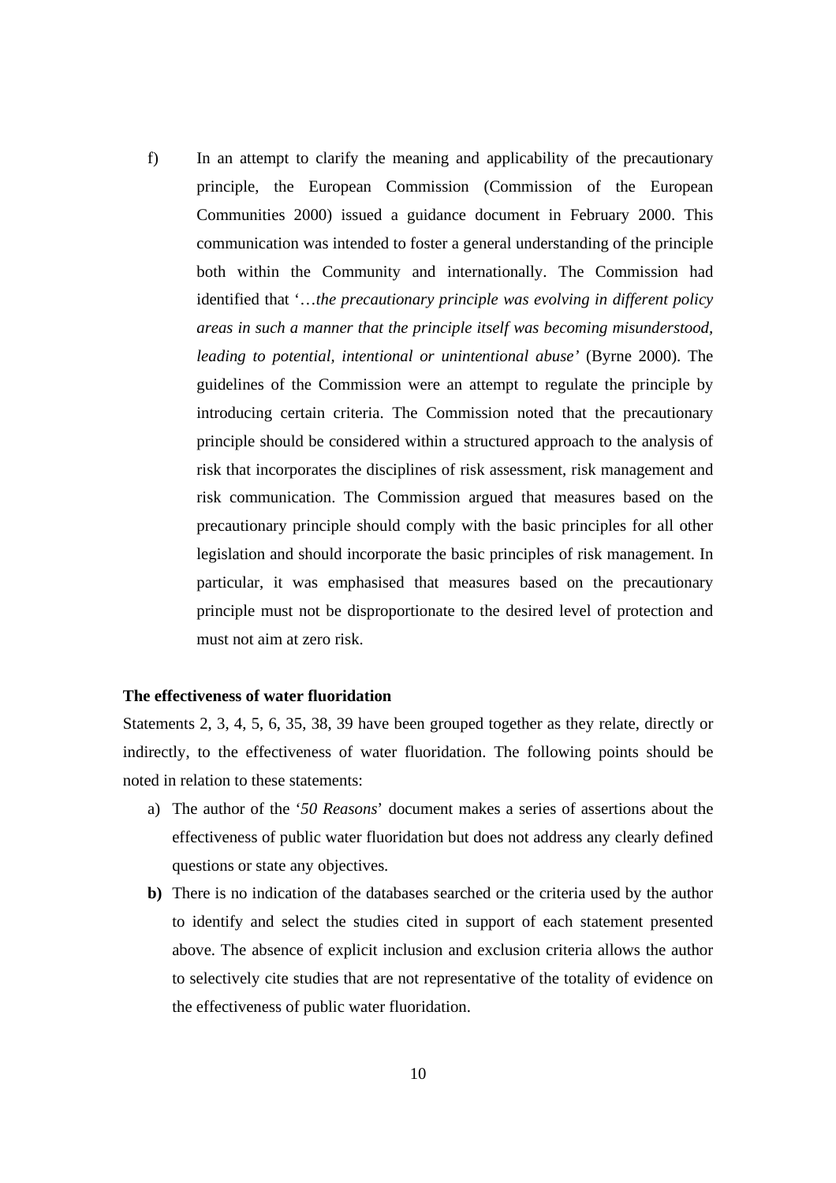f) In an attempt to clarify the meaning and applicability of the precautionary principle, the European Commission (Commission of the European Communities 2000) issued a guidance document in February 2000. This communication was intended to foster a general understanding of the principle both within the Community and internationally. The Commission had identified that '…*the precautionary principle was evolving in different policy areas in such a manner that the principle itself was becoming misunderstood, leading to potential, intentional or unintentional abuse'* (Byrne 2000). The guidelines of the Commission were an attempt to regulate the principle by introducing certain criteria. The Commission noted that the precautionary principle should be considered within a structured approach to the analysis of risk that incorporates the disciplines of risk assessment, risk management and risk communication. The Commission argued that measures based on the precautionary principle should comply with the basic principles for all other legislation and should incorporate the basic principles of risk management. In particular, it was emphasised that measures based on the precautionary principle must not be disproportionate to the desired level of protection and must not aim at zero risk.

**The effectiveness of water fluoridation**

Statements 2, 3, 4, 5, 6, 35, 38, 39 have been grouped together as they relate, directly or indirectly, to the effectiveness of water fluoridation. The following points should be noted in relation to these statements:

a) The author of the '*50 Reasons*' document makes a series of assertions about the effectiveness of public water fluoridation but does not address any clearly defined questions or state any objectives.

**b)** There is no indication of the databases searched or the criteria used by the author to identify and select the studies cited in support of each statement presented above. The absence of explicit inclusion and exclusion criteria allows the author to selectively cite studies that are not representative of the totality of evidence on the effectiveness of public water fluoridation.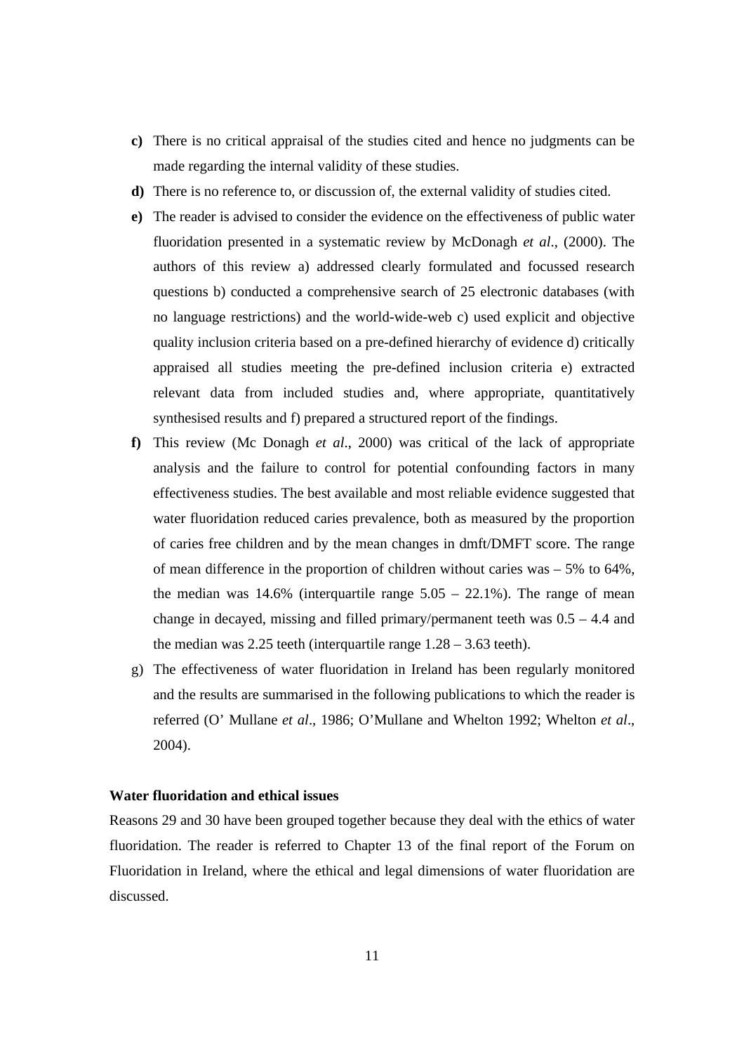**c)** There is no critical appraisal of the studies cited and hence no judgments can be made regarding the internal validity of these studies.

**d)** There is no reference to, or discussion of, the external validity of studies cited.

**e)** The reader is advised to consider the evidence on the effectiveness of public water fluoridation presented in a systematic review by McDonagh *et al*., (2000). The authors of this review a) addressed clearly formulated and focussed research questions b) conducted a comprehensive search of 25 electronic databases (with no language restrictions) and the world-wide-web c) used explicit and objective quality inclusion criteria based on a pre-defined hierarchy of evidence d) critically appraised all studies meeting the pre-defined inclusion criteria e) extracted relevant data from included studies and, where appropriate, quantitatively synthesised results and f) prepared a structured report of the findings.

**f)** This review (Mc Donagh *et al*., 2000) was critical of the lack of appropriate analysis and the failure to control for potential confounding factors in many effectiveness studies. The best available and most reliable evidence suggested that water fluoridation reduced caries prevalence, both as measured by the proportion of caries free children and by the mean changes in dmft/DMFT score. The range of mean difference in the proportion of children without caries was – 5% to 64%, the median was 14.6% (interquartile range 5.05 – 22.1%). The range of mean change in decayed, missing and filled primary/permanent teeth was 0.5 – 4.4 and the median was 2.25 teeth (interquartile range 1.28 – 3.63 teeth).

g) The effectiveness of water fluoridation in Ireland has been regularly monitored and the results are summarised in the following publications to which the reader is referred (O' Mullane *et al*., 1986; O'Mullane and Whelton 1992; Whelton *et al*., 2004).

**Water fluoridation and ethical issues**

Reasons 29 and 30 have been grouped together because they deal with the ethics of water fluoridation. The reader is referred to Chapter 13 of the final report of the Forum on Fluoridation in Ireland, where the ethical and legal dimensions of water fluoridation are discussed.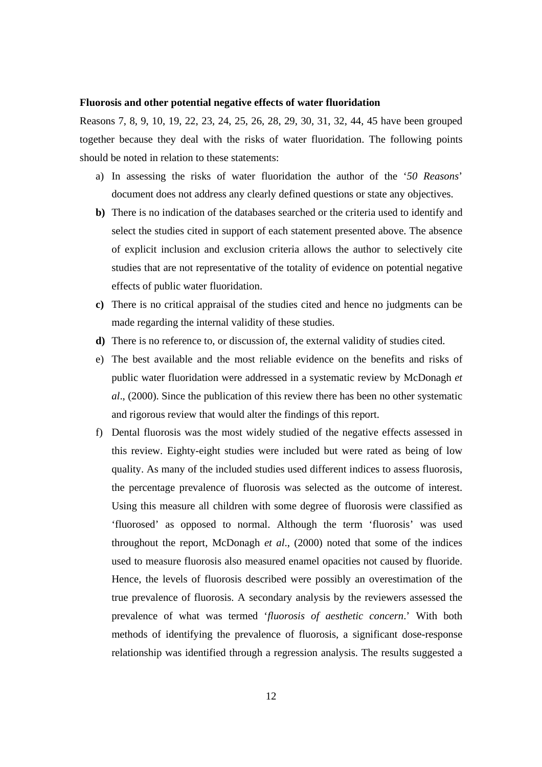**Fluorosis and other potential negative effects of water fluoridation**

Reasons 7, 8, 9, 10, 19, 22, 23, 24, 25, 26, 28, 29, 30, 31, 32, 44, 45 have been grouped together because they deal with the risks of water fluoridation. The following points should be noted in relation to these statements:

a) In assessing the risks of water fluoridation the author of the '*50 Reasons*' document does not address any clearly defined questions or state any objectives.

**b)** There is no indication of the databases searched or the criteria used to identify and select the studies cited in support of each statement presented above. The absence of explicit inclusion and exclusion criteria allows the author to selectively cite studies that are not representative of the totality of evidence on potential negative effects of public water fluoridation.

**c)** There is no critical appraisal of the studies cited and hence no judgments can be made regarding the internal validity of these studies.

**d)** There is no reference to, or discussion of, the external validity of studies cited.

e) The best available and the most reliable evidence on the benefits and risks of public water fluoridation were addressed in a systematic review by McDonagh *et al*., (2000). Since the publication of this review there has been no other systematic and rigorous review that would alter the findings of this report.

f) Dental fluorosis was the most widely studied of the negative effects assessed in this review. Eighty-eight studies were included but were rated as being of low quality. As many of the included studies used different indices to assess fluorosis, the percentage prevalence of fluorosis was selected as the outcome of interest. Using this measure all children with some degree of fluorosis were classified as 'fluorosed' as opposed to normal. Although the term 'fluorosis' was used throughout the report, McDonagh *et al*., (2000) noted that some of the indices used to measure fluorosis also measured enamel opacities not caused by fluoride. Hence, the levels of fluorosis described were possibly an overestimation of the true prevalence of fluorosis. A secondary analysis by the reviewers assessed the prevalence of what was termed '*fluorosis of aesthetic concern*.' With both methods of identifying the prevalence of fluorosis, a significant dose-response relationship was identified through a regression analysis. The results suggested a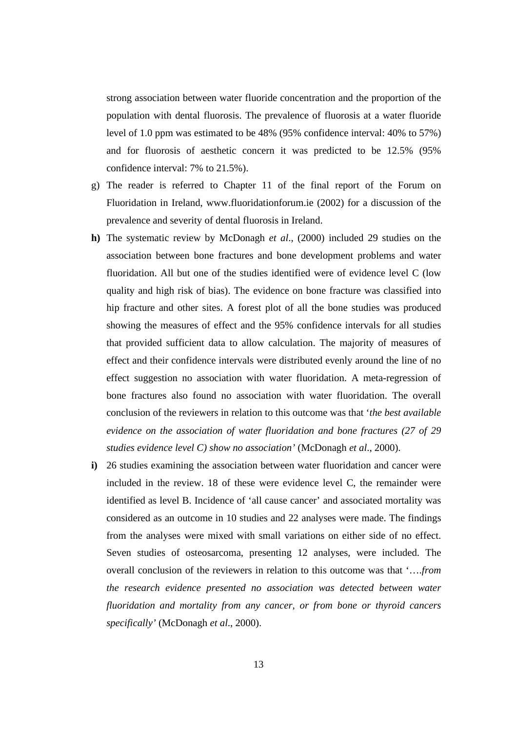strong association between water fluoride concentration and the proportion of the population with dental fluorosis. The prevalence of fluorosis at a water fluoride level of 1.0 ppm was estimated to be 48% (95% confidence interval: 40% to 57%) and for fluorosis of aesthetic concern it was predicted to be 12.5% (95% confidence interval: 7% to 21.5%).

g) The reader is referred to Chapter 11 of the final report of the Forum on Fluoridation in Ireland, www.fluoridationforum.ie (2002) for a discussion of the prevalence and severity of dental fluorosis in Ireland.

**h)** The systematic review by McDonagh *et al*., (2000) included 29 studies on the association between bone fractures and bone development problems and water fluoridation. All but one of the studies identified were of evidence level C (low quality and high risk of bias). The evidence on bone fracture was classified into hip fracture and other sites. A forest plot of all the bone studies was produced showing the measures of effect and the 95% confidence intervals for all studies that provided sufficient data to allow calculation. The majority of measures of effect and their confidence intervals were distributed evenly around the line of no effect suggestion no association with water fluoridation. A meta-regression of bone fractures also found no association with water fluoridation. The overall conclusion of the reviewers in relation to this outcome was that '*the best available evidence on the association of water fluoridation and bone fractures (27 of 29 studies evidence level C) show no association'* (McDonagh *et al*., 2000).

**i)** 26 studies examining the association between water fluoridation and cancer were included in the review. 18 of these were evidence level C, the remainder were identified as level B. Incidence of 'all cause cancer' and associated mortality was considered as an outcome in 10 studies and 22 analyses were made. The findings from the analyses were mixed with small variations on either side of no effect. Seven studies of osteosarcoma, presenting 12 analyses, were included. The overall conclusion of the reviewers in relation to this outcome was that '….*from the research evidence presented no association was detected between water fluoridation and mortality from any cancer, or from bone or thyroid cancers specifically'* (McDonagh *et al*., 2000).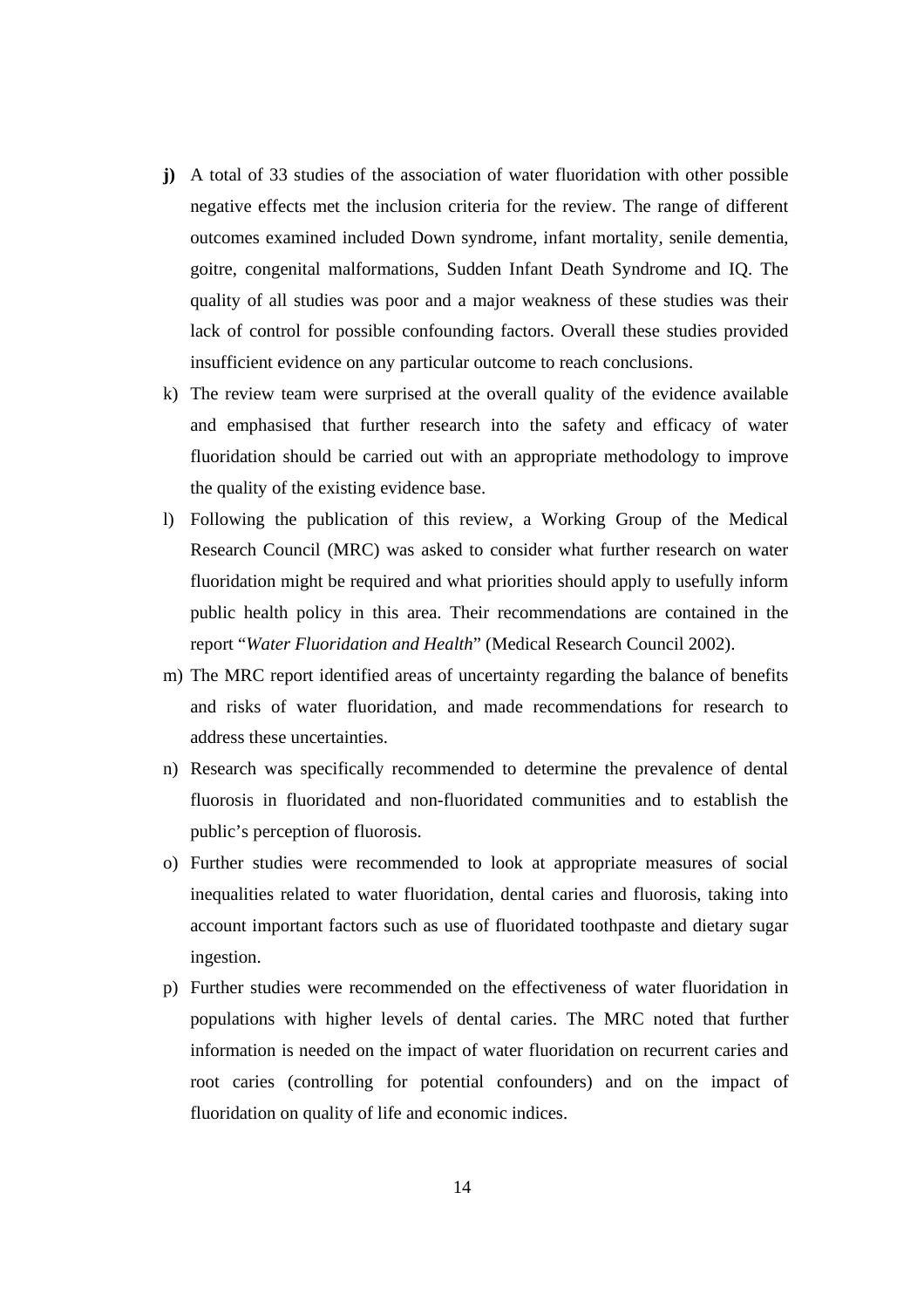**j)** A total of 33 studies of the association of water fluoridation with other possible negative effects met the inclusion criteria for the review. The range of different outcomes examined included Down syndrome, infant mortality, senile dementia, goitre, congenital malformations, Sudden Infant Death Syndrome and IQ. The quality of all studies was poor and a major weakness of these studies was their lack of control for possible confounding factors. Overall these studies provided insufficient evidence on any particular outcome to reach conclusions.

k) The review team were surprised at the overall quality of the evidence available and emphasised that further research into the safety and efficacy of water fluoridation should be carried out with an appropriate methodology to improve the quality of the existing evidence base.

l) Following the publication of this review, a Working Group of the Medical Research Council (MRC) was asked to consider what further research on water fluoridation might be required and what priorities should apply to usefully inform public health policy in this area. Their recommendations are contained in the report "*Water Fluoridation and Health*" (Medical Research Council 2002).

m) The MRC report identified areas of uncertainty regarding the balance of benefits and risks of water fluoridation, and made recommendations for research to address these uncertainties.

n) Research was specifically recommended to determine the prevalence of dental fluorosis in fluoridated and non-fluoridated communities and to establish the public's perception of fluorosis.

o) Further studies were recommended to look at appropriate measures of social inequalities related to water fluoridation, dental caries and fluorosis, taking into account important factors such as use of fluoridated toothpaste and dietary sugar ingestion.

p) Further studies were recommended on the effectiveness of water fluoridation in populations with higher levels of dental caries. The MRC noted that further information is needed on the impact of water fluoridation on recurrent caries and root caries (controlling for potential confounders) and on the impact of fluoridation on quality of life and economic indices.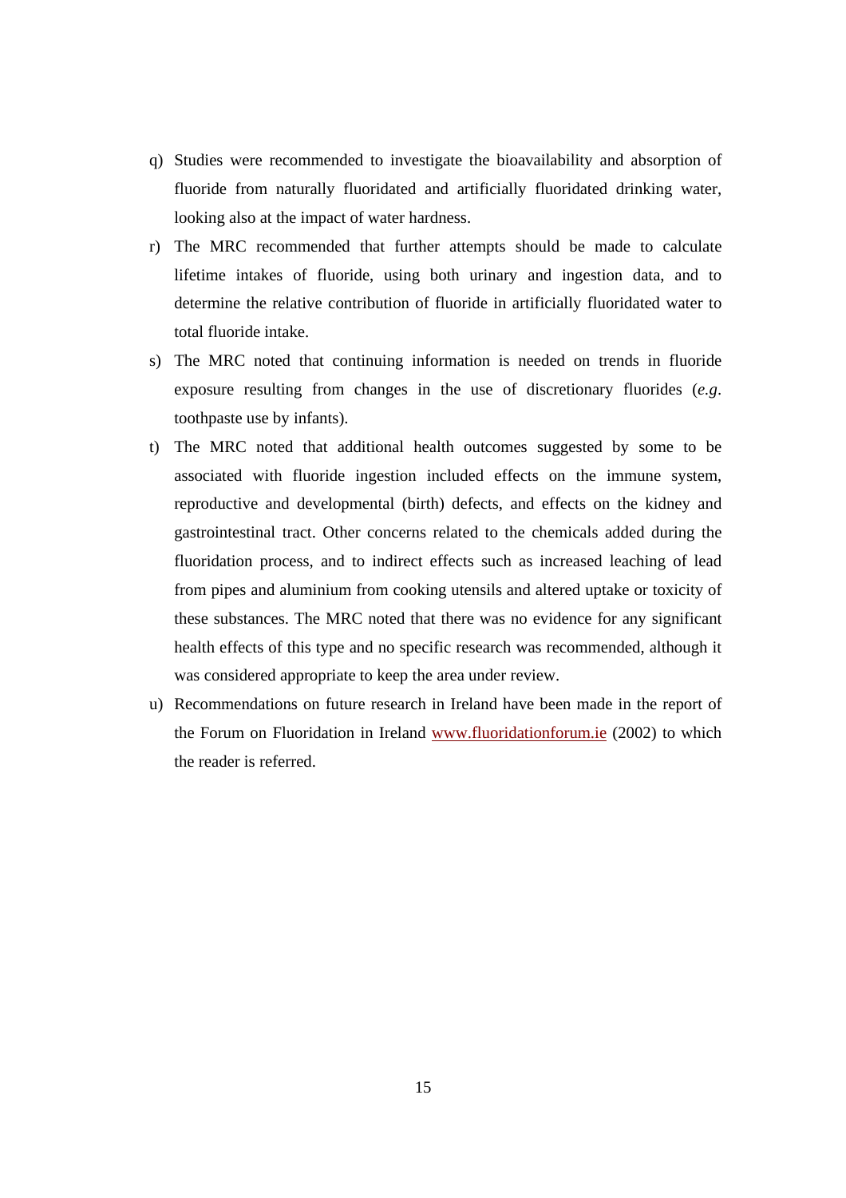q) Studies were recommended to investigate the bioavailability and absorption of fluoride from naturally fluoridated and artificially fluoridated drinking water, looking also at the impact of water hardness.

r) The MRC recommended that further attempts should be made to calculate lifetime intakes of fluoride, using both urinary and ingestion data, and to determine the relative contribution of fluoride in artificially fluoridated water to total fluoride intake.

s) The MRC noted that continuing information is needed on trends in fluoride exposure resulting from changes in the use of discretionary fluorides (*e.g*. toothpaste use by infants).

t) The MRC noted that additional health outcomes suggested by some to be associated with fluoride ingestion included effects on the immune system, reproductive and developmental (birth) defects, and effects on the kidney and gastrointestinal tract. Other concerns related to the chemicals added during the fluoridation process, and to indirect effects such as increased leaching of lead from pipes and aluminium from cooking utensils and altered uptake or toxicity of these substances. The MRC noted that there was no evidence for any significant health effects of this type and no specific research was recommended, although it was considered appropriate to keep the area under review.

u) Recommendations on future research in Ireland have been made in the report of the Forum on Fluoridation in Ireland [www.fluoridationforum.ie](http://www.fluoridationforum.ie) (2002) to which the reader is referred.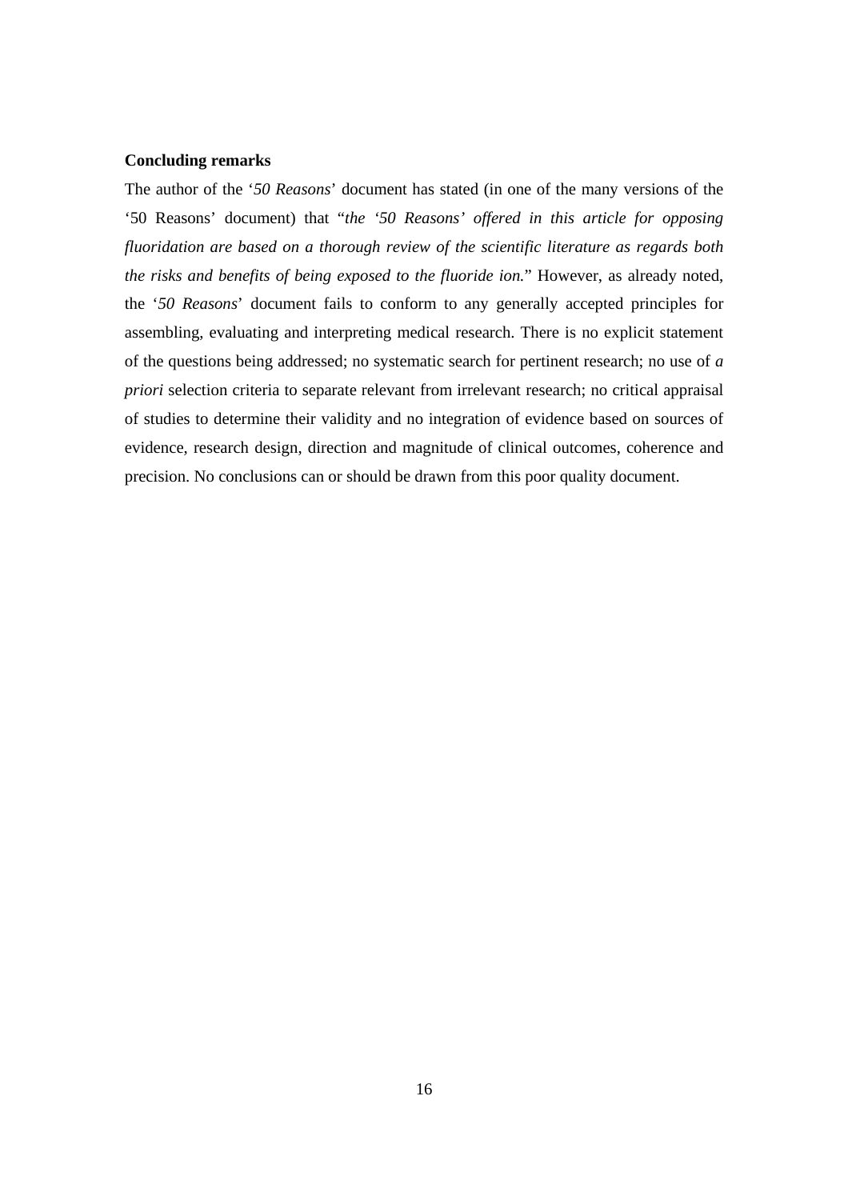**Concluding remarks**

The author of the '*50 Reasons*' document has stated (in one of the many versions of the '50 Reasons' document) that "*the '50 Reasons' offered in this article for opposing fluoridation are based on a thorough review of the scientific literature as regards both the risks and benefits of being exposed to the fluoride ion.*" However, as already noted, the '*50 Reasons*' document fails to conform to any generally accepted principles for assembling, evaluating and interpreting medical research. There is no explicit statement of the questions being addressed; no systematic search for pertinent research; no use of *a priori* selection criteria to separate relevant from irrelevant research; no critical appraisal of studies to determine their validity and no integration of evidence based on sources of evidence, research design, direction and magnitude of clinical outcomes, coherence and precision. No conclusions can or should be drawn from this poor quality document.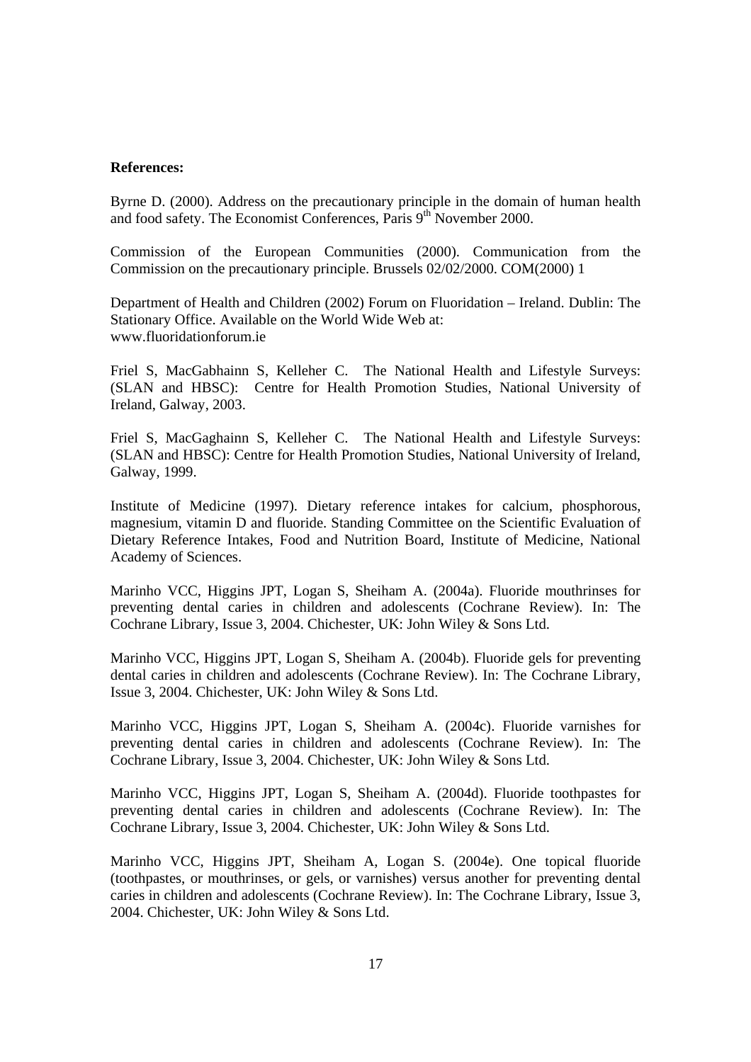**References:**

Byrne D. (2000). Address on the precautionary principle in the domain of human health and food safety. The Economist Conferences, Paris 9th November 2000.

Commission of the European Communities (2000). Communication from the Commission on the precautionary principle. Brussels 02/02/2000. COM(2000) 1

Department of Health and Children (2002) Forum on Fluoridation – Ireland. Dublin: The Stationary Office. Available on the World Wide Web at: www.fluoridationforum.ie

Friel S, MacGabhainn S, Kelleher C. The National Health and Lifestyle Surveys: (SLAN and HBSC): Centre for Health Promotion Studies, National University of Ireland, Galway, 2003.

Friel S, MacGaghainn S, Kelleher C. The National Health and Lifestyle Surveys: (SLAN and HBSC): Centre for Health Promotion Studies, National University of Ireland, Galway, 1999.

Institute of Medicine (1997). Dietary reference intakes for calcium, phosphorous, magnesium, vitamin D and fluoride. Standing Committee on the Scientific Evaluation of Dietary Reference Intakes, Food and Nutrition Board, Institute of Medicine, National Academy of Sciences.

Marinho VCC, Higgins JPT, Logan S, Sheiham A. (2004a). Fluoride mouthrinses for preventing dental caries in children and adolescents (Cochrane Review). In: The Cochrane Library, Issue 3, 2004. Chichester, UK: John Wiley & Sons Ltd.

Marinho VCC, Higgins JPT, Logan S, Sheiham A. (2004b). Fluoride gels for preventing dental caries in children and adolescents (Cochrane Review). In: The Cochrane Library, Issue 3, 2004. Chichester, UK: John Wiley & Sons Ltd.

Marinho VCC, Higgins JPT, Logan S, Sheiham A. (2004c). Fluoride varnishes for preventing dental caries in children and adolescents (Cochrane Review). In: The Cochrane Library, Issue 3, 2004. Chichester, UK: John Wiley & Sons Ltd.

Marinho VCC, Higgins JPT, Logan S, Sheiham A. (2004d). Fluoride toothpastes for preventing dental caries in children and adolescents (Cochrane Review). In: The Cochrane Library, Issue 3, 2004. Chichester, UK: John Wiley & Sons Ltd.

Marinho VCC, Higgins JPT, Sheiham A, Logan S. (2004e). One topical fluoride (toothpastes, or mouthrinses, or gels, or varnishes) versus another for preventing dental caries in children and adolescents (Cochrane Review). In: The Cochrane Library, Issue 3, 2004. Chichester, UK: John Wiley & Sons Ltd.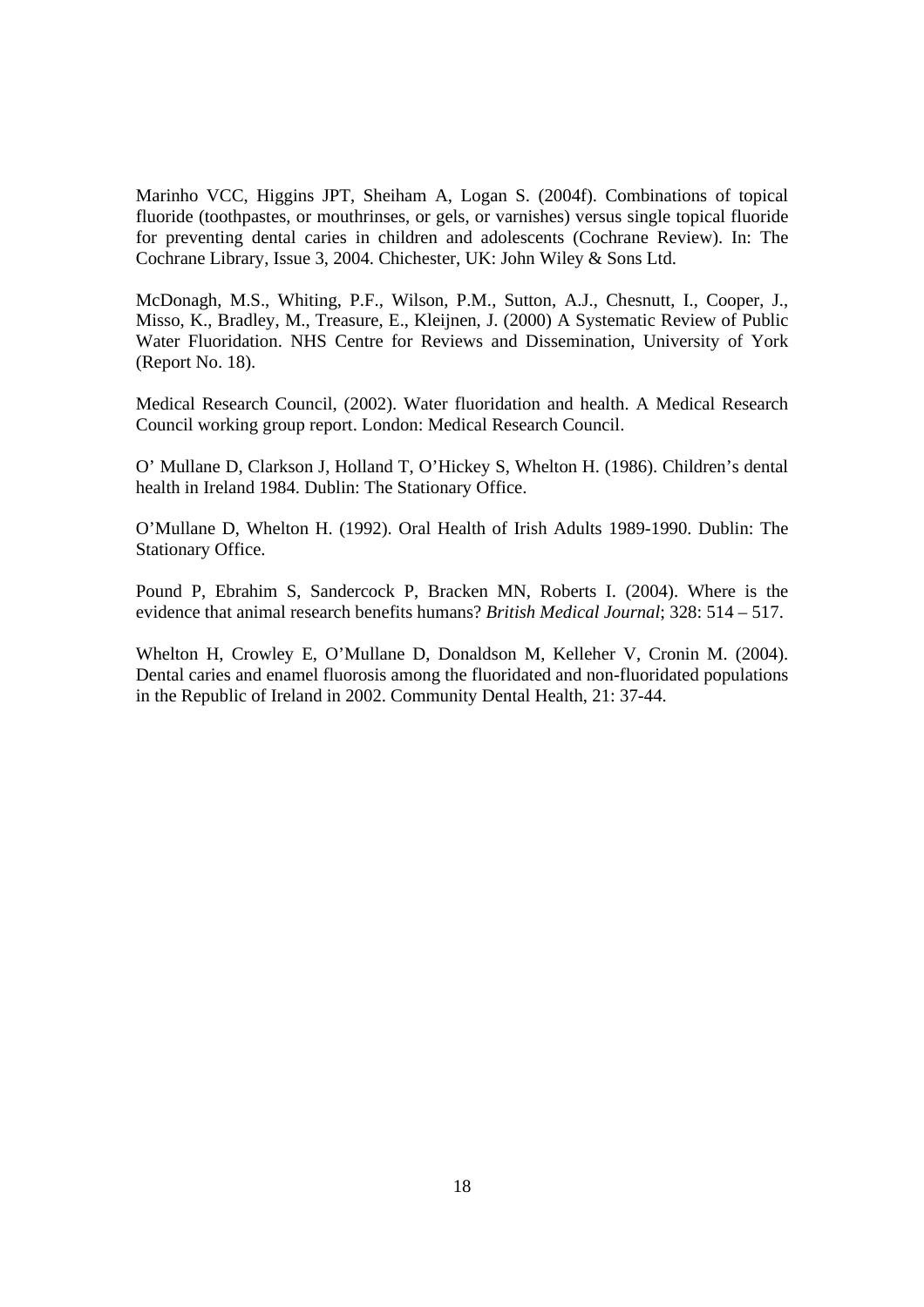Marinho VCC, Higgins JPT, Sheiham A, Logan S. (2004f). Combinations of topical fluoride (toothpastes, or mouthrinses, or gels, or varnishes) versus single topical fluoride for preventing dental caries in children and adolescents (Cochrane Review). In: The Cochrane Library, Issue 3, 2004. Chichester, UK: John Wiley & Sons Ltd.

McDonagh, M.S., Whiting, P.F., Wilson, P.M., Sutton, A.J., Chesnutt, I., Cooper, J., Misso, K., Bradley, M., Treasure, E., Kleijnen, J. (2000) A Systematic Review of Public Water Fluoridation. NHS Centre for Reviews and Dissemination, University of York (Report No. 18).

Medical Research Council, (2002). Water fluoridation and health. A Medical Research Council working group report. London: Medical Research Council.

O' Mullane D, Clarkson J, Holland T, O'Hickey S, Whelton H. (1986). Children's dental health in Ireland 1984. Dublin: The Stationary Office.

O'Mullane D, Whelton H. (1992). Oral Health of Irish Adults 1989-1990. Dublin: The Stationary Office.

Pound P, Ebrahim S, Sandercock P, Bracken MN, Roberts I. (2004). Where is the evidence that animal research benefits humans? *British Medical Journal*; 328: 514 – 517.

Whelton H, Crowley E, O'Mullane D, Donaldson M, Kelleher V, Cronin M. (2004). Dental caries and enamel fluorosis among the fluoridated and non-fluoridated populations in the Republic of Ireland in 2002. Community Dental Health, 21: 37-44.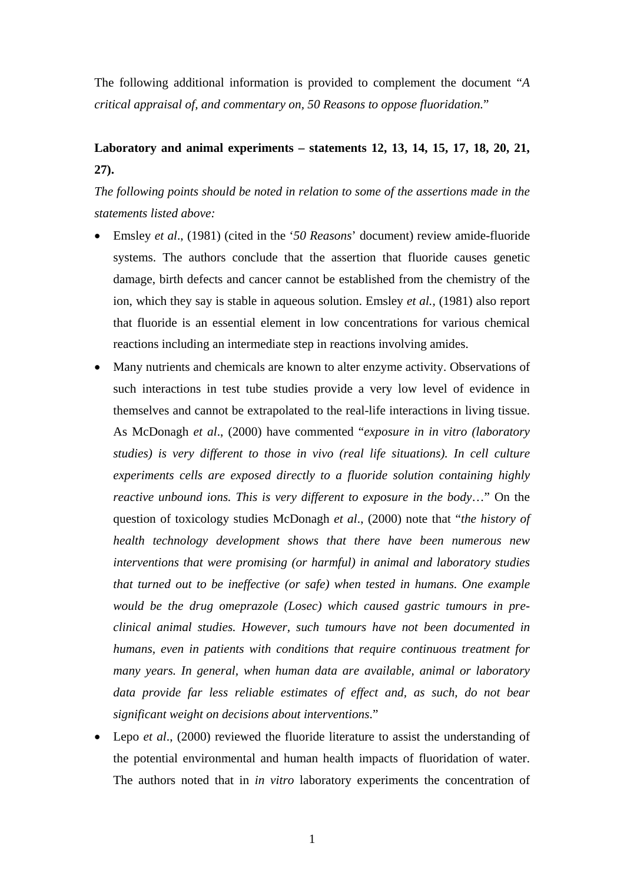The following additional information is provided to complement the document "*A critical appraisal of, and commentary on, 50 Reasons to oppose fluoridation.*"

**Laboratory and animal experiments – statements 12, 13, 14, 15, 17, 18, 20, 21, 27).**

*The following points should be noted in relation to some of the assertions made in the statements listed above:*

- Emsley *et al*., (1981) (cited in the '*50 Reasons*' document) review amide-fluoride systems. The authors conclude that the assertion that fluoride causes genetic damage, birth defects and cancer cannot be established from the chemistry of the ion, which they say is stable in aqueous solution. Emsley *et al.,* (1981) also report that fluoride is an essential element in low concentrations for various chemical reactions including an intermediate step in reactions involving amides.
- Many nutrients and chemicals are known to alter enzyme activity. Observations of such interactions in test tube studies provide a very low level of evidence in themselves and cannot be extrapolated to the real-life interactions in living tissue. As McDonagh *et al*., (2000) have commented "*exposure in in vitro (laboratory studies) is very different to those in vivo (real life situations). In cell culture experiments cells are exposed directly to a fluoride solution containing highly reactive unbound ions. This is very different to exposure in the body*…" On the question of toxicology studies McDonagh *et al*., (2000) note that "*the history of health technology development shows that there have been numerous new interventions that were promising (or harmful) in animal and laboratory studies that turned out to be ineffective (or safe) when tested in humans. One example would be the drug omeprazole (Losec) which caused gastric tumours in pre-clinical animal studies. However, such tumours have not been documented in humans, even in patients with conditions that require continuous treatment for many years. In general, when human data are available, animal or laboratory data provide far less reliable estimates of effect and, as such, do not bear significant weight on decisions about interventions*."
- Lepo *et al*., (2000) reviewed the fluoride literature to assist the understanding of the potential environmental and human health impacts of fluoridation of water. The authors noted that in *in vitro* laboratory experiments the concentration of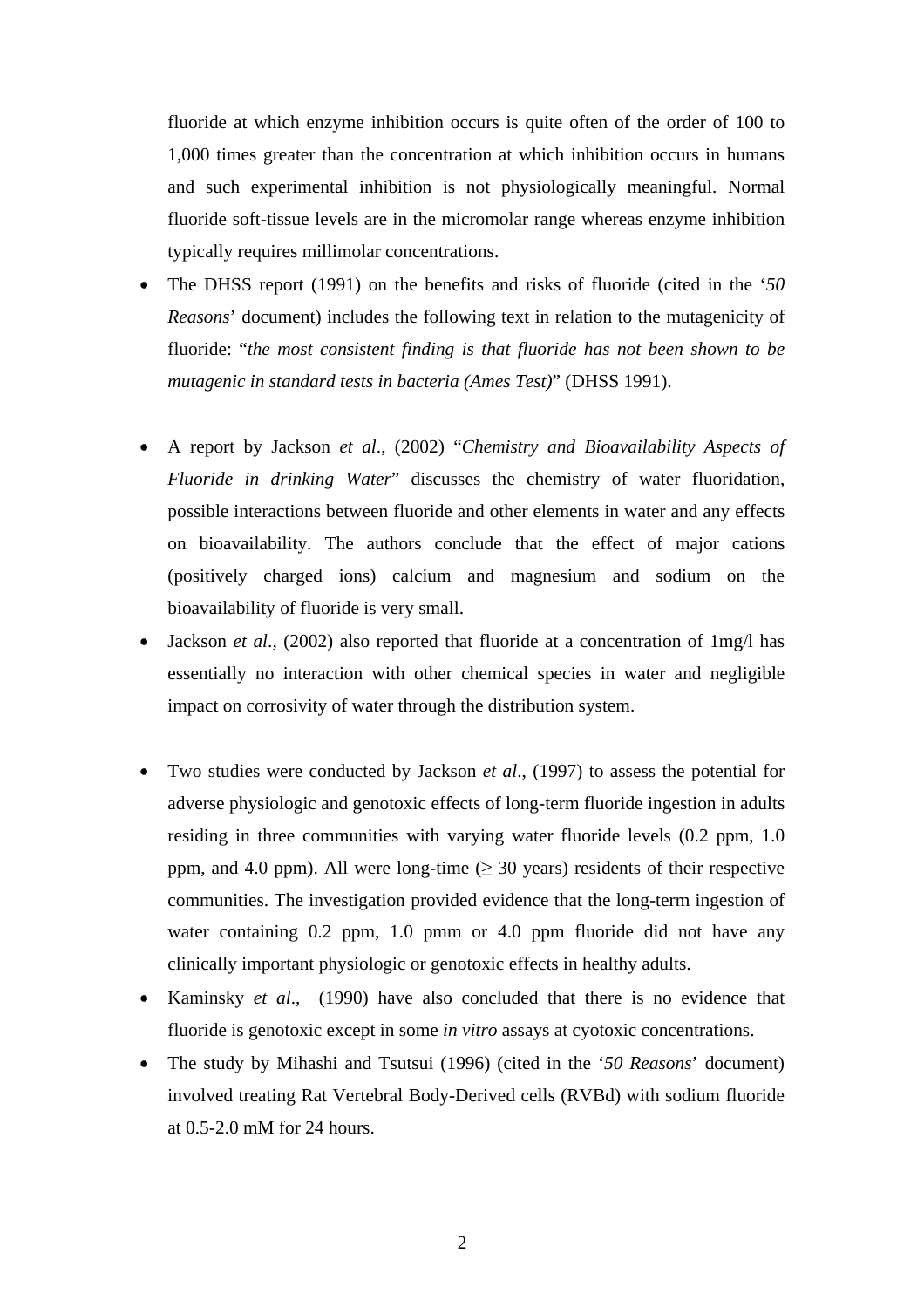fluoride at which enzyme inhibition occurs is quite often of the order of 100 to 1,000 times greater than the concentration at which inhibition occurs in humans and such experimental inhibition is not physiologically meaningful. Normal fluoride soft-tissue levels are in the micromolar range whereas enzyme inhibition typically requires millimolar concentrations.

- The DHSS report (1991) on the benefits and risks of fluoride (cited in the '*50 Reasons*' document) includes the following text in relation to the mutagenicity of fluoride: "*the most consistent finding is that fluoride has not been shown to be mutagenic in standard tests in bacteria (Ames Test)*" (DHSS 1991).

- A report by Jackson *et al*., (2002) "*Chemistry and Bioavailability Aspects of Fluoride in drinking Water*" discusses the chemistry of water fluoridation, possible interactions between fluoride and other elements in water and any effects on bioavailability. The authors conclude that the effect of major cations (positively charged ions) calcium and magnesium and sodium on the bioavailability of fluoride is very small.
- Jackson *et al*., (2002) also reported that fluoride at a concentration of 1mg/l has essentially no interaction with other chemical species in water and negligible impact on corrosivity of water through the distribution system.

- Two studies were conducted by Jackson *et al*., (1997) to assess the potential for adverse physiologic and genotoxic effects of long-term fluoride ingestion in adults residing in three communities with varying water fluoride levels (0.2 ppm, 1.0 ppm, and 4.0 ppm). All were long-time ($\geq$ 30 years) residents of their respective communities. The investigation provided evidence that the long-term ingestion of water containing 0.2 ppm, 1.0 pmm or 4.0 ppm fluoride did not have any clinically important physiologic or genotoxic effects in healthy adults.
- Kaminsky *et al*., (1990) have also concluded that there is no evidence that fluoride is genotoxic except in some *in vitro* assays at cytotoxic concentrations.
- The study by Mihashi and Tsutsui (1996) (cited in the '*50 Reasons*' document) involved treating Rat Vertebral Body-Derived cells (RVBd) with sodium fluoride at 0.5-2.0 mM for 24 hours.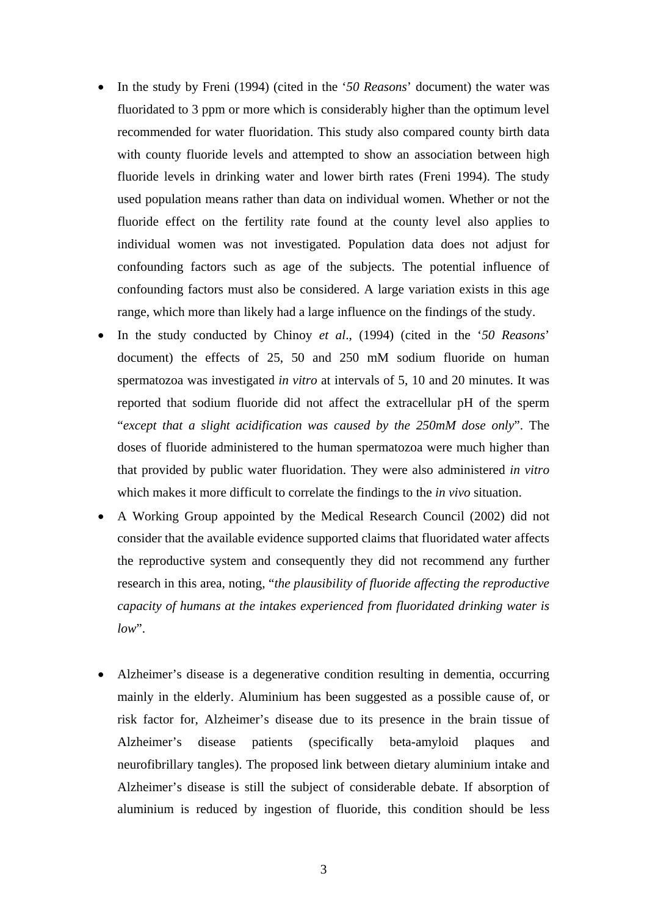- In the study by Freni (1994) (cited in the '*50 Reasons*' document) the water was fluoridated to 3 ppm or more which is considerably higher than the optimum level recommended for water fluoridation. This study also compared county birth data with county fluoride levels and attempted to show an association between high fluoride levels in drinking water and lower birth rates (Freni 1994). The study used population means rather than data on individual women. Whether or not the fluoride effect on the fertility rate found at the county level also applies to individual women was not investigated. Population data does not adjust for confounding factors such as age of the subjects. The potential influence of confounding factors must also be considered. A large variation exists in this age range, which more than likely had a large influence on the findings of the study.
- In the study conducted by Chinoy *et al*., (1994) (cited in the '*50 Reasons*' document) the effects of 25, 50 and 250 mM sodium fluoride on human spermatozoa was investigated *in vitro* at intervals of 5, 10 and 20 minutes. It was reported that sodium fluoride did not affect the extracellular pH of the sperm "*except that a slight acidification was caused by the 250mM dose only*". The doses of fluoride administered to the human spermatozoa were much higher than that provided by public water fluoridation. They were also administered *in vitro* which makes it more difficult to correlate the findings to the *in vivo* situation.
- A Working Group appointed by the Medical Research Council (2002) did not consider that the available evidence supported claims that fluoridated water affects the reproductive system and consequently they did not recommend any further research in this area, noting, "*the plausibility of fluoride affecting the reproductive capacity of humans at the intakes experienced from fluoridated drinking water is low*".

- Alzheimer's disease is a degenerative condition resulting in dementia, occurring mainly in the elderly. Aluminium has been suggested as a possible cause of, or risk factor for, Alzheimer's disease due to its presence in the brain tissue of Alzheimer's disease patients (specifically beta-amyloid plaques and neurofibrillary tangles). The proposed link between dietary aluminium intake and Alzheimer's disease is still the subject of considerable debate. If absorption of aluminium is reduced by ingestion of fluoride, this condition should be less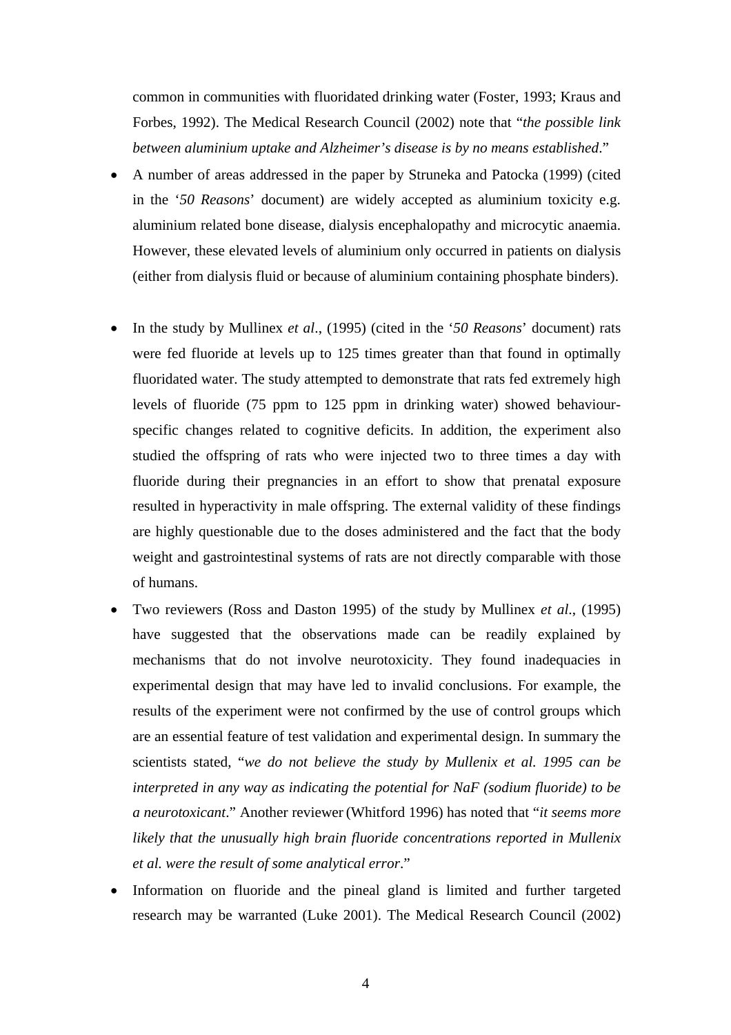common in communities with fluoridated drinking water (Foster, 1993; Kraus and Forbes, 1992). The Medical Research Council (2002) note that "*the possible link between aluminium uptake and Alzheimer's disease is by no means established*."

- A number of areas addressed in the paper by Struneka and Patocka (1999) (cited in the '*50 Reasons*' document) are widely accepted as aluminium toxicity e.g. aluminium related bone disease, dialysis encephalopathy and microcytic anaemia. However, these elevated levels of aluminium only occurred in patients on dialysis (either from dialysis fluid or because of aluminium containing phosphate binders).

- In the study by Mullinex *et al*., (1995) (cited in the '*50 Reasons*' document) rats were fed fluoride at levels up to 125 times greater than that found in optimally fluoridated water. The study attempted to demonstrate that rats fed extremely high levels of fluoride (75 ppm to 125 ppm in drinking water) showed behaviour-specific changes related to cognitive deficits. In addition, the experiment also studied the offspring of rats who were injected two to three times a day with fluoride during their pregnancies in an effort to show that prenatal exposure resulted in hyperactivity in male offspring. The external validity of these findings are highly questionable due to the doses administered and the fact that the body weight and gastrointestinal systems of rats are not directly comparable with those of humans.
- Two reviewers (Ross and Daston 1995) of the study by Mullinex *et al*., (1995) have suggested that the observations made can be readily explained by mechanisms that do not involve neurotoxicity. They found inadequacies in experimental design that may have led to invalid conclusions. For example, the results of the experiment were not confirmed by the use of control groups which are an essential feature of test validation and experimental design. In summary the scientists stated, "*we do not believe the study by Mullenix et al. 1995 can be interpreted in any way as indicating the potential for NaF (sodium fluoride) to be a neurotoxicant*." Another reviewer (Whitford 1996) has noted that "*it seems more likely that the unusually high brain fluoride concentrations reported in Mullenix et al. were the result of some analytical error*."
- Information on fluoride and the pineal gland is limited and further targeted research may be warranted (Luke 2001). The Medical Research Council (2002)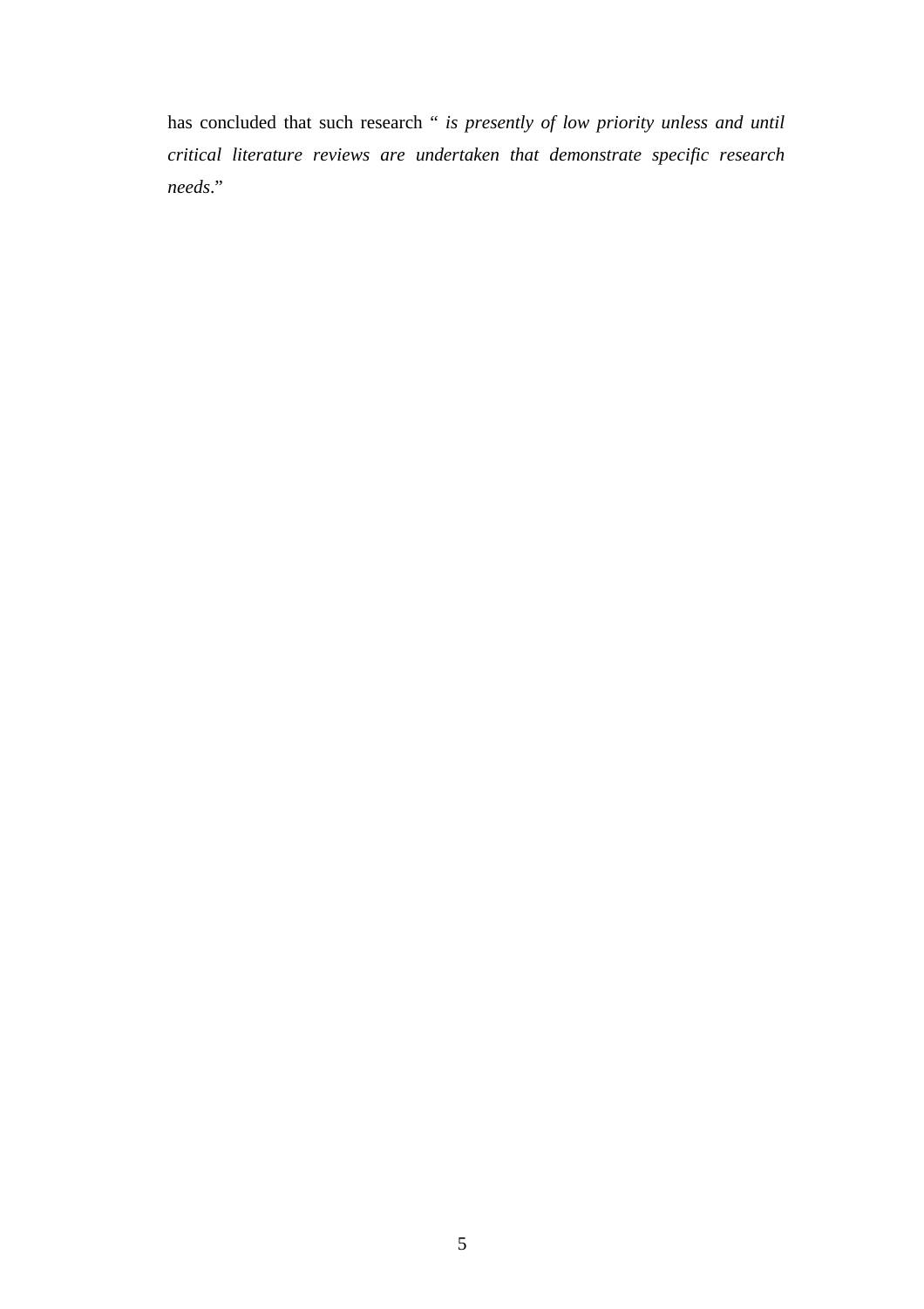has concluded that such research " *is presently of low priority unless and until critical literature reviews are undertaken that demonstrate specific research needs*."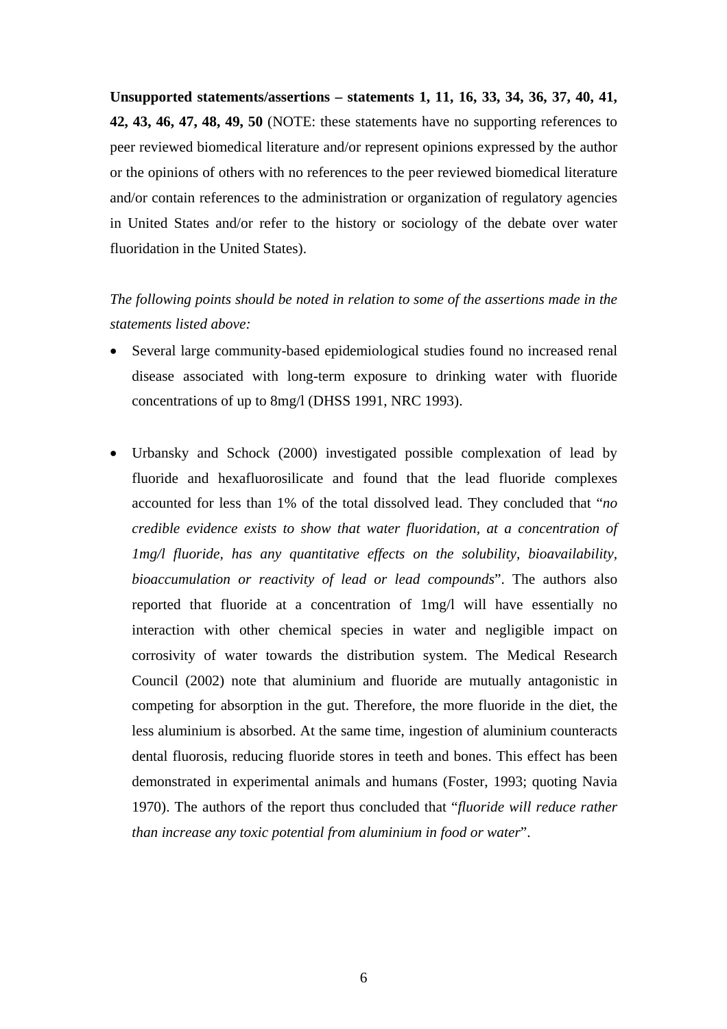**Unsupported statements/assertions – statements 1, 11, 16, 33, 34, 36, 37, 40, 41, 42, 43, 46, 47, 48, 49, 50** (NOTE: these statements have no supporting references to peer reviewed biomedical literature and/or represent opinions expressed by the author or the opinions of others with no references to the peer reviewed biomedical literature and/or contain references to the administration or organization of regulatory agencies in United States and/or refer to the history or sociology of the debate over water fluoridation in the United States).

*The following points should be noted in relation to some of the assertions made in the statements listed above:*

- Several large community-based epidemiological studies found no increased renal disease associated with long-term exposure to drinking water with fluoride concentrations of up to 8mg/l (DHSS 1991, NRC 1993).

- Urbansky and Schock (2000) investigated possible complexation of lead by fluoride and hexafluorosilicate and found that the lead fluoride complexes accounted for less than 1% of the total dissolved lead. They concluded that "*no credible evidence exists to show that water fluoridation, at a concentration of 1mg/l fluoride, has any quantitative effects on the solubility, bioavailability, bioaccumulation or reactivity of lead or lead compounds*". The authors also reported that fluoride at a concentration of 1mg/l will have essentially no interaction with other chemical species in water and negligible impact on corrosivity of water towards the distribution system. The Medical Research Council (2002) note that aluminium and fluoride are mutually antagonistic in competing for absorption in the gut. Therefore, the more fluoride in the diet, the less aluminium is absorbed. At the same time, ingestion of aluminium counteracts dental fluorosis, reducing fluoride stores in teeth and bones. This effect has been demonstrated in experimental animals and humans (Foster, 1993; quoting Navia 1970). The authors of the report thus concluded that "*fluoride will reduce rather than increase any toxic potential from aluminium in food or water*".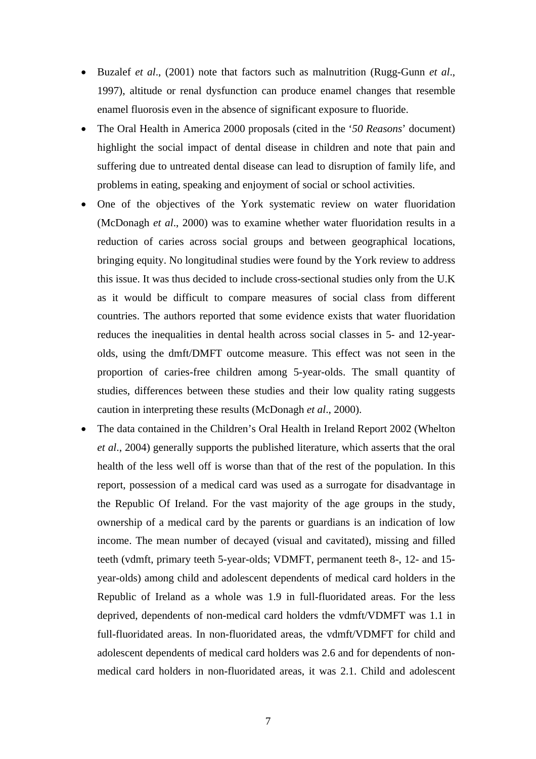- Buzalef *et al*., (2001) note that factors such as malnutrition (Rugg-Gunn *et al*., 1997), altitude or renal dysfunction can produce enamel changes that resemble enamel fluorosis even in the absence of significant exposure to fluoride.
- The Oral Health in America 2000 proposals (cited in the '*50 Reasons*' document) highlight the social impact of dental disease in children and note that pain and suffering due to untreated dental disease can lead to disruption of family life, and problems in eating, speaking and enjoyment of social or school activities.
- One of the objectives of the York systematic review on water fluoridation (McDonagh *et al*., 2000) was to examine whether water fluoridation results in a reduction of caries across social groups and between geographical locations, bringing equity. No longitudinal studies were found by the York review to address this issue. It was thus decided to include cross-sectional studies only from the U.K as it would be difficult to compare measures of social class from different countries. The authors reported that some evidence exists that water fluoridation reduces the inequalities in dental health across social classes in 5- and 12-year-olds, using the dmft/DMFT outcome measure. This effect was not seen in the proportion of caries-free children among 5-year-olds. The small quantity of studies, differences between these studies and their low quality rating suggests caution in interpreting these results (McDonagh *et al*., 2000).
- The data contained in the Children's Oral Health in Ireland Report 2002 (Whelton *et al*., 2004) generally supports the published literature, which asserts that the oral health of the less well off is worse than that of the rest of the population. In this report, possession of a medical card was used as a surrogate for disadvantage in the Republic Of Ireland. For the vast majority of the age groups in the study, ownership of a medical card by the parents or guardians is an indication of low income. The mean number of decayed (visual and cavitated), missing and filled teeth (vdmft, primary teeth 5-year-olds; VDMFT, permanent teeth 8-, 12- and 15-year-olds) among child and adolescent dependents of medical card holders in the Republic of Ireland as a whole was 1.9 in full-fluoridated areas. For the less deprived, dependents of non-medical card holders the vdmft/VDMFT was 1.1 in full-fluoridated areas. In non-fluoridated areas, the vdmft/VDMFT for child and adolescent dependents of medical card holders was 2.6 and for dependents of non-medical card holders in non-fluoridated areas, it was 2.1. Child and adolescent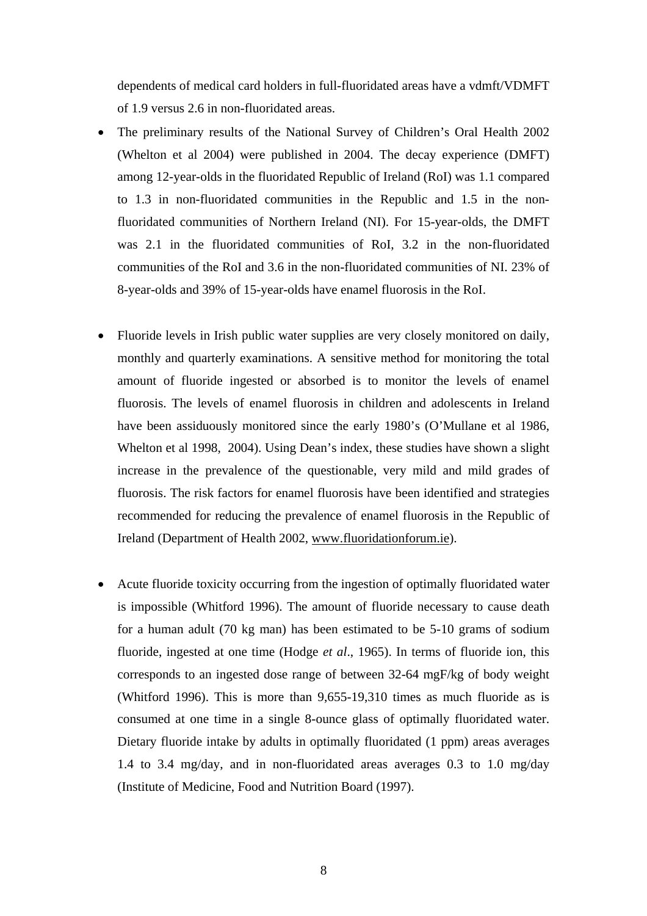dependents of medical card holders in full-fluoridated areas have a vdmft/VDMFT of 1.9 versus 2.6 in non-fluoridated areas.

- The preliminary results of the National Survey of Children's Oral Health 2002 (Whelton et al 2004) were published in 2004. The decay experience (DMFT) among 12-year-olds in the fluoridated Republic of Ireland (RoI) was 1.1 compared to 1.3 in non-fluoridated communities in the Republic and 1.5 in the non-fluoridated communities of Northern Ireland (NI). For 15-year-olds, the DMFT was 2.1 in the fluoridated communities of RoI, 3.2 in the non-fluoridated communities of the RoI and 3.6 in the non-fluoridated communities of NI. 23% of 8-year-olds and 39% of 15-year-olds have enamel fluorosis in the RoI.

- Fluoride levels in Irish public water supplies are very closely monitored on daily, monthly and quarterly examinations. A sensitive method for monitoring the total amount of fluoride ingested or absorbed is to monitor the levels of enamel fluorosis. The levels of enamel fluorosis in children and adolescents in Ireland have been assiduously monitored since the early 1980's (O'Mullane et al 1986, Whelton et al 1998, 2004). Using Dean's index, these studies have shown a slight increase in the prevalence of the questionable, very mild and mild grades of fluorosis. The risk factors for enamel fluorosis have been identified and strategies recommended for reducing the prevalence of enamel fluorosis in the Republic of Ireland (Department of Health 2002, www.fluoridationforum.ie).

- Acute fluoride toxicity occurring from the ingestion of optimally fluoridated water is impossible (Whitford 1996). The amount of fluoride necessary to cause death for a human adult (70 kg man) has been estimated to be 5-10 grams of sodium fluoride, ingested at one time (Hodge *et al*., 1965). In terms of fluoride ion, this corresponds to an ingested dose range of between 32-64 mgF/kg of body weight (Whitford 1996). This is more than 9,655-19,310 times as much fluoride as is consumed at one time in a single 8-ounce glass of optimally fluoridated water. Dietary fluoride intake by adults in optimally fluoridated (1 ppm) areas averages 1.4 to 3.4 mg/day, and in non-fluoridated areas averages 0.3 to 1.0 mg/day (Institute of Medicine, Food and Nutrition Board (1997).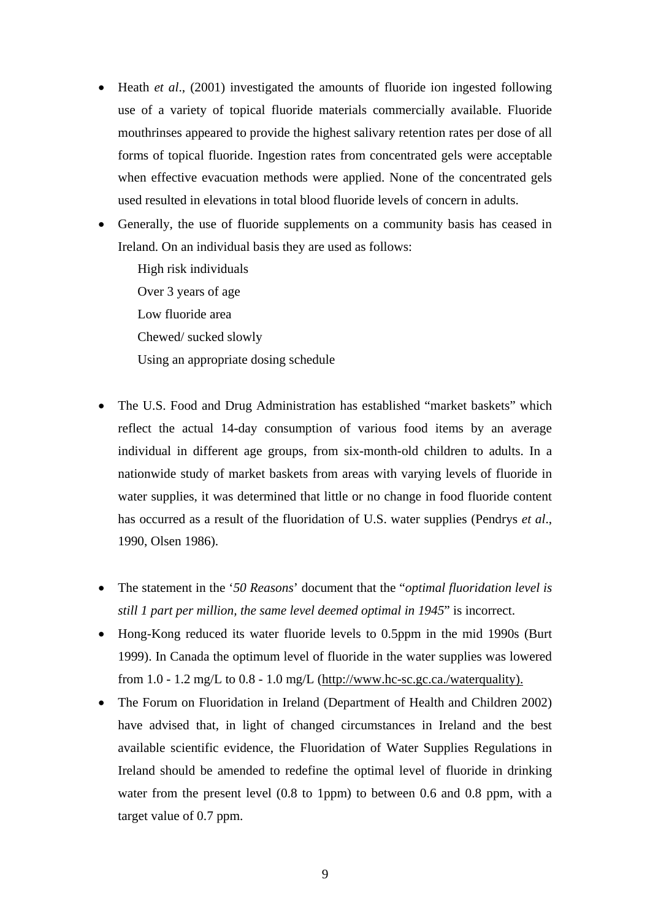- Heath *et al*., (2001) investigated the amounts of fluoride ion ingested following use of a variety of topical fluoride materials commercially available. Fluoride mouthrinses appeared to provide the highest salivary retention rates per dose of all forms of topical fluoride. Ingestion rates from concentrated gels were acceptable when effective evacuation methods were applied. None of the concentrated gels used resulted in elevations in total blood fluoride levels of concern in adults.
- Generally, the use of fluoride supplements on a community basis has ceased in Ireland. On an individual basis they are used as follows:

  High risk individuals  
  Over 3 years of age  
  Low fluoride area  
  Chewed/ sucked slowly  
  Using an appropriate dosing schedule

- The U.S. Food and Drug Administration has established "market baskets" which reflect the actual 14-day consumption of various food items by an average individual in different age groups, from six-month-old children to adults. In a nationwide study of market baskets from areas with varying levels of fluoride in water supplies, it was determined that little or no change in food fluoride content has occurred as a result of the fluoridation of U.S. water supplies (Pendrys *et al*., 1990, Olsen 1986).

- The statement in the '*50 Reasons*' document that the "*optimal fluoridation level is still 1 part per million, the same level deemed optimal in 1945*" is incorrect.
- Hong-Kong reduced its water fluoride levels to 0.5ppm in the mid 1990s (Burt 1999). In Canada the optimum level of fluoride in the water supplies was lowered from 1.0 - 1.2 mg/L to 0.8 - 1.0 mg/L (http://www.hc-sc.gc.ca./waterquality).
- The Forum on Fluoridation in Ireland (Department of Health and Children 2002) have advised that, in light of changed circumstances in Ireland and the best available scientific evidence, the Fluoridation of Water Supplies Regulations in Ireland should be amended to redefine the optimal level of fluoride in drinking water from the present level (0.8 to 1ppm) to between 0.6 and 0.8 ppm, with a target value of 0.7 ppm.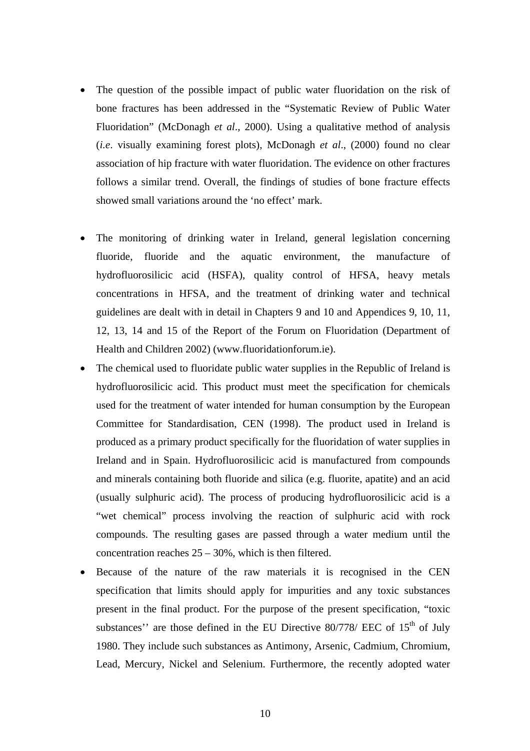- The question of the possible impact of public water fluoridation on the risk of bone fractures has been addressed in the "Systematic Review of Public Water Fluoridation" (McDonagh *et al*., 2000). Using a qualitative method of analysis (*i.e*. visually examining forest plots), McDonagh *et al*., (2000) found no clear association of hip fracture with water fluoridation. The evidence on other fractures follows a similar trend. Overall, the findings of studies of bone fracture effects showed small variations around the 'no effect' mark.

- The monitoring of drinking water in Ireland, general legislation concerning fluoride, fluoride and the aquatic environment, the manufacture of hydrofluorosilicic acid (HSFA), quality control of HFSA, heavy metals concentrations in HFSA, and the treatment of drinking water and technical guidelines are dealt with in detail in Chapters 9 and 10 and Appendices 9, 10, 11, 12, 13, 14 and 15 of the Report of the Forum on Fluoridation (Department of Health and Children 2002) (www.fluoridationforum.ie).
- The chemical used to fluoridate public water supplies in the Republic of Ireland is hydrofluorosilicic acid. This product must meet the specification for chemicals used for the treatment of water intended for human consumption by the European Committee for Standardisation, CEN (1998). The product used in Ireland is produced as a primary product specifically for the fluoridation of water supplies in Ireland and in Spain. Hydrofluorosilicic acid is manufactured from compounds and minerals containing both fluoride and silica (e.g. fluorite, apatite) and an acid (usually sulphuric acid). The process of producing hydrofluorosilicic acid is a "wet chemical" process involving the reaction of sulphuric acid with rock compounds. The resulting gases are passed through a water medium until the concentration reaches 25 – 30%, which is then filtered.
- Because of the nature of the raw materials it is recognised in the CEN specification that limits should apply for impurities and any toxic substances present in the final product. For the purpose of the present specification, "toxic substances'' are those defined in the EU Directive 80/778/ EEC of 15$^{th}$ of July 1980. They include such substances as Antimony, Arsenic, Cadmium, Chromium, Lead, Mercury, Nickel and Selenium. Furthermore, the recently adopted water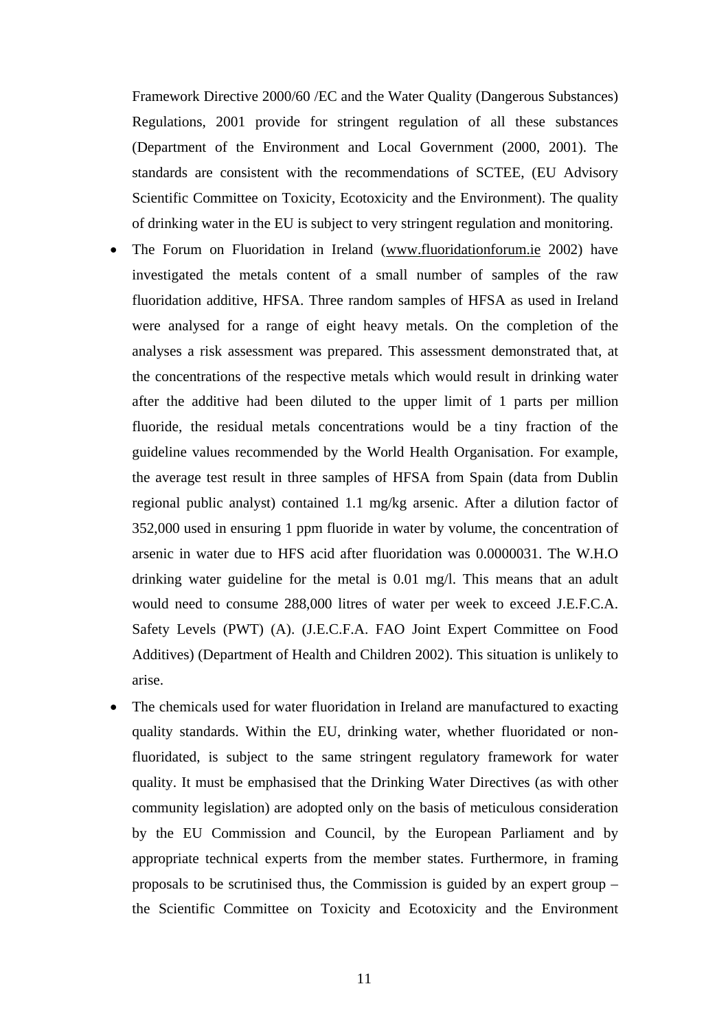Framework Directive 2000/60 /EC and the Water Quality (Dangerous Substances) Regulations, 2001 provide for stringent regulation of all these substances (Department of the Environment and Local Government (2000, 2001). The standards are consistent with the recommendations of SCTEE, (EU Advisory Scientific Committee on Toxicity, Ecotoxicity and the Environment). The quality of drinking water in the EU is subject to very stringent regulation and monitoring.

- The Forum on Fluoridation in Ireland (www.fluoridationforum.ie 2002) have investigated the metals content of a small number of samples of the raw fluoridation additive, HFSA. Three random samples of HFSA as used in Ireland were analysed for a range of eight heavy metals. On the completion of the analyses a risk assessment was prepared. This assessment demonstrated that, at the concentrations of the respective metals which would result in drinking water after the additive had been diluted to the upper limit of 1 parts per million fluoride, the residual metals concentrations would be a tiny fraction of the guideline values recommended by the World Health Organisation. For example, the average test result in three samples of HFSA from Spain (data from Dublin regional public analyst) contained 1.1 mg/kg arsenic. After a dilution factor of 352,000 used in ensuring 1 ppm fluoride in water by volume, the concentration of arsenic in water due to HFS acid after fluoridation was 0.0000031. The W.H.O drinking water guideline for the metal is 0.01 mg/l. This means that an adult would need to consume 288,000 litres of water per week to exceed J.E.F.C.A. Safety Levels (PWT) (A). (J.E.C.F.A. FAO Joint Expert Committee on Food Additives) (Department of Health and Children 2002). This situation is unlikely to arise.
- The chemicals used for water fluoridation in Ireland are manufactured to exacting quality standards. Within the EU, drinking water, whether fluoridated or non-fluoridated, is subject to the same stringent regulatory framework for water quality. It must be emphasised that the Drinking Water Directives (as with other community legislation) are adopted only on the basis of meticulous consideration by the EU Commission and Council, by the European Parliament and by appropriate technical experts from the member states. Furthermore, in framing proposals to be scrutinised thus, the Commission is guided by an expert group – the Scientific Committee on Toxicity and Ecotoxicity and the Environment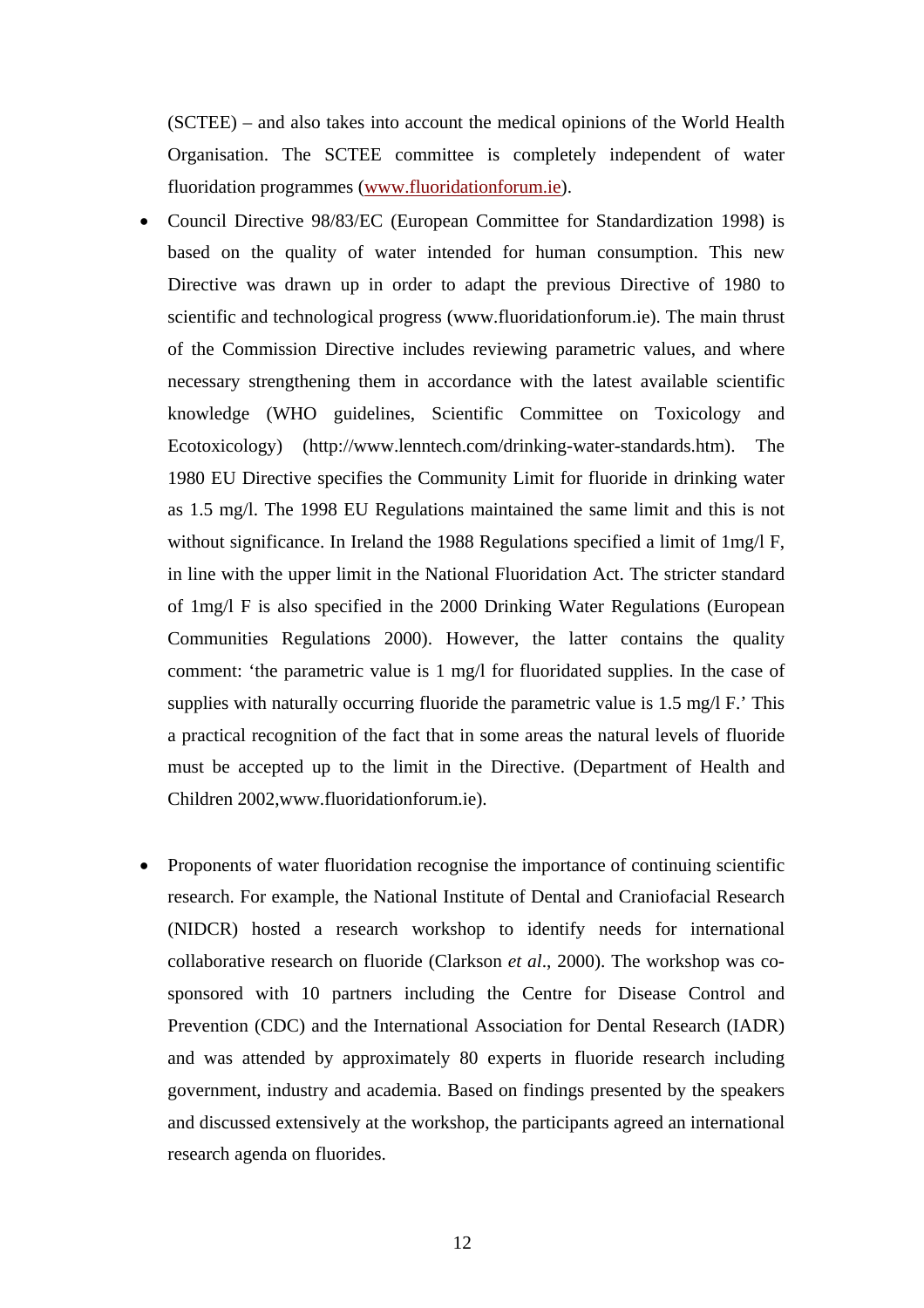(SCTEE) – and also takes into account the medical opinions of the World Health Organisation. The SCTEE committee is completely independent of water fluoridation programmes (www.fluoridationforum.ie).

- Council Directive 98/83/EC (European Committee for Standardization 1998) is based on the quality of water intended for human consumption. This new Directive was drawn up in order to adapt the previous Directive of 1980 to scientific and technological progress (www.fluoridationforum.ie). The main thrust of the Commission Directive includes reviewing parametric values, and where necessary strengthening them in accordance with the latest available scientific knowledge (WHO guidelines, Scientific Committee on Toxicology and Ecotoxicology) (http://www.lenntech.com/drinking-water-standards.htm). The 1980 EU Directive specifies the Community Limit for fluoride in drinking water as 1.5 mg/l. The 1998 EU Regulations maintained the same limit and this is not without significance. In Ireland the 1988 Regulations specified a limit of 1mg/l F, in line with the upper limit in the National Fluoridation Act. The stricter standard of 1mg/l F is also specified in the 2000 Drinking Water Regulations (European Communities Regulations 2000). However, the latter contains the quality comment: 'the parametric value is 1 mg/l for fluoridated supplies. In the case of supplies with naturally occurring fluoride the parametric value is 1.5 mg/l F.' This a practical recognition of the fact that in some areas the natural levels of fluoride must be accepted up to the limit in the Directive. (Department of Health and Children 2002,www.fluoridationforum.ie).

- Proponents of water fluoridation recognise the importance of continuing scientific research. For example, the National Institute of Dental and Craniofacial Research (NIDCR) hosted a research workshop to identify needs for international collaborative research on fluoride (Clarkson *et al*., 2000). The workshop was co-sponsored with 10 partners including the Centre for Disease Control and Prevention (CDC) and the International Association for Dental Research (IADR) and was attended by approximately 80 experts in fluoride research including government, industry and academia. Based on findings presented by the speakers and discussed extensively at the workshop, the participants agreed an international research agenda on fluorides.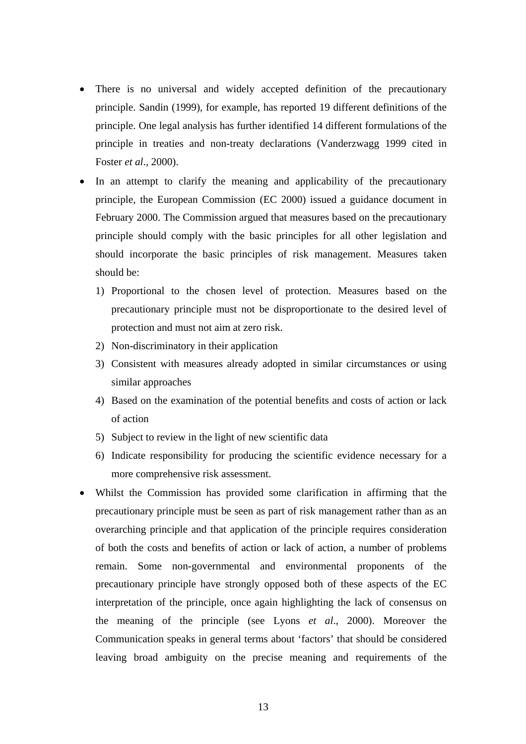- There is no universal and widely accepted definition of the precautionary principle. Sandin (1999), for example, has reported 19 different definitions of the principle. One legal analysis has further identified 14 different formulations of the principle in treaties and non-treaty declarations (Vanderzwagg 1999 cited in Foster *et al*., 2000).
- In an attempt to clarify the meaning and applicability of the precautionary principle, the European Commission (EC 2000) issued a guidance document in February 2000. The Commission argued that measures based on the precautionary principle should comply with the basic principles for all other legislation and should incorporate the basic principles of risk management. Measures taken should be:
  1) Proportional to the chosen level of protection. Measures based on the precautionary principle must not be disproportionate to the desired level of protection and must not aim at zero risk.
  2) Non-discriminatory in their application
  3) Consistent with measures already adopted in similar circumstances or using similar approaches
  4) Based on the examination of the potential benefits and costs of action or lack of action
  5) Subject to review in the light of new scientific data
  6) Indicate responsibility for producing the scientific evidence necessary for a more comprehensive risk assessment.
- Whilst the Commission has provided some clarification in affirming that the precautionary principle must be seen as part of risk management rather than as an overarching principle and that application of the principle requires consideration of both the costs and benefits of action or lack of action, a number of problems remain. Some non-governmental and environmental proponents of the precautionary principle have strongly opposed both of these aspects of the EC interpretation of the principle, once again highlighting the lack of consensus on the meaning of the principle (see Lyons *et al*., 2000). Moreover the Communication speaks in general terms about 'factors' that should be considered leaving broad ambiguity on the precise meaning and requirements of the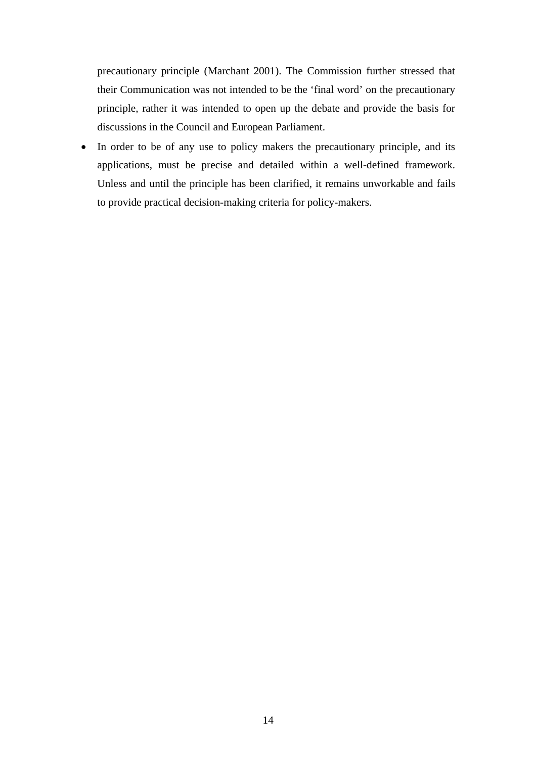precautionary principle (Marchant 2001). The Commission further stressed that their Communication was not intended to be the 'final word' on the precautionary principle, rather it was intended to open up the debate and provide the basis for discussions in the Council and European Parliament.

- In order to be of any use to policy makers the precautionary principle, and its applications, must be precise and detailed within a well-defined framework. Unless and until the principle has been clarified, it remains unworkable and fails to provide practical decision-making criteria for policy-makers.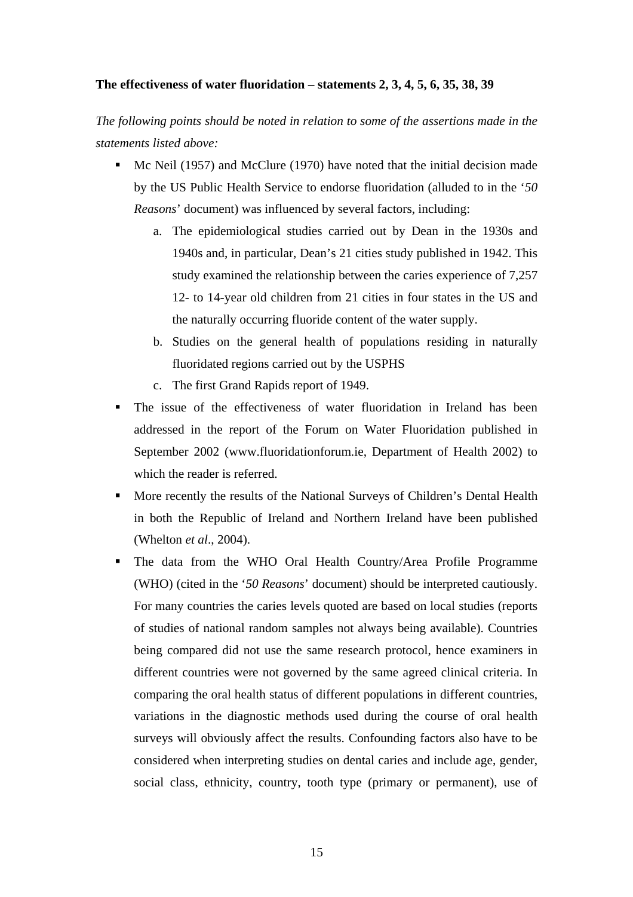**The effectiveness of water fluoridation – statements 2, 3, 4, 5, 6, 35, 38, 39**

*The following points should be noted in relation to some of the assertions made in the statements listed above:*

- Mc Neil (1957) and McClure (1970) have noted that the initial decision made by the US Public Health Service to endorse fluoridation (alluded to in the '*50 Reasons*' document) was influenced by several factors, including:
  a. The epidemiological studies carried out by Dean in the 1930s and 1940s and, in particular, Dean's 21 cities study published in 1942. This study examined the relationship between the caries experience of 7,257 12- to 14-year old children from 21 cities in four states in the US and the naturally occurring fluoride content of the water supply.
  b. Studies on the general health of populations residing in naturally fluoridated regions carried out by the USPHS
  c. The first Grand Rapids report of 1949.
- The issue of the effectiveness of water fluoridation in Ireland has been addressed in the report of the Forum on Water Fluoridation published in September 2002 (www.fluoridationforum.ie, Department of Health 2002) to which the reader is referred.
- More recently the results of the National Surveys of Children's Dental Health in both the Republic of Ireland and Northern Ireland have been published (Whelton *et al*., 2004).
- The data from the WHO Oral Health Country/Area Profile Programme (WHO) (cited in the '*50 Reasons*' document) should be interpreted cautiously. For many countries the caries levels quoted are based on local studies (reports of studies of national random samples not always being available). Countries being compared did not use the same research protocol, hence examiners in different countries were not governed by the same agreed clinical criteria. In comparing the oral health status of different populations in different countries, variations in the diagnostic methods used during the course of oral health surveys will obviously affect the results. Confounding factors also have to be considered when interpreting studies on dental caries and include age, gender, social class, ethnicity, country, tooth type (primary or permanent), use of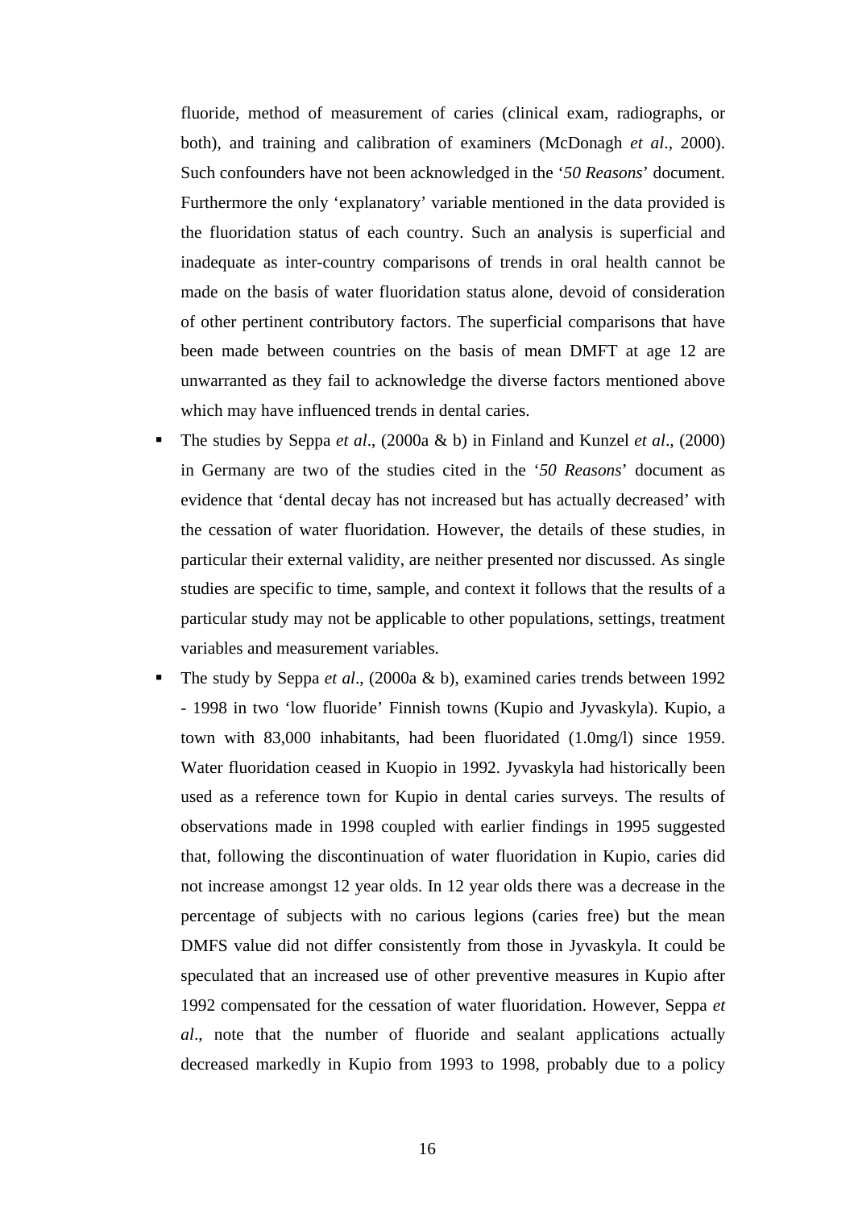fluoride, method of measurement of caries (clinical exam, radiographs, or both), and training and calibration of examiners (McDonagh *et al*., 2000). Such confounders have not been acknowledged in the '*50 Reasons*' document. Furthermore the only 'explanatory' variable mentioned in the data provided is the fluoridation status of each country. Such an analysis is superficial and inadequate as inter-country comparisons of trends in oral health cannot be made on the basis of water fluoridation status alone, devoid of consideration of other pertinent contributory factors. The superficial comparisons that have been made between countries on the basis of mean DMFT at age 12 are unwarranted as they fail to acknowledge the diverse factors mentioned above which may have influenced trends in dental caries.

- The studies by Seppa *et al*., (2000a & b) in Finland and Kunzel *et al*., (2000) in Germany are two of the studies cited in the '*50 Reasons*' document as evidence that 'dental decay has not increased but has actually decreased' with the cessation of water fluoridation. However, the details of these studies, in particular their external validity, are neither presented nor discussed. As single studies are specific to time, sample, and context it follows that the results of a particular study may not be applicable to other populations, settings, treatment variables and measurement variables.
- The study by Seppa *et al*., (2000a & b), examined caries trends between 1992 - 1998 in two 'low fluoride' Finnish towns (Kupio and Jyvaskyla). Kupio, a town with 83,000 inhabitants, had been fluoridated (1.0mg/l) since 1959. Water fluoridation ceased in Kuopio in 1992. Jyvaskyla had historically been used as a reference town for Kupio in dental caries surveys. The results of observations made in 1998 coupled with earlier findings in 1995 suggested that, following the discontinuation of water fluoridation in Kupio, caries did not increase amongst 12 year olds. In 12 year olds there was a decrease in the percentage of subjects with no carious legions (caries free) but the mean DMFS value did not differ consistently from those in Jyvaskyla. It could be speculated that an increased use of other preventive measures in Kupio after 1992 compensated for the cessation of water fluoridation. However, Seppa *et al*., note that the number of fluoride and sealant applications actually decreased markedly in Kupio from 1993 to 1998, probably due to a policy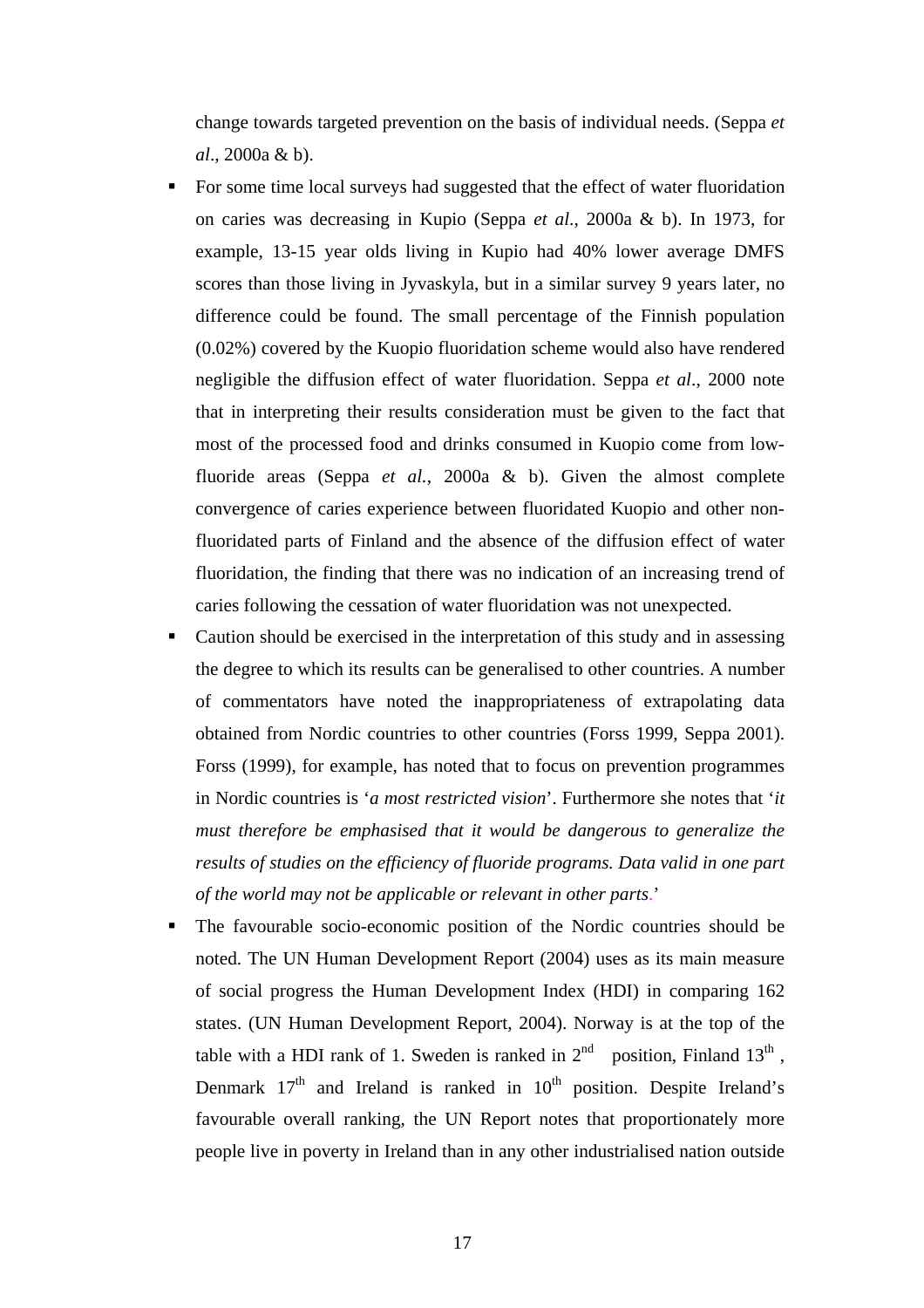change towards targeted prevention on the basis of individual needs. (Seppa *et al*., 2000a & b).

- For some time local surveys had suggested that the effect of water fluoridation on caries was decreasing in Kupio (Seppa *et al*., 2000a & b). In 1973, for example, 13-15 year olds living in Kupio had 40% lower average DMFS scores than those living in Jyvaskyla, but in a similar survey 9 years later, no difference could be found. The small percentage of the Finnish population (0.02%) covered by the Kuopio fluoridation scheme would also have rendered negligible the diffusion effect of water fluoridation. Seppa *et al*., 2000 note that in interpreting their results consideration must be given to the fact that most of the processed food and drinks consumed in Kuopio come from low-fluoride areas (Seppa *et al.*, 2000a & b). Given the almost complete convergence of caries experience between fluoridated Kuopio and other non-fluoridated parts of Finland and the absence of the diffusion effect of water fluoridation, the finding that there was no indication of an increasing trend of caries following the cessation of water fluoridation was not unexpected.
- Caution should be exercised in the interpretation of this study and in assessing the degree to which its results can be generalised to other countries. A number of commentators have noted the inappropriateness of extrapolating data obtained from Nordic countries to other countries (Forss 1999, Seppa 2001). Forss (1999), for example, has noted that to focus on prevention programmes in Nordic countries is '*a most restricted vision*'. Furthermore she notes that '*it must therefore be emphasised that it would be dangerous to generalize the results of studies on the efficiency of fluoride programs. Data valid in one part of the world may not be applicable or relevant in other parts*.'
- The favourable socio-economic position of the Nordic countries should be noted. The UN Human Development Report (2004) uses as its main measure of social progress the Human Development Index (HDI) in comparing 162 states. (UN Human Development Report, 2004). Norway is at the top of the table with a HDI rank of 1. Sweden is ranked in 2nd position, Finland 13th, Denmark 17th and Ireland is ranked in 10th position. Despite Ireland's favourable overall ranking, the UN Report notes that proportionately more people live in poverty in Ireland than in any other industrialised nation outside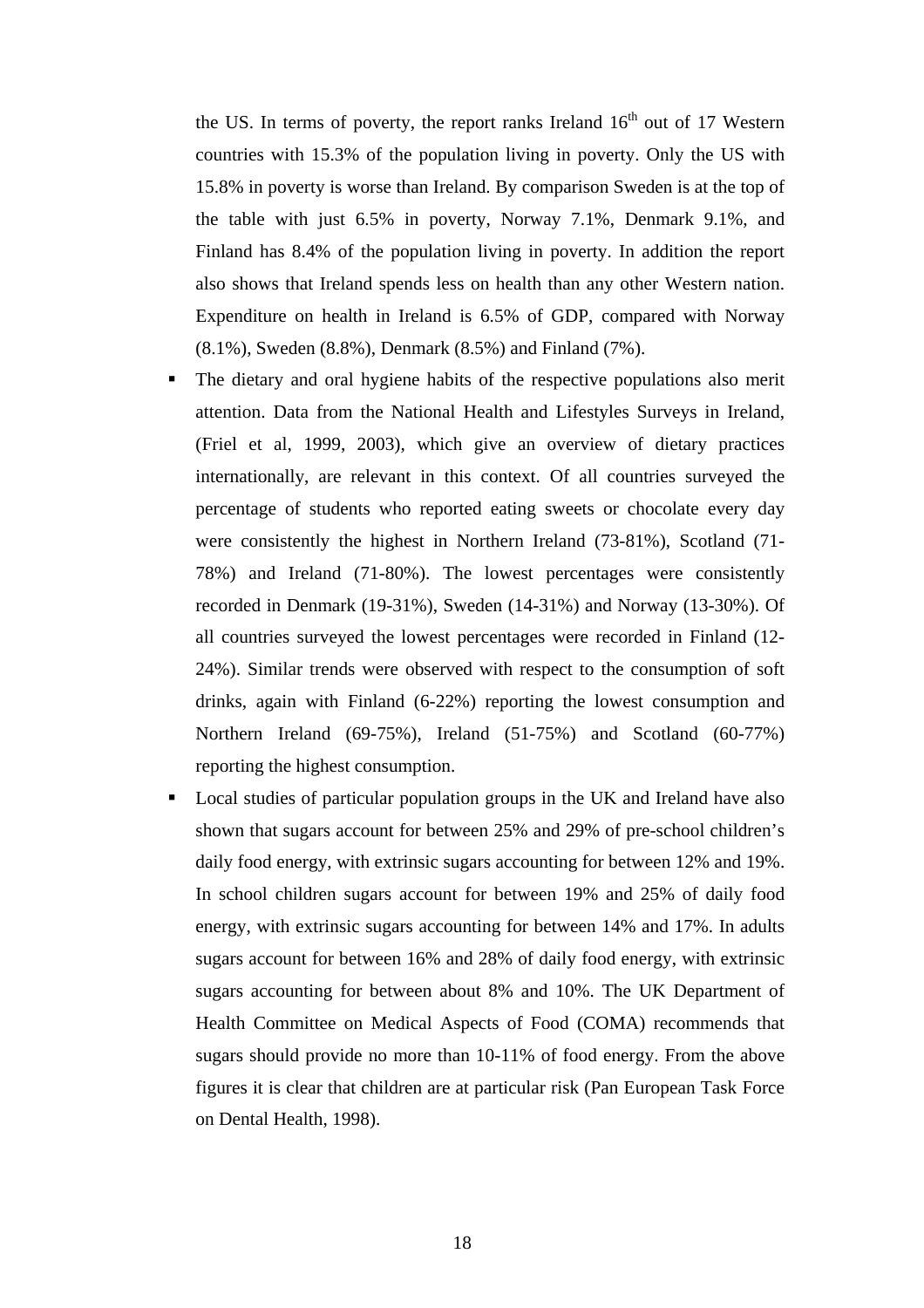the US. In terms of poverty, the report ranks Ireland 16th out of 17 Western countries with 15.3% of the population living in poverty. Only the US with 15.8% in poverty is worse than Ireland. By comparison Sweden is at the top of the table with just 6.5% in poverty, Norway 7.1%, Denmark 9.1%, and Finland has 8.4% of the population living in poverty. In addition the report also shows that Ireland spends less on health than any other Western nation. Expenditure on health in Ireland is 6.5% of GDP, compared with Norway (8.1%), Sweden (8.8%), Denmark (8.5%) and Finland (7%).

- The dietary and oral hygiene habits of the respective populations also merit attention. Data from the National Health and Lifestyles Surveys in Ireland, (Friel et al, 1999, 2003), which give an overview of dietary practices internationally, are relevant in this context. Of all countries surveyed the percentage of students who reported eating sweets or chocolate every day were consistently the highest in Northern Ireland (73-81%), Scotland (71-78%) and Ireland (71-80%). The lowest percentages were consistently recorded in Denmark (19-31%), Sweden (14-31%) and Norway (13-30%). Of all countries surveyed the lowest percentages were recorded in Finland (12-24%). Similar trends were observed with respect to the consumption of soft drinks, again with Finland (6-22%) reporting the lowest consumption and Northern Ireland (69-75%), Ireland (51-75%) and Scotland (60-77%) reporting the highest consumption.
- Local studies of particular population groups in the UK and Ireland have also shown that sugars account for between 25% and 29% of pre-school children's daily food energy, with extrinsic sugars accounting for between 12% and 19%. In school children sugars account for between 19% and 25% of daily food energy, with extrinsic sugars accounting for between 14% and 17%. In adults sugars account for between 16% and 28% of daily food energy, with extrinsic sugars accounting for between about 8% and 10%. The UK Department of Health Committee on Medical Aspects of Food (COMA) recommends that sugars should provide no more than 10-11% of food energy. From the above figures it is clear that children are at particular risk (Pan European Task Force on Dental Health, 1998).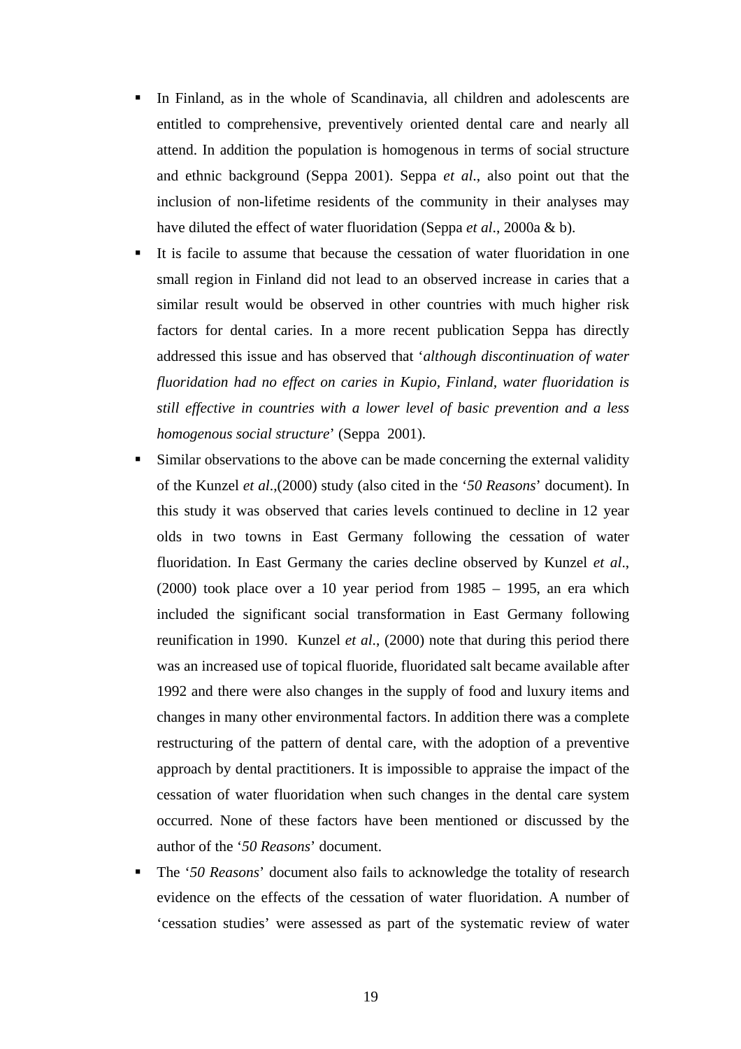- In Finland, as in the whole of Scandinavia, all children and adolescents are entitled to comprehensive, preventively oriented dental care and nearly all attend. In addition the population is homogenous in terms of social structure and ethnic background (Seppa 2001). Seppa *et al.*, also point out that the inclusion of non-lifetime residents of the community in their analyses may have diluted the effect of water fluoridation (Seppa *et al*., 2000a & b).
- It is facile to assume that because the cessation of water fluoridation in one small region in Finland did not lead to an observed increase in caries that a similar result would be observed in other countries with much higher risk factors for dental caries. In a more recent publication Seppa has directly addressed this issue and has observed that '*although discontinuation of water fluoridation had no effect on caries in Kupio, Finland, water fluoridation is still effective in countries with a lower level of basic prevention and a less homogenous social structure*' (Seppa 2001).
- Similar observations to the above can be made concerning the external validity of the Kunzel *et al*.,(2000) study (also cited in the '*50 Reasons*' document). In this study it was observed that caries levels continued to decline in 12 year olds in two towns in East Germany following the cessation of water fluoridation. In East Germany the caries decline observed by Kunzel *et al*., (2000) took place over a 10 year period from 1985 – 1995, an era which included the significant social transformation in East Germany following reunification in 1990. Kunzel *et al*., (2000) note that during this period there was an increased use of topical fluoride, fluoridated salt became available after 1992 and there were also changes in the supply of food and luxury items and changes in many other environmental factors. In addition there was a complete restructuring of the pattern of dental care, with the adoption of a preventive approach by dental practitioners. It is impossible to appraise the impact of the cessation of water fluoridation when such changes in the dental care system occurred. None of these factors have been mentioned or discussed by the author of the '*50 Reasons*' document.
- The '*50 Reasons*' document also fails to acknowledge the totality of research evidence on the effects of the cessation of water fluoridation. A number of 'cessation studies' were assessed as part of the systematic review of water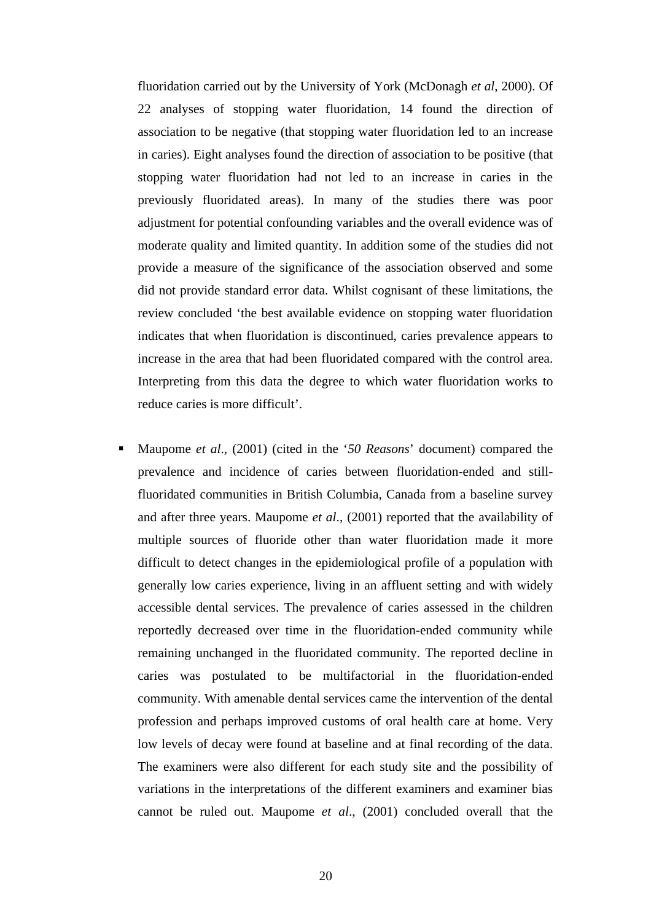fluoridation carried out by the University of York (McDonagh *et al*, 2000). Of 22 analyses of stopping water fluoridation, 14 found the direction of association to be negative (that stopping water fluoridation led to an increase in caries). Eight analyses found the direction of association to be positive (that stopping water fluoridation had not led to an increase in caries in the previously fluoridated areas). In many of the studies there was poor adjustment for potential confounding variables and the overall evidence was of moderate quality and limited quantity. In addition some of the studies did not provide a measure of the significance of the association observed and some did not provide standard error data. Whilst cognisant of these limitations, the review concluded 'the best available evidence on stopping water fluoridation indicates that when fluoridation is discontinued, caries prevalence appears to increase in the area that had been fluoridated compared with the control area. Interpreting from this data the degree to which water fluoridation works to reduce caries is more difficult'.

- Maupome *et al*., (2001) (cited in the '*50 Reasons*' document) compared the prevalence and incidence of caries between fluoridation-ended and still-fluoridated communities in British Columbia, Canada from a baseline survey and after three years. Maupome *et al*., (2001) reported that the availability of multiple sources of fluoride other than water fluoridation made it more difficult to detect changes in the epidemiological profile of a population with generally low caries experience, living in an affluent setting and with widely accessible dental services. The prevalence of caries assessed in the children reportedly decreased over time in the fluoridation-ended community while remaining unchanged in the fluoridated community. The reported decline in caries was postulated to be multifactorial in the fluoridation-ended community. With amenable dental services came the intervention of the dental profession and perhaps improved customs of oral health care at home. Very low levels of decay were found at baseline and at final recording of the data. The examiners were also different for each study site and the possibility of variations in the interpretations of the different examiners and examiner bias cannot be ruled out. Maupome *et al*., (2001) concluded overall that the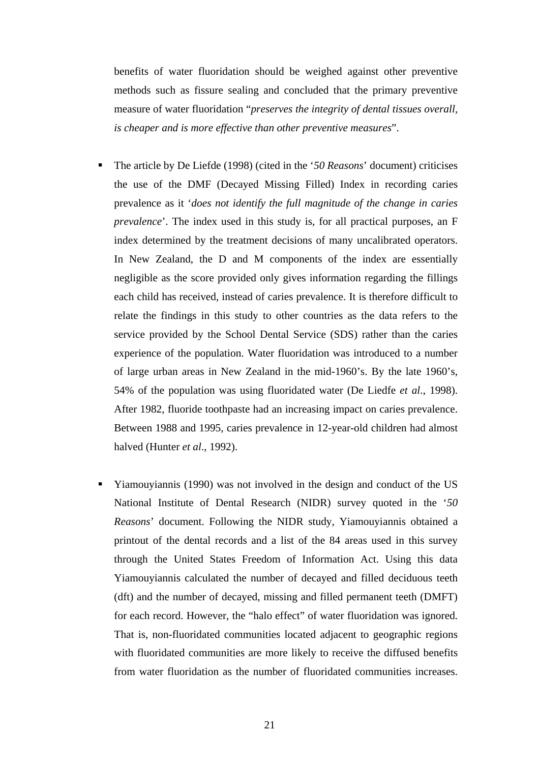benefits of water fluoridation should be weighed against other preventive methods such as fissure sealing and concluded that the primary preventive measure of water fluoridation "*preserves the integrity of dental tissues overall, is cheaper and is more effective than other preventive measures*".

- The article by De Liefde (1998) (cited in the '*50 Reasons*' document) criticises the use of the DMF (Decayed Missing Filled) Index in recording caries prevalence as it '*does not identify the full magnitude of the change in caries prevalence*'. The index used in this study is, for all practical purposes, an F index determined by the treatment decisions of many uncalibrated operators. In New Zealand, the D and M components of the index are essentially negligible as the score provided only gives information regarding the fillings each child has received, instead of caries prevalence. It is therefore difficult to relate the findings in this study to other countries as the data refers to the service provided by the School Dental Service (SDS) rather than the caries experience of the population. Water fluoridation was introduced to a number of large urban areas in New Zealand in the mid-1960's. By the late 1960's, 54% of the population was using fluoridated water (De Liedfe *et al*., 1998). After 1982, fluoride toothpaste had an increasing impact on caries prevalence. Between 1988 and 1995, caries prevalence in 12-year-old children had almost halved (Hunter *et al*., 1992).

- Yiamouyiannis (1990) was not involved in the design and conduct of the US National Institute of Dental Research (NIDR) survey quoted in the '*50 Reasons*' document. Following the NIDR study, Yiamouyiannis obtained a printout of the dental records and a list of the 84 areas used in this survey through the United States Freedom of Information Act. Using this data Yiamouyiannis calculated the number of decayed and filled deciduous teeth (dft) and the number of decayed, missing and filled permanent teeth (DMFT) for each record. However, the "halo effect" of water fluoridation was ignored. That is, non-fluoridated communities located adjacent to geographic regions with fluoridated communities are more likely to receive the diffused benefits from water fluoridation as the number of fluoridated communities increases.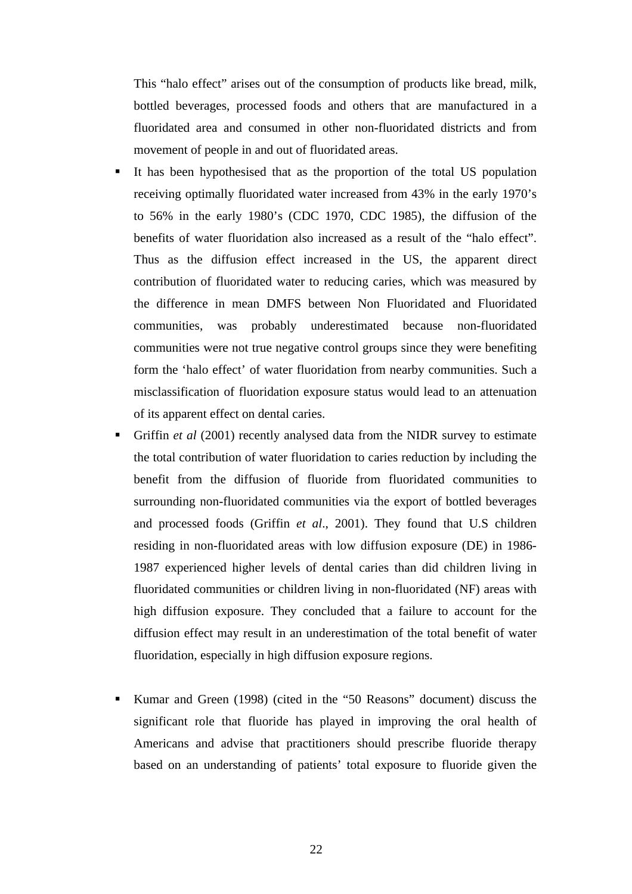This "halo effect" arises out of the consumption of products like bread, milk, bottled beverages, processed foods and others that are manufactured in a fluoridated area and consumed in other non-fluoridated districts and from movement of people in and out of fluoridated areas.

- It has been hypothesised that as the proportion of the total US population receiving optimally fluoridated water increased from 43% in the early 1970's to 56% in the early 1980's (CDC 1970, CDC 1985), the diffusion of the benefits of water fluoridation also increased as a result of the "halo effect". Thus as the diffusion effect increased in the US, the apparent direct contribution of fluoridated water to reducing caries, which was measured by the difference in mean DMFS between Non Fluoridated and Fluoridated communities, was probably underestimated because non-fluoridated communities were not true negative control groups since they were benefiting form the 'halo effect' of water fluoridation from nearby communities. Such a misclassification of fluoridation exposure status would lead to an attenuation of its apparent effect on dental caries.
- Griffin *et al* (2001) recently analysed data from the NIDR survey to estimate the total contribution of water fluoridation to caries reduction by including the benefit from the diffusion of fluoride from fluoridated communities to surrounding non-fluoridated communities via the export of bottled beverages and processed foods (Griffin *et al*., 2001). They found that U.S children residing in non-fluoridated areas with low diffusion exposure (DE) in 1986-1987 experienced higher levels of dental caries than did children living in fluoridated communities or children living in non-fluoridated (NF) areas with high diffusion exposure. They concluded that a failure to account for the diffusion effect may result in an underestimation of the total benefit of water fluoridation, especially in high diffusion exposure regions.

- Kumar and Green (1998) (cited in the "50 Reasons" document) discuss the significant role that fluoride has played in improving the oral health of Americans and advise that practitioners should prescribe fluoride therapy based on an understanding of patients' total exposure to fluoride given the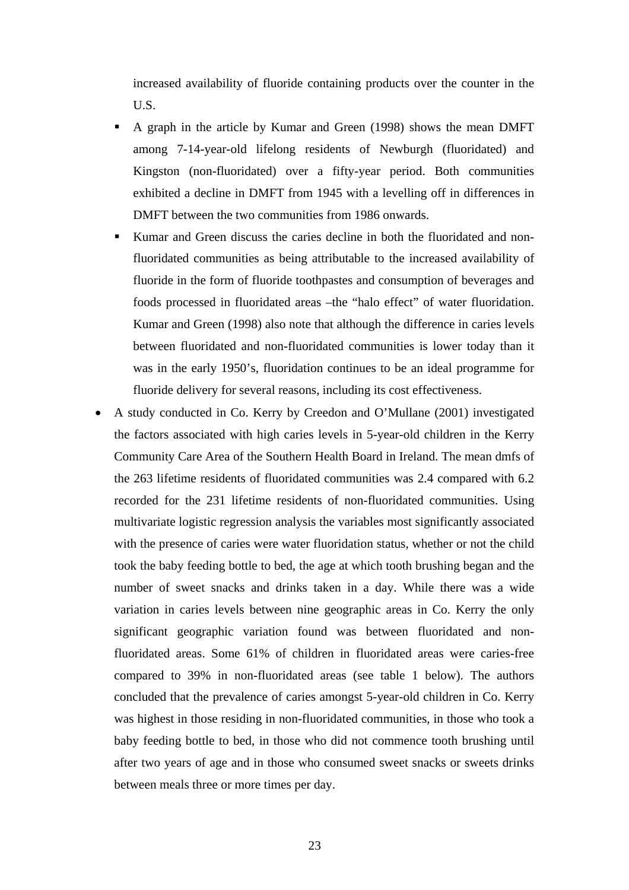increased availability of fluoride containing products over the counter in the U.S.

- A graph in the article by Kumar and Green (1998) shows the mean DMFT among 7-14-year-old lifelong residents of Newburgh (fluoridated) and Kingston (non-fluoridated) over a fifty-year period. Both communities exhibited a decline in DMFT from 1945 with a levelling off in differences in DMFT between the two communities from 1986 onwards.
- Kumar and Green discuss the caries decline in both the fluoridated and non-fluoridated communities as being attributable to the increased availability of fluoride in the form of fluoride toothpastes and consumption of beverages and foods processed in fluoridated areas –the "halo effect" of water fluoridation. Kumar and Green (1998) also note that although the difference in caries levels between fluoridated and non-fluoridated communities is lower today than it was in the early 1950's, fluoridation continues to be an ideal programme for fluoride delivery for several reasons, including its cost effectiveness.

- A study conducted in Co. Kerry by Creedon and O'Mullane (2001) investigated the factors associated with high caries levels in 5-year-old children in the Kerry Community Care Area of the Southern Health Board in Ireland. The mean dmfs of the 263 lifetime residents of fluoridated communities was 2.4 compared with 6.2 recorded for the 231 lifetime residents of non-fluoridated communities. Using multivariate logistic regression analysis the variables most significantly associated with the presence of caries were water fluoridation status, whether or not the child took the baby feeding bottle to bed, the age at which tooth brushing began and the number of sweet snacks and drinks taken in a day. While there was a wide variation in caries levels between nine geographic areas in Co. Kerry the only significant geographic variation found was between fluoridated and non-fluoridated areas. Some 61% of children in fluoridated areas were caries-free compared to 39% in non-fluoridated areas (see table 1 below). The authors concluded that the prevalence of caries amongst 5-year-old children in Co. Kerry was highest in those residing in non-fluoridated communities, in those who took a baby feeding bottle to bed, in those who did not commence tooth brushing until after two years of age and in those who consumed sweet snacks or sweets drinks between meals three or more times per day.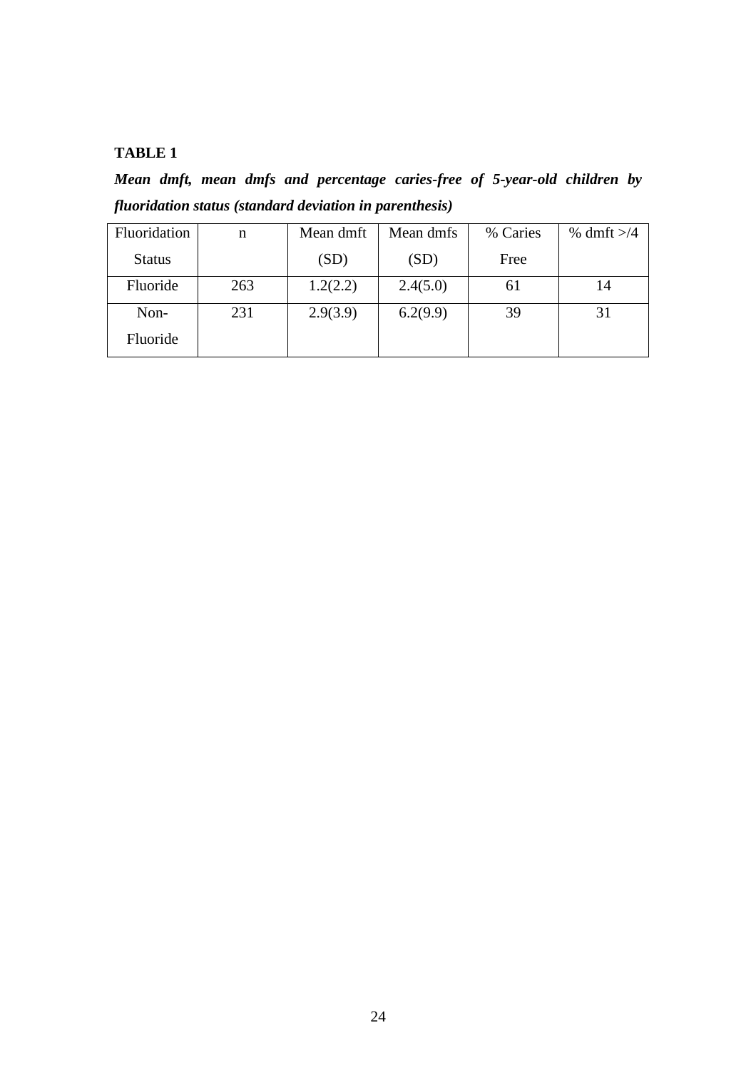**TABLE 1**

***Mean dmft, mean dmfs and percentage caries-free of 5-year-old children by fluoridation status (standard deviation in parenthesis)***

| Fluoridation Status | n | Mean dmft (SD) | Mean dmfs (SD) | % Caries Free | % dmft >/4 |
|---|---|---|---|---|---|
| Fluoride | 263 | 1.2(2.2) | 2.4(5.0) | 61 | 14 |
| Non-Fluoride | 231 | 2.9(3.9) | 6.2(9.9) | 39 | 31 |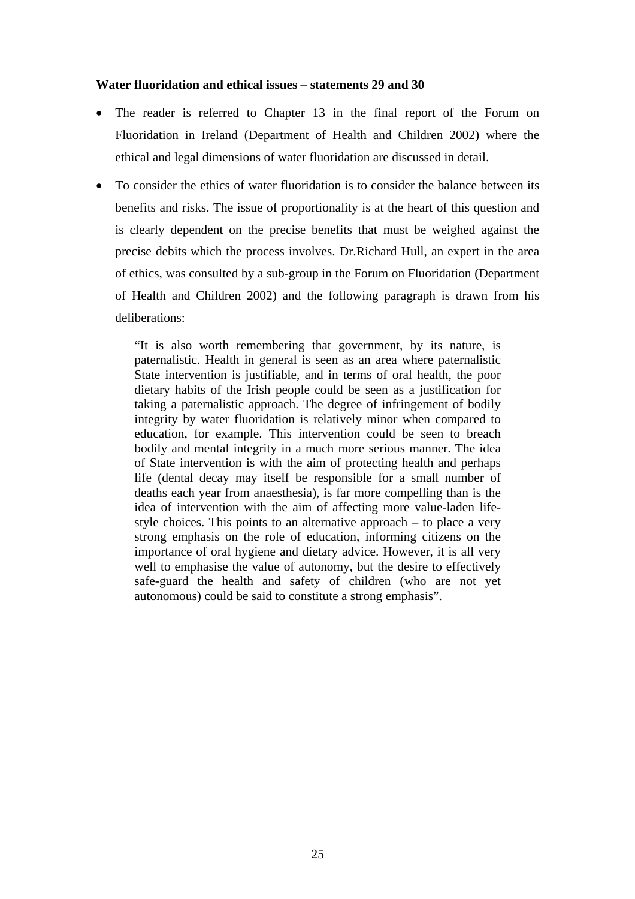**Water fluoridation and ethical issues – statements 29 and 30**

- The reader is referred to Chapter 13 in the final report of the Forum on Fluoridation in Ireland (Department of Health and Children 2002) where the ethical and legal dimensions of water fluoridation are discussed in detail.

- To consider the ethics of water fluoridation is to consider the balance between its benefits and risks. The issue of proportionality is at the heart of this question and is clearly dependent on the precise benefits that must be weighed against the precise debits which the process involves. Dr.Richard Hull, an expert in the area of ethics, was consulted by a sub-group in the Forum on Fluoridation (Department of Health and Children 2002) and the following paragraph is drawn from his deliberations:

  > "It is also worth remembering that government, by its nature, is paternalistic. Health in general is seen as an area where paternalistic State intervention is justifiable, and in terms of oral health, the poor dietary habits of the Irish people could be seen as a justification for taking a paternalistic approach. The degree of infringement of bodily integrity by water fluoridation is relatively minor when compared to education, for example. This intervention could be seen to breach bodily and mental integrity in a much more serious manner. The idea of State intervention is with the aim of protecting health and perhaps life (dental decay may itself be responsible for a small number of deaths each year from anaesthesia), is far more compelling than is the idea of intervention with the aim of affecting more value-laden life-style choices. This points to an alternative approach – to place a very strong emphasis on the role of education, informing citizens on the importance of oral hygiene and dietary advice. However, it is all very well to emphasise the value of autonomy, but the desire to effectively safe-guard the health and safety of children (who are not yet autonomous) could be said to constitute a strong emphasis".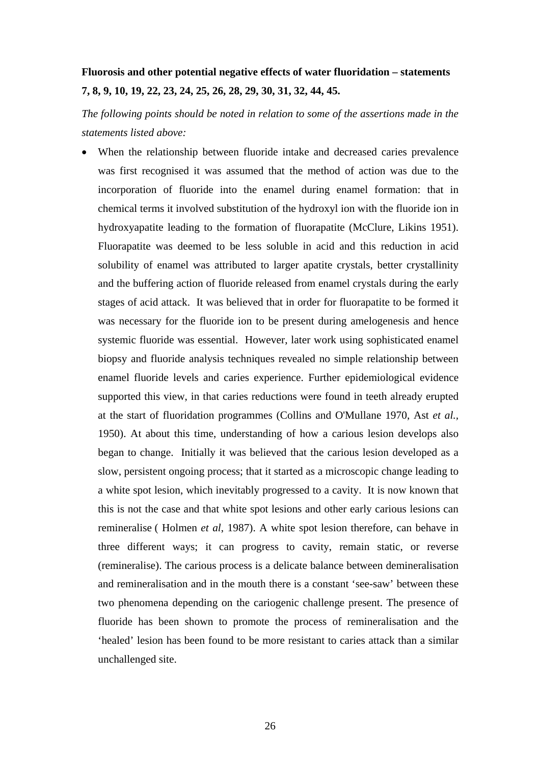**Fluorosis and other potential negative effects of water fluoridation – statements 7, 8, 9, 10, 19, 22, 23, 24, 25, 26, 28, 29, 30, 31, 32, 44, 45.**

*The following points should be noted in relation to some of the assertions made in the statements listed above:*

- When the relationship between fluoride intake and decreased caries prevalence was first recognised it was assumed that the method of action was due to the incorporation of fluoride into the enamel during enamel formation: that in chemical terms it involved substitution of the hydroxyl ion with the fluoride ion in hydroxyapatite leading to the formation of fluorapatite (McClure, Likins 1951). Fluorapatite was deemed to be less soluble in acid and this reduction in acid solubility of enamel was attributed to larger apatite crystals, better crystallinity and the buffering action of fluoride released from enamel crystals during the early stages of acid attack. It was believed that in order for fluorapatite to be formed it was necessary for the fluoride ion to be present during amelogenesis and hence systemic fluoride was essential. However, later work using sophisticated enamel biopsy and fluoride analysis techniques revealed no simple relationship between enamel fluoride levels and caries experience. Further epidemiological evidence supported this view, in that caries reductions were found in teeth already erupted at the start of fluoridation programmes (Collins and O'Mullane 1970, Ast *et al.*, 1950). At about this time, understanding of how a carious lesion develops also began to change. Initially it was believed that the carious lesion developed as a slow, persistent ongoing process; that it started as a microscopic change leading to a white spot lesion, which inevitably progressed to a cavity. It is now known that this is not the case and that white spot lesions and other early carious lesions can remineralise ( Holmen *et al*, 1987). A white spot lesion therefore, can behave in three different ways; it can progress to cavity, remain static, or reverse (remineralise). The carious process is a delicate balance between demineralisation and remineralisation and in the mouth there is a constant 'see-saw' between these two phenomena depending on the cariogenic challenge present. The presence of fluoride has been shown to promote the process of remineralisation and the 'healed' lesion has been found to be more resistant to caries attack than a similar unchallenged site.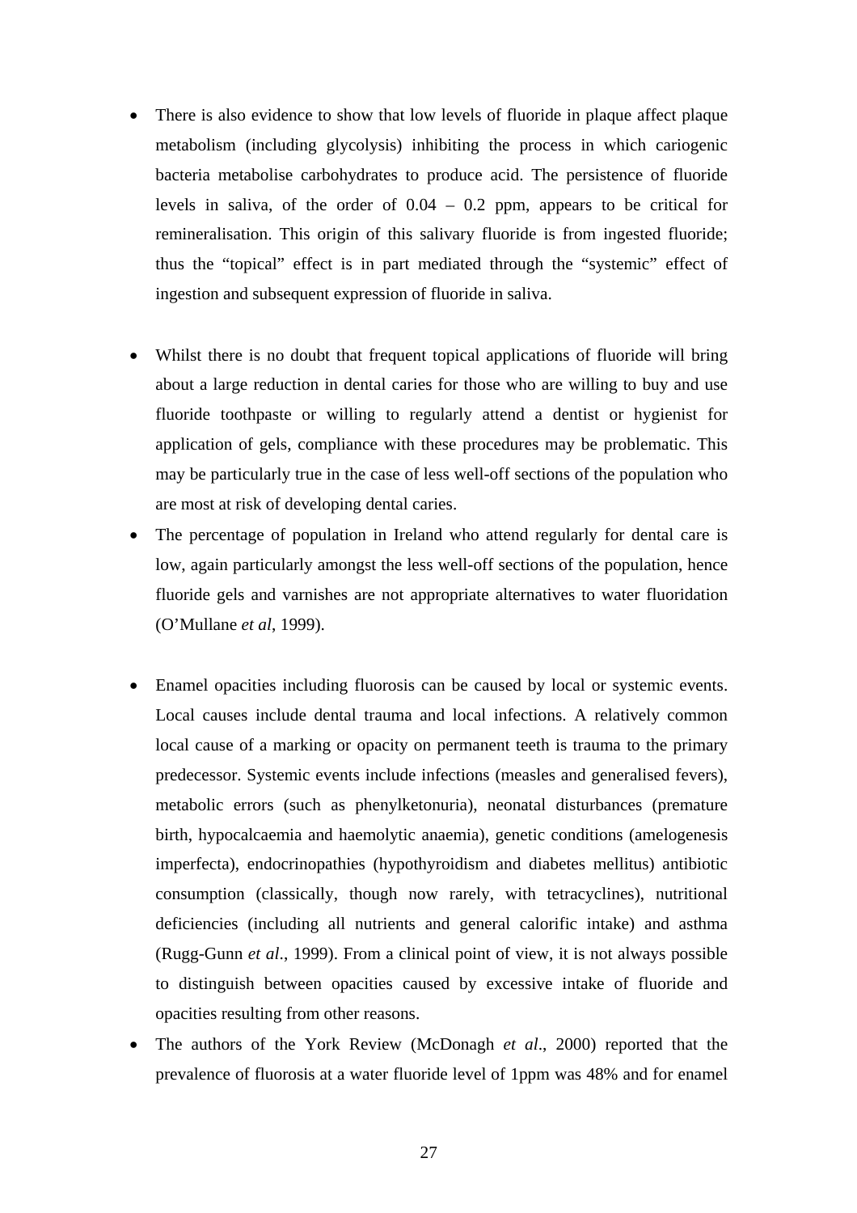- There is also evidence to show that low levels of fluoride in plaque affect plaque metabolism (including glycolysis) inhibiting the process in which cariogenic bacteria metabolise carbohydrates to produce acid. The persistence of fluoride levels in saliva, of the order of 0.04 – 0.2 ppm, appears to be critical for remineralisation. This origin of this salivary fluoride is from ingested fluoride; thus the "topical" effect is in part mediated through the "systemic" effect of ingestion and subsequent expression of fluoride in saliva.

- Whilst there is no doubt that frequent topical applications of fluoride will bring about a large reduction in dental caries for those who are willing to buy and use fluoride toothpaste or willing to regularly attend a dentist or hygienist for application of gels, compliance with these procedures may be problematic. This may be particularly true in the case of less well-off sections of the population who are most at risk of developing dental caries.
- The percentage of population in Ireland who attend regularly for dental care is low, again particularly amongst the less well-off sections of the population, hence fluoride gels and varnishes are not appropriate alternatives to water fluoridation (O'Mullane *et al*, 1999).

- Enamel opacities including fluorosis can be caused by local or systemic events. Local causes include dental trauma and local infections. A relatively common local cause of a marking or opacity on permanent teeth is trauma to the primary predecessor. Systemic events include infections (measles and generalised fevers), metabolic errors (such as phenylketonuria), neonatal disturbances (premature birth, hypocalcaemia and haemolytic anaemia), genetic conditions (amelogenesis imperfecta), endocrinopathies (hypothyroidism and diabetes mellitus) antibiotic consumption (classically, though now rarely, with tetracyclines), nutritional deficiencies (including all nutrients and general calorific intake) and asthma (Rugg-Gunn *et al*., 1999). From a clinical point of view, it is not always possible to distinguish between opacities caused by excessive intake of fluoride and opacities resulting from other reasons.
- The authors of the York Review (McDonagh *et al*., 2000) reported that the prevalence of fluorosis at a water fluoride level of 1ppm was 48% and for enamel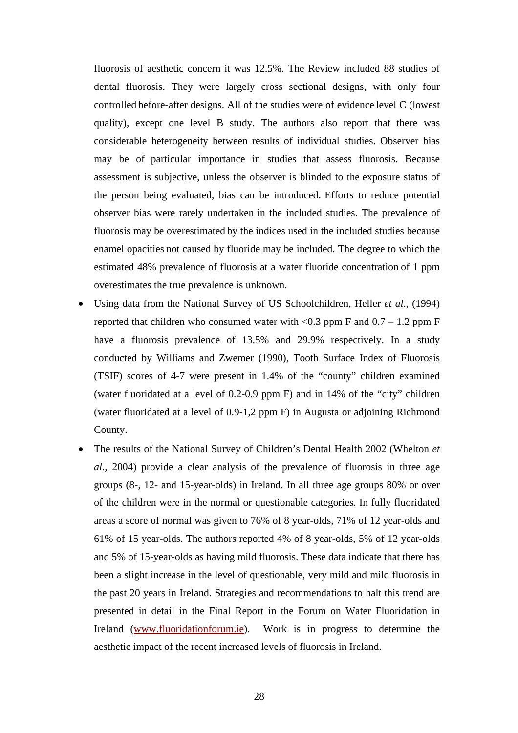fluorosis of aesthetic concern it was 12.5%. The Review included 88 studies of dental fluorosis. They were largely cross sectional designs, with only four controlled before-after designs. All of the studies were of evidence level C (lowest quality), except one level B study. The authors also report that there was considerable heterogeneity between results of individual studies. Observer bias may be of particular importance in studies that assess fluorosis. Because assessment is subjective, unless the observer is blinded to the exposure status of the person being evaluated, bias can be introduced. Efforts to reduce potential observer bias were rarely undertaken in the included studies. The prevalence of fluorosis may be overestimated by the indices used in the included studies because enamel opacities not caused by fluoride may be included. The degree to which the estimated 48% prevalence of fluorosis at a water fluoride concentration of 1 ppm overestimates the true prevalence is unknown.

- Using data from the National Survey of US Schoolchildren, Heller *et al.*, (1994) reported that children who consumed water with <0.3 ppm F and 0.7 – 1.2 ppm F have a fluorosis prevalence of 13.5% and 29.9% respectively. In a study conducted by Williams and Zwemer (1990), Tooth Surface Index of Fluorosis (TSIF) scores of 4-7 were present in 1.4% of the "county" children examined (water fluoridated at a level of 0.2-0.9 ppm F) and in 14% of the "city" children (water fluoridated at a level of 0.9-1,2 ppm F) in Augusta or adjoining Richmond County.
- The results of the National Survey of Children's Dental Health 2002 (Whelton *et al.,* 2004) provide a clear analysis of the prevalence of fluorosis in three age groups (8-, 12- and 15-year-olds) in Ireland. In all three age groups 80% or over of the children were in the normal or questionable categories. In fully fluoridated areas a score of normal was given to 76% of 8 year-olds, 71% of 12 year-olds and 61% of 15 year-olds. The authors reported 4% of 8 year-olds, 5% of 12 year-olds and 5% of 15-year-olds as having mild fluorosis. These data indicate that there has been a slight increase in the level of questionable, very mild and mild fluorosis in the past 20 years in Ireland. Strategies and recommendations to halt this trend are presented in detail in the Final Report in the Forum on Water Fluoridation in Ireland (www.fluoridationforum.ie). Work is in progress to determine the aesthetic impact of the recent increased levels of fluorosis in Ireland.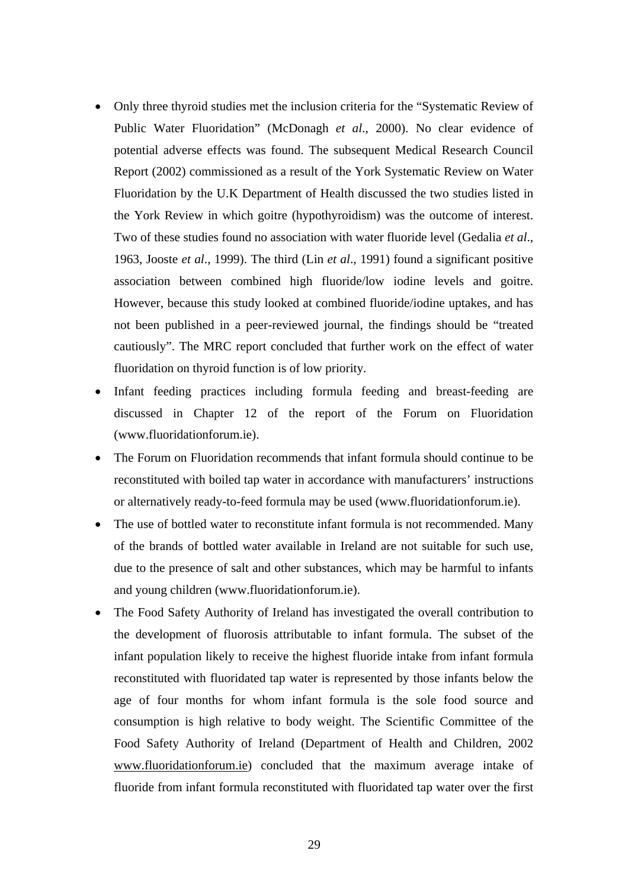- Only three thyroid studies met the inclusion criteria for the "Systematic Review of Public Water Fluoridation" (McDonagh *et al*., 2000). No clear evidence of potential adverse effects was found. The subsequent Medical Research Council Report (2002) commissioned as a result of the York Systematic Review on Water Fluoridation by the U.K Department of Health discussed the two studies listed in the York Review in which goitre (hypothyroidism) was the outcome of interest. Two of these studies found no association with water fluoride level (Gedalia *et al*., 1963, Jooste *et al*., 1999). The third (Lin *et al*., 1991) found a significant positive association between combined high fluoride/low iodine levels and goitre. However, because this study looked at combined fluoride/iodine uptakes, and has not been published in a peer-reviewed journal, the findings should be "treated cautiously". The MRC report concluded that further work on the effect of water fluoridation on thyroid function is of low priority.
- Infant feeding practices including formula feeding and breast-feeding are discussed in Chapter 12 of the report of the Forum on Fluoridation (www.fluoridationforum.ie).
- The Forum on Fluoridation recommends that infant formula should continue to be reconstituted with boiled tap water in accordance with manufacturers' instructions or alternatively ready-to-feed formula may be used (www.fluoridationforum.ie).
- The use of bottled water to reconstitute infant formula is not recommended. Many of the brands of bottled water available in Ireland are not suitable for such use, due to the presence of salt and other substances, which may be harmful to infants and young children (www.fluoridationforum.ie).
- The Food Safety Authority of Ireland has investigated the overall contribution to the development of fluorosis attributable to infant formula. The subset of the infant population likely to receive the highest fluoride intake from infant formula reconstituted with fluoridated tap water is represented by those infants below the age of four months for whom infant formula is the sole food source and consumption is high relative to body weight. The Scientific Committee of the Food Safety Authority of Ireland (Department of Health and Children, 2002 www.fluoridationforum.ie) concluded that the maximum average intake of fluoride from infant formula reconstituted with fluoridated tap water over the first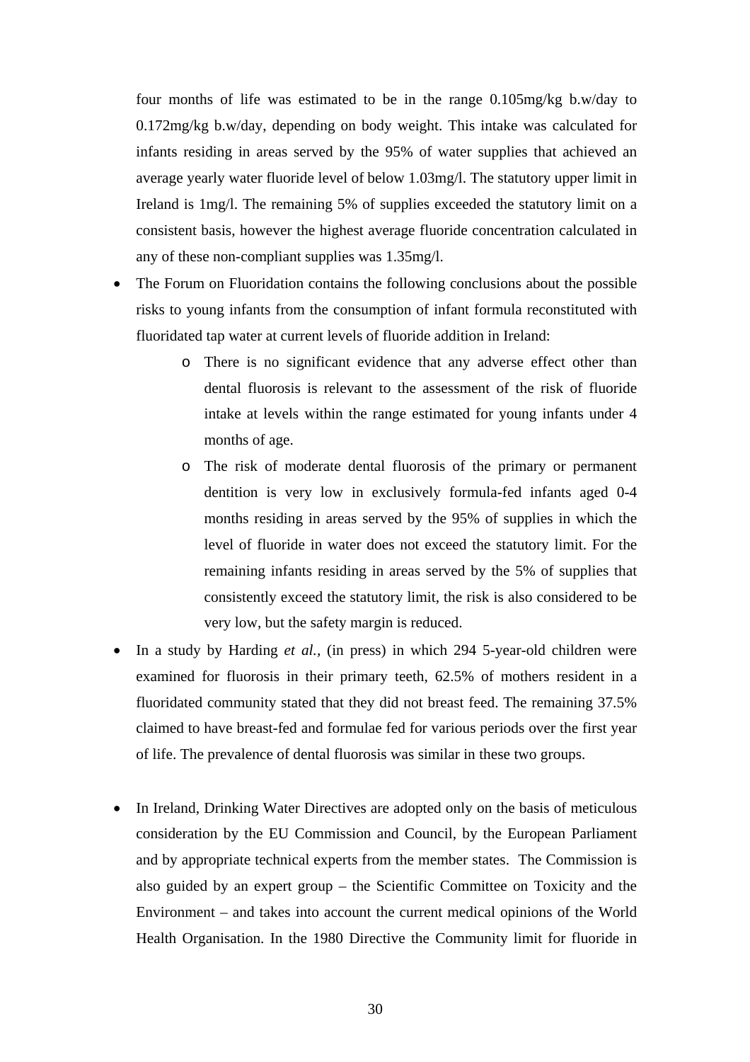four months of life was estimated to be in the range 0.105mg/kg b.w/day to 0.172mg/kg b.w/day, depending on body weight. This intake was calculated for infants residing in areas served by the 95% of water supplies that achieved an average yearly water fluoride level of below 1.03mg/l. The statutory upper limit in Ireland is 1mg/l. The remaining 5% of supplies exceeded the statutory limit on a consistent basis, however the highest average fluoride concentration calculated in any of these non-compliant supplies was 1.35mg/l.

- The Forum on Fluoridation contains the following conclusions about the possible risks to young infants from the consumption of infant formula reconstituted with fluoridated tap water at current levels of fluoride addition in Ireland:
  - There is no significant evidence that any adverse effect other than dental fluorosis is relevant to the assessment of the risk of fluoride intake at levels within the range estimated for young infants under 4 months of age.
  - The risk of moderate dental fluorosis of the primary or permanent dentition is very low in exclusively formula-fed infants aged 0-4 months residing in areas served by the 95% of supplies in which the level of fluoride in water does not exceed the statutory limit. For the remaining infants residing in areas served by the 5% of supplies that consistently exceed the statutory limit, the risk is also considered to be very low, but the safety margin is reduced.
- In a study by Harding *et al.,* (in press) in which 294 5-year-old children were examined for fluorosis in their primary teeth, 62.5% of mothers resident in a fluoridated community stated that they did not breast feed. The remaining 37.5% claimed to have breast-fed and formulae fed for various periods over the first year of life. The prevalence of dental fluorosis was similar in these two groups.

- In Ireland, Drinking Water Directives are adopted only on the basis of meticulous consideration by the EU Commission and Council, by the European Parliament and by appropriate technical experts from the member states. The Commission is also guided by an expert group – the Scientific Committee on Toxicity and the Environment – and takes into account the current medical opinions of the World Health Organisation. In the 1980 Directive the Community limit for fluoride in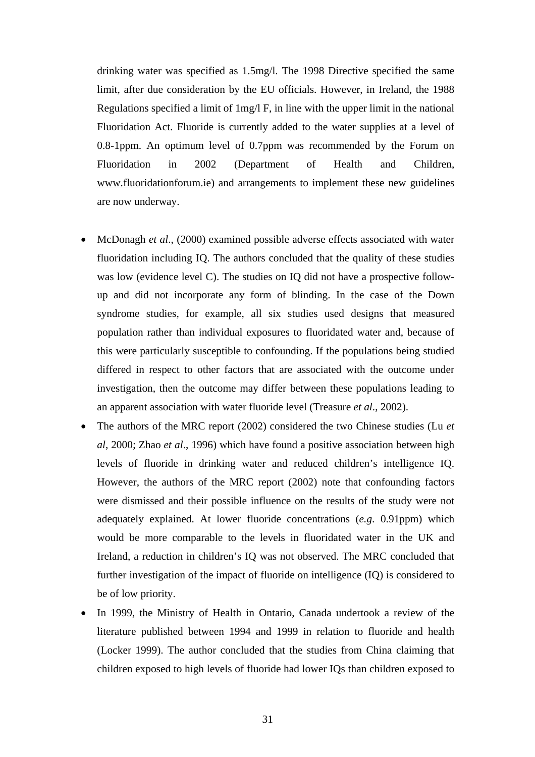drinking water was specified as 1.5mg/l. The 1998 Directive specified the same limit, after due consideration by the EU officials. However, in Ireland, the 1988 Regulations specified a limit of 1mg/l F, in line with the upper limit in the national Fluoridation Act. Fluoride is currently added to the water supplies at a level of 0.8-1ppm. An optimum level of 0.7ppm was recommended by the Forum on Fluoridation in 2002 (Department of Health and Children, www.fluoridationforum.ie) and arrangements to implement these new guidelines are now underway.

- McDonagh *et al*., (2000) examined possible adverse effects associated with water fluoridation including IQ. The authors concluded that the quality of these studies was low (evidence level C). The studies on IQ did not have a prospective follow-up and did not incorporate any form of blinding. In the case of the Down syndrome studies, for example, all six studies used designs that measured population rather than individual exposures to fluoridated water and, because of this were particularly susceptible to confounding. If the populations being studied differed in respect to other factors that are associated with the outcome under investigation, then the outcome may differ between these populations leading to an apparent association with water fluoride level (Treasure *et al*., 2002).
- The authors of the MRC report (2002) considered the two Chinese studies (Lu *et al*, 2000; Zhao *et al*., 1996) which have found a positive association between high levels of fluoride in drinking water and reduced children's intelligence IQ. However, the authors of the MRC report (2002) note that confounding factors were dismissed and their possible influence on the results of the study were not adequately explained. At lower fluoride concentrations (*e.g.* 0.91ppm) which would be more comparable to the levels in fluoridated water in the UK and Ireland, a reduction in children's IQ was not observed. The MRC concluded that further investigation of the impact of fluoride on intelligence (IQ) is considered to be of low priority.
- In 1999, the Ministry of Health in Ontario, Canada undertook a review of the literature published between 1994 and 1999 in relation to fluoride and health (Locker 1999). The author concluded that the studies from China claiming that children exposed to high levels of fluoride had lower IQs than children exposed to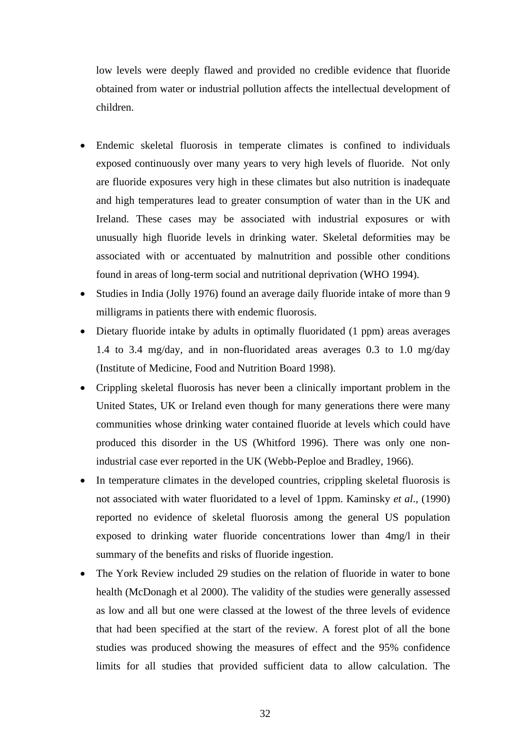low levels were deeply flawed and provided no credible evidence that fluoride obtained from water or industrial pollution affects the intellectual development of children.

- Endemic skeletal fluorosis in temperate climates is confined to individuals exposed continuously over many years to very high levels of fluoride. Not only are fluoride exposures very high in these climates but also nutrition is inadequate and high temperatures lead to greater consumption of water than in the UK and Ireland. These cases may be associated with industrial exposures or with unusually high fluoride levels in drinking water. Skeletal deformities may be associated with or accentuated by malnutrition and possible other conditions found in areas of long-term social and nutritional deprivation (WHO 1994).
- Studies in India (Jolly 1976) found an average daily fluoride intake of more than 9 milligrams in patients there with endemic fluorosis.
- Dietary fluoride intake by adults in optimally fluoridated (1 ppm) areas averages 1.4 to 3.4 mg/day, and in non-fluoridated areas averages 0.3 to 1.0 mg/day (Institute of Medicine, Food and Nutrition Board 1998).
- Crippling skeletal fluorosis has never been a clinically important problem in the United States, UK or Ireland even though for many generations there were many communities whose drinking water contained fluoride at levels which could have produced this disorder in the US (Whitford 1996). There was only one non-industrial case ever reported in the UK (Webb-Peploe and Bradley, 1966).
- In temperature climates in the developed countries, crippling skeletal fluorosis is not associated with water fluoridated to a level of 1ppm. Kaminsky *et al*., (1990) reported no evidence of skeletal fluorosis among the general US population exposed to drinking water fluoride concentrations lower than 4mg/l in their summary of the benefits and risks of fluoride ingestion.
- The York Review included 29 studies on the relation of fluoride in water to bone health (McDonagh et al 2000). The validity of the studies were generally assessed as low and all but one were classed at the lowest of the three levels of evidence that had been specified at the start of the review. A forest plot of all the bone studies was produced showing the measures of effect and the 95% confidence limits for all studies that provided sufficient data to allow calculation. The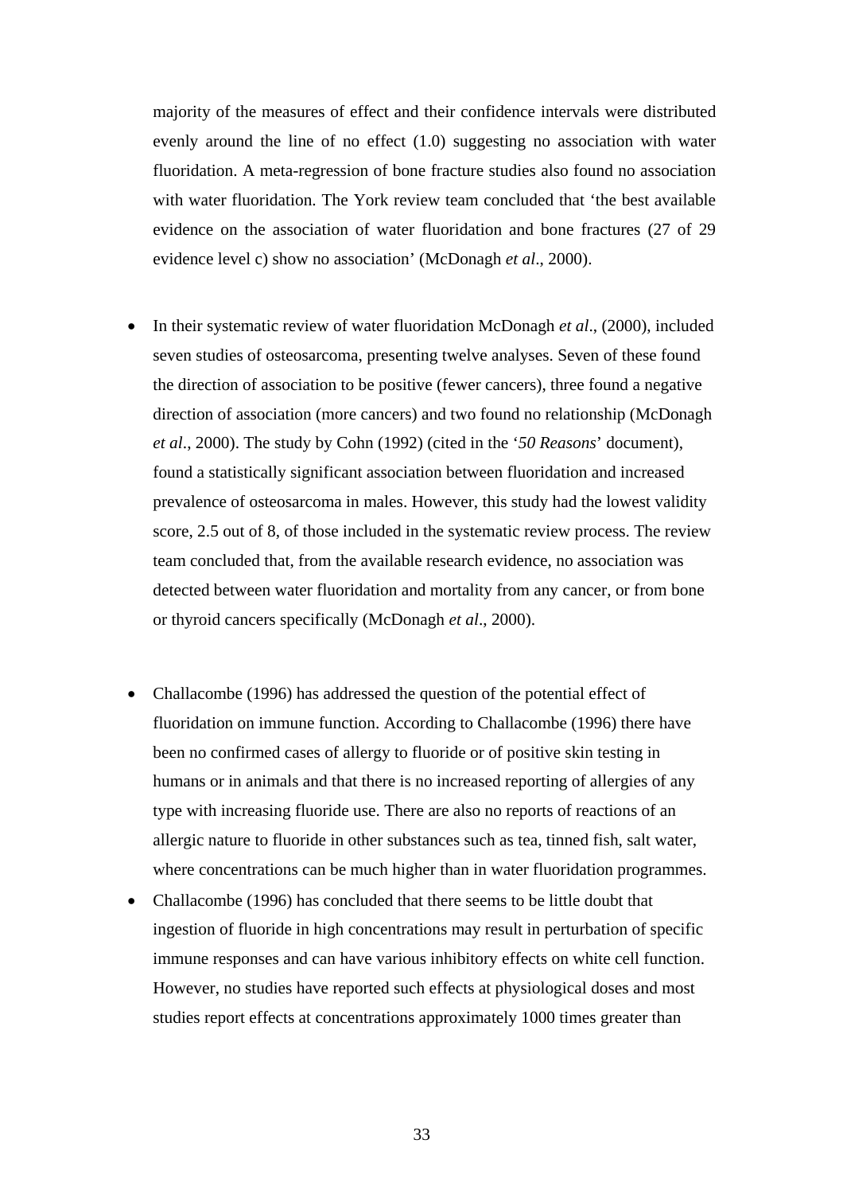majority of the measures of effect and their confidence intervals were distributed evenly around the line of no effect (1.0) suggesting no association with water fluoridation. A meta-regression of bone fracture studies also found no association with water fluoridation. The York review team concluded that 'the best available evidence on the association of water fluoridation and bone fractures (27 of 29 evidence level c) show no association' (McDonagh *et al*., 2000).

- In their systematic review of water fluoridation McDonagh *et al*., (2000), included seven studies of osteosarcoma, presenting twelve analyses. Seven of these found the direction of association to be positive (fewer cancers), three found a negative direction of association (more cancers) and two found no relationship (McDonagh *et al*., 2000). The study by Cohn (1992) (cited in the '*50 Reasons*' document), found a statistically significant association between fluoridation and increased prevalence of osteosarcoma in males. However, this study had the lowest validity score, 2.5 out of 8, of those included in the systematic review process. The review team concluded that, from the available research evidence, no association was detected between water fluoridation and mortality from any cancer, or from bone or thyroid cancers specifically (McDonagh *et al*., 2000).

- Challacombe (1996) has addressed the question of the potential effect of fluoridation on immune function. According to Challacombe (1996) there have been no confirmed cases of allergy to fluoride or of positive skin testing in humans or in animals and that there is no increased reporting of allergies of any type with increasing fluoride use. There are also no reports of reactions of an allergic nature to fluoride in other substances such as tea, tinned fish, salt water, where concentrations can be much higher than in water fluoridation programmes.
- Challacombe (1996) has concluded that there seems to be little doubt that ingestion of fluoride in high concentrations may result in perturbation of specific immune responses and can have various inhibitory effects on white cell function. However, no studies have reported such effects at physiological doses and most studies report effects at concentrations approximately 1000 times greater than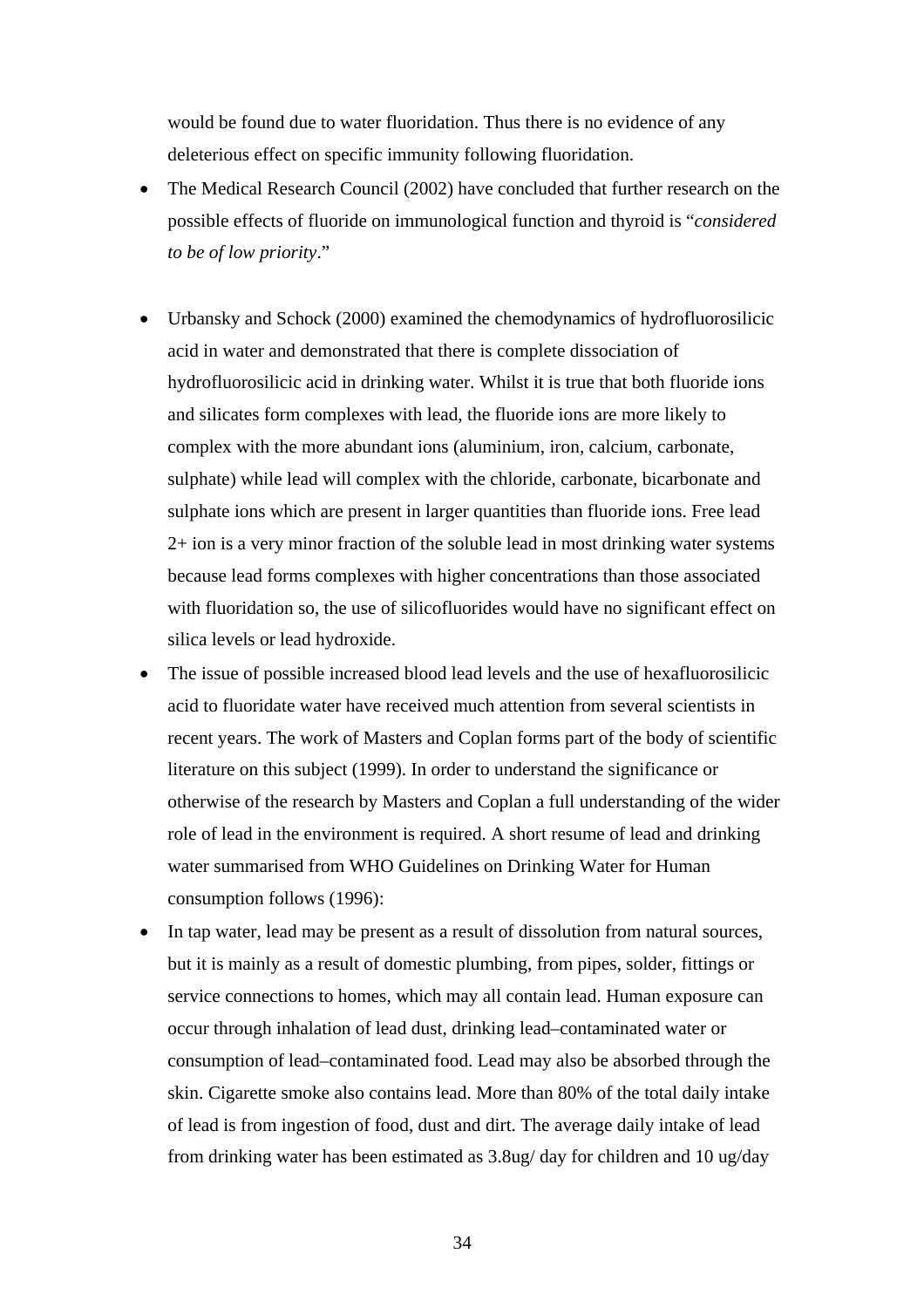would be found due to water fluoridation. Thus there is no evidence of any deleterious effect on specific immunity following fluoridation.

- The Medical Research Council (2002) have concluded that further research on the possible effects of fluoride on immunological function and thyroid is "*considered to be of low priority*."

- Urbansky and Schock (2000) examined the chemodynamics of hydrofluorosilicic acid in water and demonstrated that there is complete dissociation of hydrofluorosilicic acid in drinking water. Whilst it is true that both fluoride ions and silicates form complexes with lead, the fluoride ions are more likely to complex with the more abundant ions (aluminium, iron, calcium, carbonate, sulphate) while lead will complex with the chloride, carbonate, bicarbonate and sulphate ions which are present in larger quantities than fluoride ions. Free lead 2+ ion is a very minor fraction of the soluble lead in most drinking water systems because lead forms complexes with higher concentrations than those associated with fluoridation so, the use of silicofluorides would have no significant effect on silica levels or lead hydroxide.
- The issue of possible increased blood lead levels and the use of hexafluorosilicic acid to fluoridate water have received much attention from several scientists in recent years. The work of Masters and Coplan forms part of the body of scientific literature on this subject (1999). In order to understand the significance or otherwise of the research by Masters and Coplan a full understanding of the wider role of lead in the environment is required. A short resume of lead and drinking water summarised from WHO Guidelines on Drinking Water for Human consumption follows (1996):
- In tap water, lead may be present as a result of dissolution from natural sources, but it is mainly as a result of domestic plumbing, from pipes, solder, fittings or service connections to homes, which may all contain lead. Human exposure can occur through inhalation of lead dust, drinking lead–contaminated water or consumption of lead–contaminated food. Lead may also be absorbed through the skin. Cigarette smoke also contains lead. More than 80% of the total daily intake of lead is from ingestion of food, dust and dirt. The average daily intake of lead from drinking water has been estimated as 3.8ug/ day for children and 10 ug/day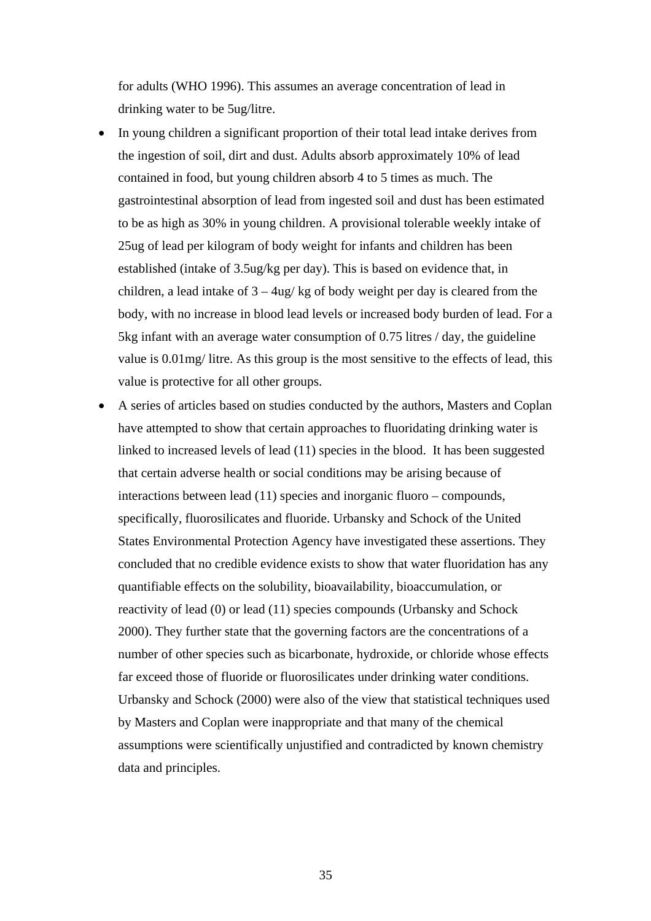for adults (WHO 1996). This assumes an average concentration of lead in drinking water to be 5ug/litre.

- In young children a significant proportion of their total lead intake derives from the ingestion of soil, dirt and dust. Adults absorb approximately 10% of lead contained in food, but young children absorb 4 to 5 times as much. The gastrointestinal absorption of lead from ingested soil and dust has been estimated to be as high as 30% in young children. A provisional tolerable weekly intake of 25ug of lead per kilogram of body weight for infants and children has been established (intake of 3.5ug/kg per day). This is based on evidence that, in children, a lead intake of 3 – 4ug/ kg of body weight per day is cleared from the body, with no increase in blood lead levels or increased body burden of lead. For a 5kg infant with an average water consumption of 0.75 litres / day, the guideline value is 0.01mg/ litre. As this group is the most sensitive to the effects of lead, this value is protective for all other groups.
- A series of articles based on studies conducted by the authors, Masters and Coplan have attempted to show that certain approaches to fluoridating drinking water is linked to increased levels of lead (11) species in the blood. It has been suggested that certain adverse health or social conditions may be arising because of interactions between lead (11) species and inorganic fluoro – compounds, specifically, fluorosilicates and fluoride. Urbansky and Schock of the United States Environmental Protection Agency have investigated these assertions. They concluded that no credible evidence exists to show that water fluoridation has any quantifiable effects on the solubility, bioavailability, bioaccumulation, or reactivity of lead (0) or lead (11) species compounds (Urbansky and Schock 2000). They further state that the governing factors are the concentrations of a number of other species such as bicarbonate, hydroxide, or chloride whose effects far exceed those of fluoride or fluorosilicates under drinking water conditions. Urbansky and Schock (2000) were also of the view that statistical techniques used by Masters and Coplan were inappropriate and that many of the chemical assumptions were scientifically unjustified and contradicted by known chemistry data and principles.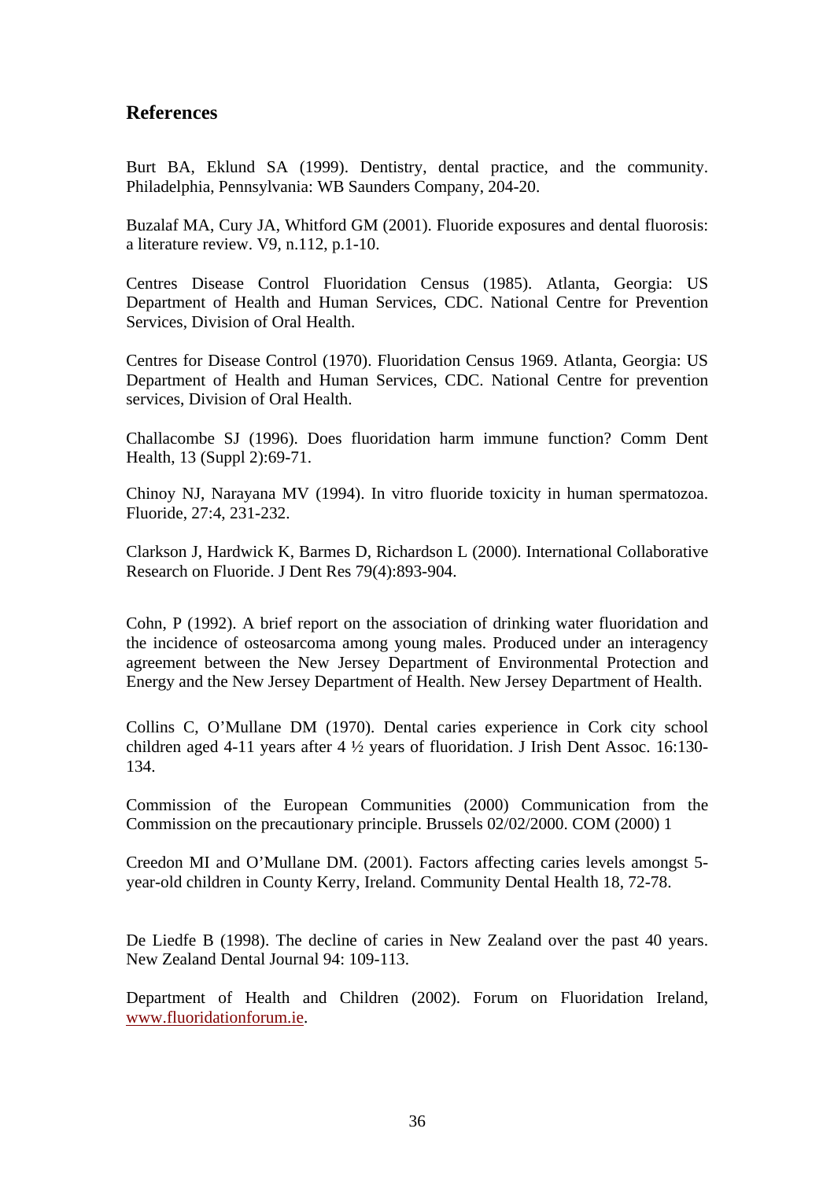## References

Burt BA, Eklund SA (1999). Dentistry, dental practice, and the community. Philadelphia, Pennsylvania: WB Saunders Company, 204-20.

Buzalaf MA, Cury JA, Whitford GM (2001). Fluoride exposures and dental fluorosis: a literature review. V9, n.112, p.1-10.

Centres Disease Control Fluoridation Census (1985). Atlanta, Georgia: US Department of Health and Human Services, CDC. National Centre for Prevention Services, Division of Oral Health.

Centres for Disease Control (1970). Fluoridation Census 1969. Atlanta, Georgia: US Department of Health and Human Services, CDC. National Centre for prevention services, Division of Oral Health.

Challacombe SJ (1996). Does fluoridation harm immune function? Comm Dent Health, 13 (Suppl 2):69-71.

Chinoy NJ, Narayana MV (1994). In vitro fluoride toxicity in human spermatozoa. Fluoride, 27:4, 231-232.

Clarkson J, Hardwick K, Barmes D, Richardson L (2000). International Collaborative Research on Fluoride. J Dent Res 79(4):893-904.

Cohn, P (1992). A brief report on the association of drinking water fluoridation and the incidence of osteosarcoma among young males. Produced under an interagency agreement between the New Jersey Department of Environmental Protection and Energy and the New Jersey Department of Health. New Jersey Department of Health.

Collins C, O'Mullane DM (1970). Dental caries experience in Cork city school children aged 4-11 years after 4 ½ years of fluoridation. J Irish Dent Assoc. 16:130-134.

Commission of the European Communities (2000) Communication from the Commission on the precautionary principle. Brussels 02/02/2000. COM (2000) 1

Creedon MI and O'Mullane DM. (2001). Factors affecting caries levels amongst 5-year-old children in County Kerry, Ireland. Community Dental Health 18, 72-78.

De Liedfe B (1998). The decline of caries in New Zealand over the past 40 years. New Zealand Dental Journal 94: 109-113.

Department of Health and Children (2002). Forum on Fluoridation Ireland, www.fluoridationforum.ie.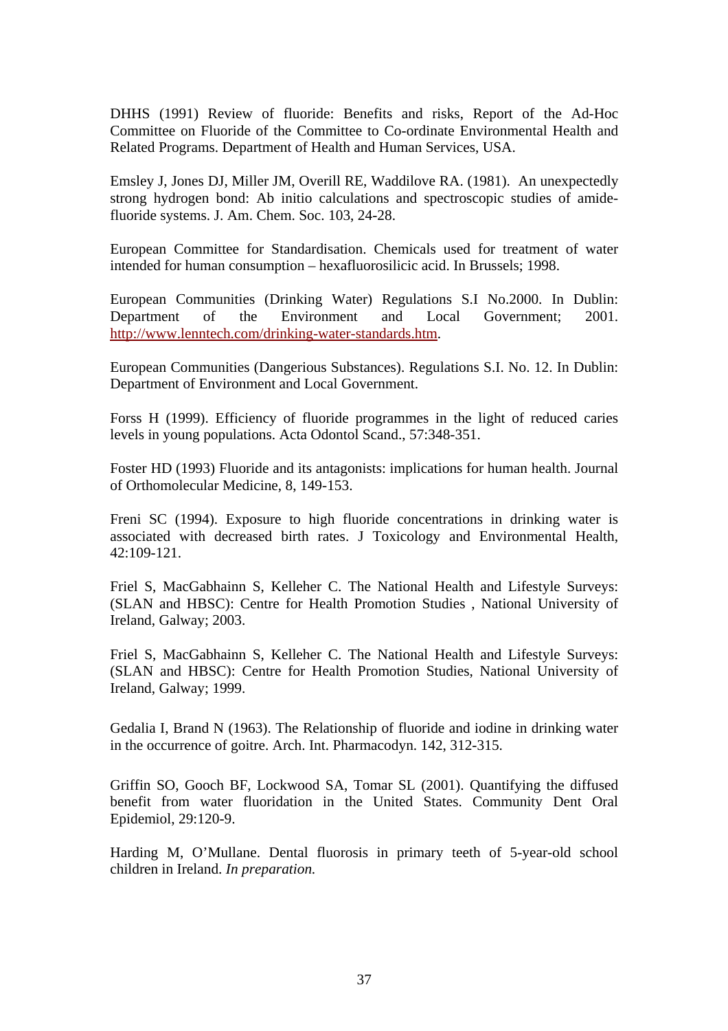DHHS (1991) Review of fluoride: Benefits and risks, Report of the Ad-Hoc Committee on Fluoride of the Committee to Co-ordinate Environmental Health and Related Programs. Department of Health and Human Services, USA.

Emsley J, Jones DJ, Miller JM, Overill RE, Waddilove RA. (1981). An unexpectedly strong hydrogen bond: Ab initio calculations and spectroscopic studies of amide-fluoride systems. J. Am. Chem. Soc. 103, 24-28.

European Committee for Standardisation. Chemicals used for treatment of water intended for human consumption – hexafluorosilicic acid. In Brussels; 1998.

European Communities (Drinking Water) Regulations S.I No.2000. In Dublin: Department of the Environment and Local Government; 2001. http://www.lenntech.com/drinking-water-standards.htm.

European Communities (Dangerious Substances). Regulations S.I. No. 12. In Dublin: Department of Environment and Local Government.

Forss H (1999). Efficiency of fluoride programmes in the light of reduced caries levels in young populations. Acta Odontol Scand., 57:348-351.

Foster HD (1993) Fluoride and its antagonists: implications for human health. Journal of Orthomolecular Medicine, 8, 149-153.

Freni SC (1994). Exposure to high fluoride concentrations in drinking water is associated with decreased birth rates. J Toxicology and Environmental Health, 42:109-121.

Friel S, MacGabhainn S, Kelleher C. The National Health and Lifestyle Surveys: (SLAN and HBSC): Centre for Health Promotion Studies , National University of Ireland, Galway; 2003.

Friel S, MacGabhainn S, Kelleher C. The National Health and Lifestyle Surveys: (SLAN and HBSC): Centre for Health Promotion Studies, National University of Ireland, Galway; 1999.

Gedalia I, Brand N (1963). The Relationship of fluoride and iodine in drinking water in the occurrence of goitre. Arch. Int. Pharmacodyn. 142, 312-315.

Griffin SO, Gooch BF, Lockwood SA, Tomar SL (2001). Quantifying the diffused benefit from water fluoridation in the United States. Community Dent Oral Epidemiol, 29:120-9.

Harding M, O'Mullane. Dental fluorosis in primary teeth of 5-year-old school children in Ireland. *In preparation.*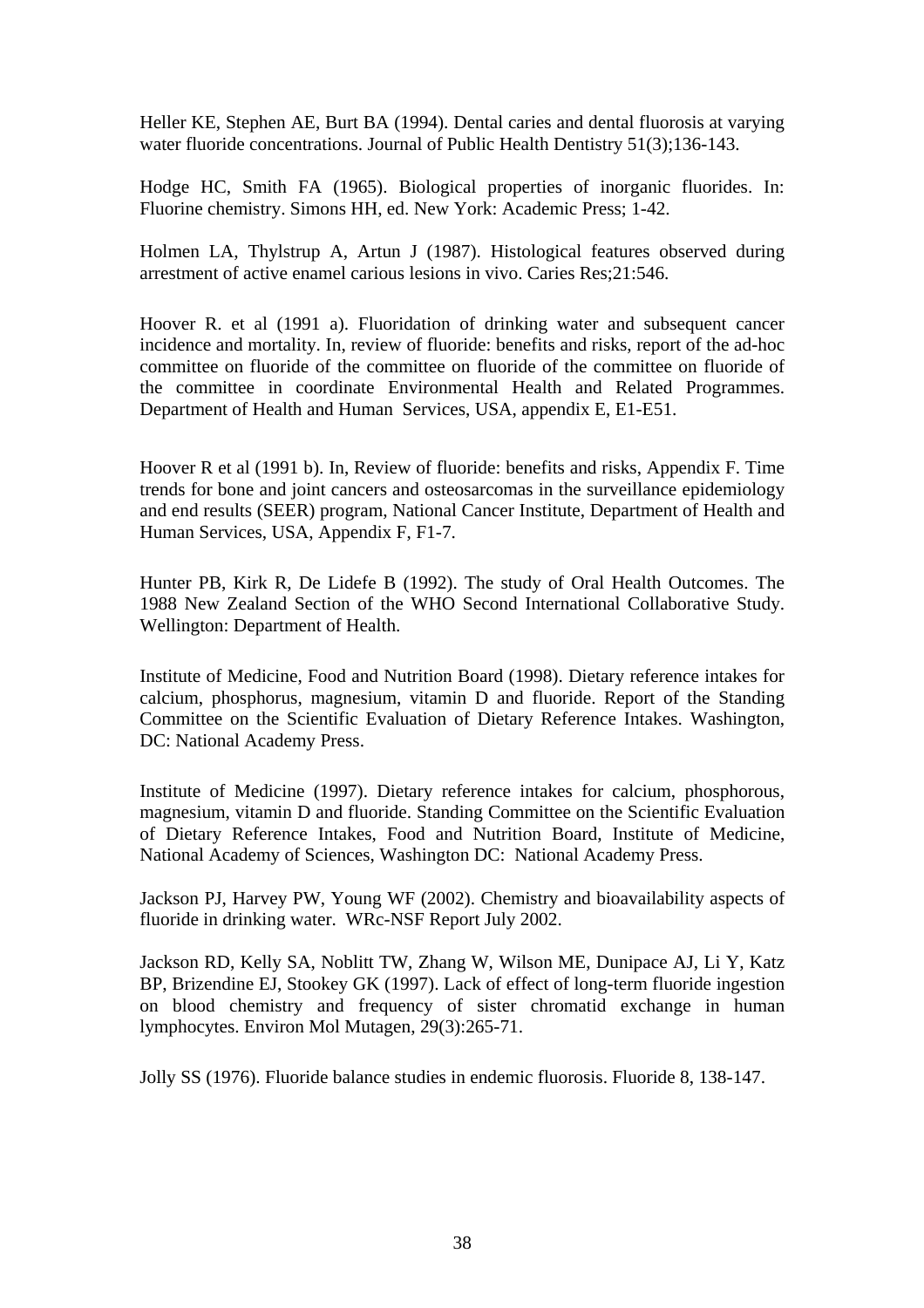Heller KE, Stephen AE, Burt BA (1994). Dental caries and dental fluorosis at varying water fluoride concentrations. Journal of Public Health Dentistry 51(3);136-143.

Hodge HC, Smith FA (1965). Biological properties of inorganic fluorides. In: Fluorine chemistry. Simons HH, ed. New York: Academic Press; 1-42.

Holmen LA, Thylstrup A, Artun J (1987). Histological features observed during arrestment of active enamel carious lesions in vivo. Caries Res;21:546.

Hoover R. et al (1991 a). Fluoridation of drinking water and subsequent cancer incidence and mortality. In, review of fluoride: benefits and risks, report of the ad-hoc committee on fluoride of the committee on fluoride of the committee on fluoride of the committee in coordinate Environmental Health and Related Programmes. Department of Health and Human Services, USA, appendix E, E1-E51.

Hoover R et al (1991 b). In, Review of fluoride: benefits and risks, Appendix F. Time trends for bone and joint cancers and osteosarcomas in the surveillance epidemiology and end results (SEER) program, National Cancer Institute, Department of Health and Human Services, USA, Appendix F, F1-7.

Hunter PB, Kirk R, De Lidefe B (1992). The study of Oral Health Outcomes. The 1988 New Zealand Section of the WHO Second International Collaborative Study. Wellington: Department of Health.

Institute of Medicine, Food and Nutrition Board (1998). Dietary reference intakes for calcium, phosphorus, magnesium, vitamin D and fluoride. Report of the Standing Committee on the Scientific Evaluation of Dietary Reference Intakes. Washington, DC: National Academy Press.

Institute of Medicine (1997). Dietary reference intakes for calcium, phosphorous, magnesium, vitamin D and fluoride. Standing Committee on the Scientific Evaluation of Dietary Reference Intakes, Food and Nutrition Board, Institute of Medicine, National Academy of Sciences, Washington DC: National Academy Press.

Jackson PJ, Harvey PW, Young WF (2002). Chemistry and bioavailability aspects of fluoride in drinking water. WRc-NSF Report July 2002.

Jackson RD, Kelly SA, Noblitt TW, Zhang W, Wilson ME, Dunipace AJ, Li Y, Katz BP, Brizendine EJ, Stookey GK (1997). Lack of effect of long-term fluoride ingestion on blood chemistry and frequency of sister chromatid exchange in human lymphocytes. Environ Mol Mutagen, 29(3):265-71.

Jolly SS (1976). Fluoride balance studies in endemic fluorosis. Fluoride 8, 138-147.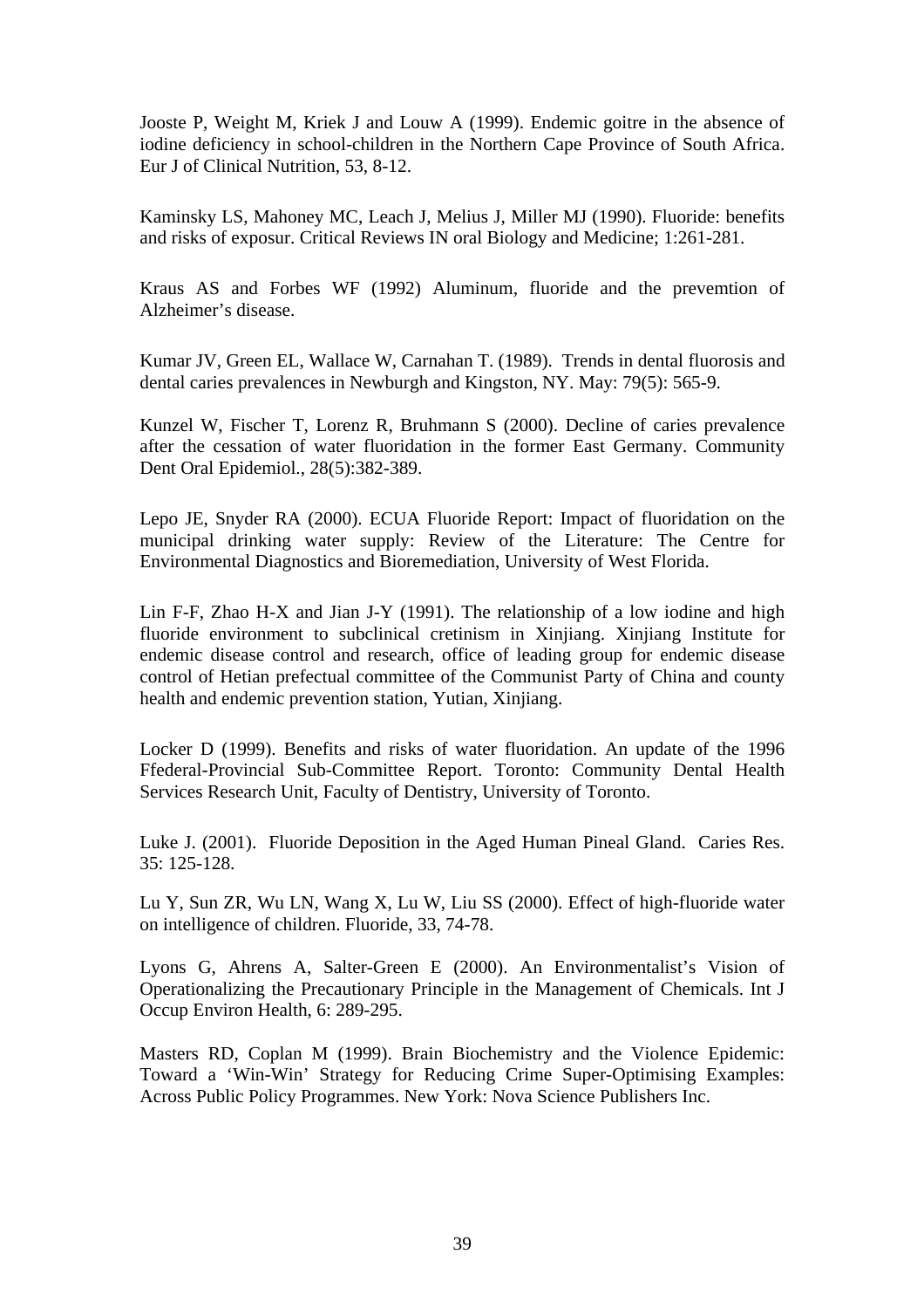Jooste P, Weight M, Kriek J and Louw A (1999). Endemic goitre in the absence of iodine deficiency in school-children in the Northern Cape Province of South Africa. Eur J of Clinical Nutrition, 53, 8-12.

Kaminsky LS, Mahoney MC, Leach J, Melius J, Miller MJ (1990). Fluoride: benefits and risks of exposur. Critical Reviews IN oral Biology and Medicine; 1:261-281.

Kraus AS and Forbes WF (1992) Aluminum, fluoride and the prevemtion of Alzheimer's disease.

Kumar JV, Green EL, Wallace W, Carnahan T. (1989). Trends in dental fluorosis and dental caries prevalences in Newburgh and Kingston, NY. May: 79(5): 565-9.

Kunzel W, Fischer T, Lorenz R, Bruhmann S (2000). Decline of caries prevalence after the cessation of water fluoridation in the former East Germany. Community Dent Oral Epidemiol., 28(5):382-389.

Lepo JE, Snyder RA (2000). ECUA Fluoride Report: Impact of fluoridation on the municipal drinking water supply: Review of the Literature: The Centre for Environmental Diagnostics and Bioremediation, University of West Florida.

Lin F-F, Zhao H-X and Jian J-Y (1991). The relationship of a low iodine and high fluoride environment to subclinical cretinism in Xinjiang. Xinjiang Institute for endemic disease control and research, office of leading group for endemic disease control of Hetian prefectual committee of the Communist Party of China and county health and endemic prevention station, Yutian, Xinjiang.

Locker D (1999). Benefits and risks of water fluoridation. An update of the 1996 Ffederal-Provincial Sub-Committee Report. Toronto: Community Dental Health Services Research Unit, Faculty of Dentistry, University of Toronto.

Luke J. (2001). Fluoride Deposition in the Aged Human Pineal Gland. Caries Res. 35: 125-128.

Lu Y, Sun ZR, Wu LN, Wang X, Lu W, Liu SS (2000). Effect of high-fluoride water on intelligence of children. Fluoride, 33, 74-78.

Lyons G, Ahrens A, Salter-Green E (2000). An Environmentalist's Vision of Operationalizing the Precautionary Principle in the Management of Chemicals. Int J Occup Environ Health, 6: 289-295.

Masters RD, Coplan M (1999). Brain Biochemistry and the Violence Epidemic: Toward a 'Win-Win' Strategy for Reducing Crime Super-Optimising Examples: Across Public Policy Programmes. New York: Nova Science Publishers Inc.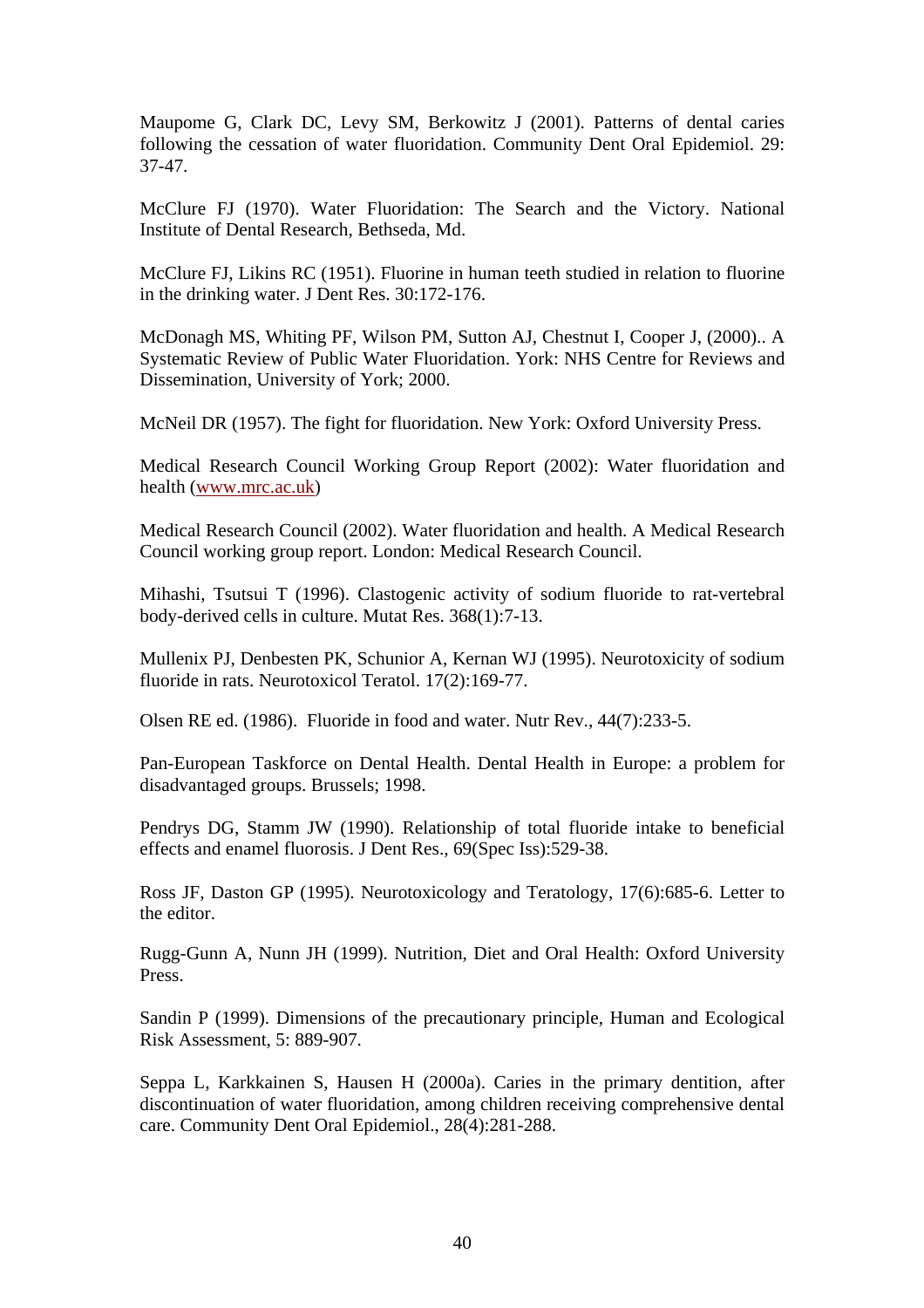Maupome G, Clark DC, Levy SM, Berkowitz J (2001). Patterns of dental caries following the cessation of water fluoridation. Community Dent Oral Epidemiol. 29: 37-47.

McClure FJ (1970). Water Fluoridation: The Search and the Victory. National Institute of Dental Research, Bethseda, Md.

McClure FJ, Likins RC (1951). Fluorine in human teeth studied in relation to fluorine in the drinking water. J Dent Res. 30:172-176.

McDonagh MS, Whiting PF, Wilson PM, Sutton AJ, Chestnut I, Cooper J, (2000).. A Systematic Review of Public Water Fluoridation. York: NHS Centre for Reviews and Dissemination, University of York; 2000.

McNeil DR (1957). The fight for fluoridation. New York: Oxford University Press.

Medical Research Council Working Group Report (2002): Water fluoridation and health (www.mrc.ac.uk)

Medical Research Council (2002). Water fluoridation and health. A Medical Research Council working group report. London: Medical Research Council.

Mihashi, Tsutsui T (1996). Clastogenic activity of sodium fluoride to rat-vertebral body-derived cells in culture. Mutat Res. 368(1):7-13.

Mullenix PJ, Denbesten PK, Schunior A, Kernan WJ (1995). Neurotoxicity of sodium fluoride in rats. Neurotoxicol Teratol. 17(2):169-77.

Olsen RE ed. (1986). Fluoride in food and water. Nutr Rev., 44(7):233-5.

Pan-European Taskforce on Dental Health. Dental Health in Europe: a problem for disadvantaged groups. Brussels; 1998.

Pendrys DG, Stamm JW (1990). Relationship of total fluoride intake to beneficial effects and enamel fluorosis. J Dent Res., 69(Spec Iss):529-38.

Ross JF, Daston GP (1995). Neurotoxicology and Teratology, 17(6):685-6. Letter to the editor.

Rugg-Gunn A, Nunn JH (1999). Nutrition, Diet and Oral Health: Oxford University Press.

Sandin P (1999). Dimensions of the precautionary principle, Human and Ecological Risk Assessment, 5: 889-907.

Seppa L, Karkkainen S, Hausen H (2000a). Caries in the primary dentition, after discontinuation of water fluoridation, among children receiving comprehensive dental care. Community Dent Oral Epidemiol., 28(4):281-288.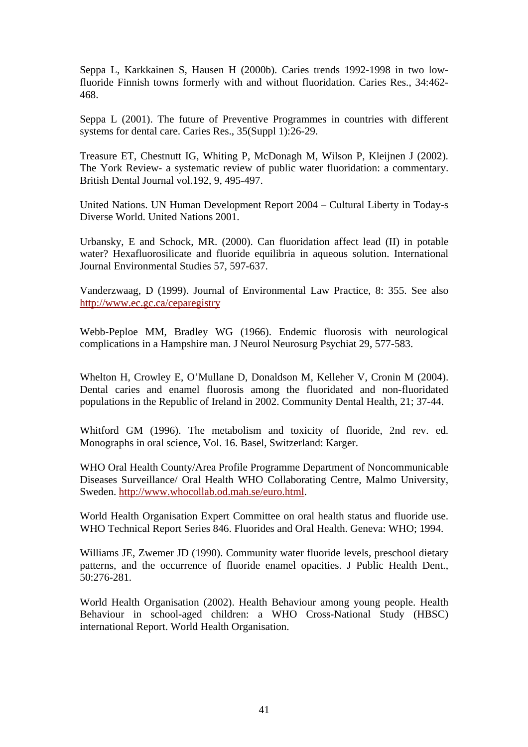Seppa L, Karkkainen S, Hausen H (2000b). Caries trends 1992-1998 in two low-fluoride Finnish towns formerly with and without fluoridation. Caries Res., 34:462-468.

Seppa L (2001). The future of Preventive Programmes in countries with different systems for dental care. Caries Res., 35(Suppl 1):26-29.

Treasure ET, Chestnutt IG, Whiting P, McDonagh M, Wilson P, Kleijnen J (2002). The York Review- a systematic review of public water fluoridation: a commentary. British Dental Journal vol.192, 9, 495-497.

United Nations. UN Human Development Report 2004 – Cultural Liberty in Today-s Diverse World. United Nations 2001.

Urbansky, E and Schock, MR. (2000). Can fluoridation affect lead (II) in potable water? Hexafluorosilicate and fluoride equilibria in aqueous solution. International Journal Environmental Studies 57, 597-637.

Vanderzwaag, D (1999). Journal of Environmental Law Practice, 8: 355. See also http://www.ec.gc.ca/ceparegistry

Webb-Peploe MM, Bradley WG (1966). Endemic fluorosis with neurological complications in a Hampshire man. J Neurol Neurosurg Psychiat 29, 577-583.

Whelton H, Crowley E, O'Mullane D, Donaldson M, Kelleher V, Cronin M (2004). Dental caries and enamel fluorosis among the fluoridated and non-fluoridated populations in the Republic of Ireland in 2002. Community Dental Health, 21; 37-44.

Whitford GM (1996). The metabolism and toxicity of fluoride, 2nd rev. ed. Monographs in oral science, Vol. 16. Basel, Switzerland: Karger.

WHO Oral Health County/Area Profile Programme Department of Noncommunicable Diseases Surveillance/ Oral Health WHO Collaborating Centre, Malmo University, Sweden. http://www.whocollab.od.mah.se/euro.html.

World Health Organisation Expert Committee on oral health status and fluoride use. WHO Technical Report Series 846. Fluorides and Oral Health. Geneva: WHO; 1994.

Williams JE, Zwemer JD (1990). Community water fluoride levels, preschool dietary patterns, and the occurrence of fluoride enamel opacities. J Public Health Dent., 50:276-281.

World Health Organisation (2002). Health Behaviour among young people. Health Behaviour in school-aged children: a WHO Cross-National Study (HBSC) international Report. World Health Organisation.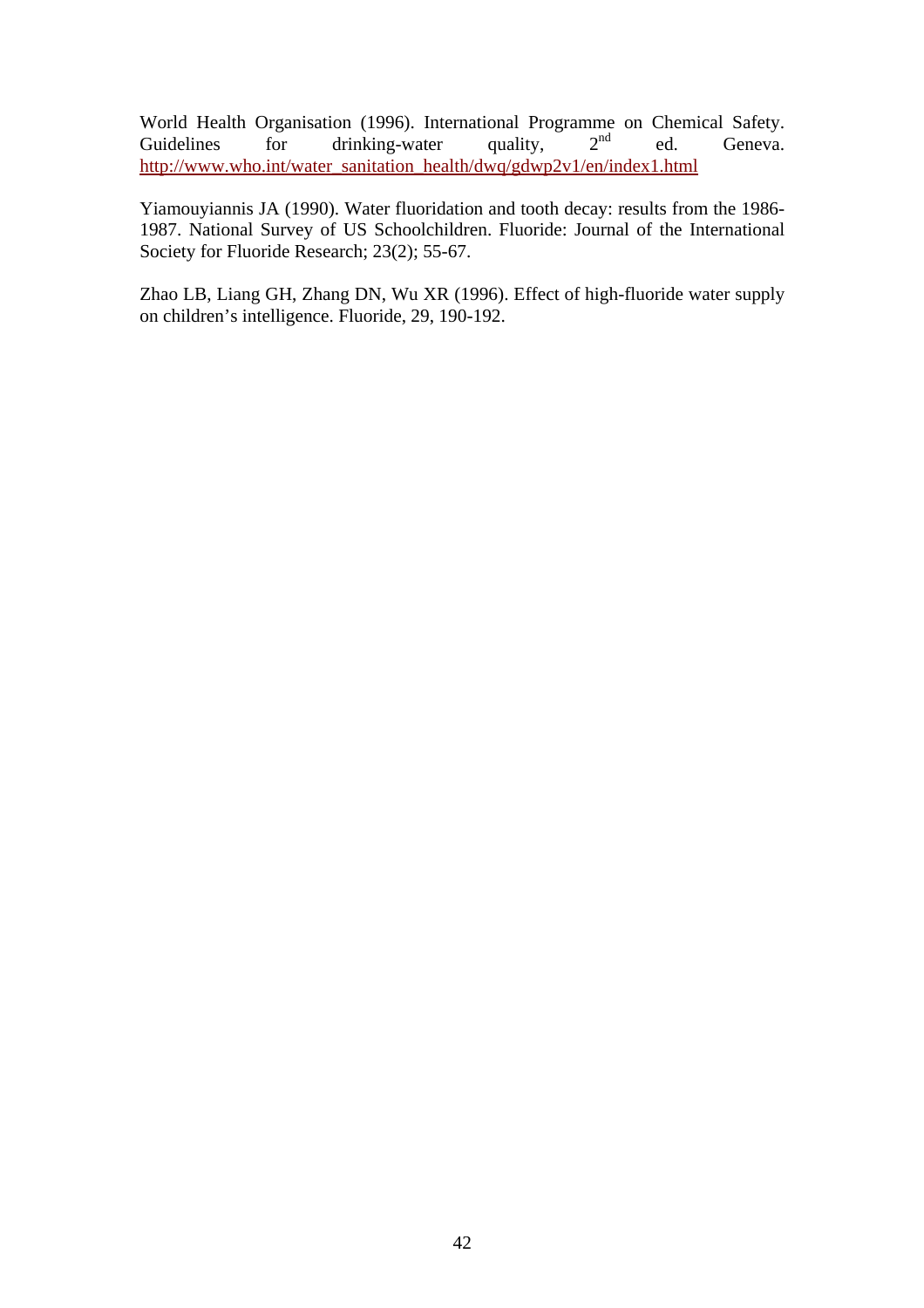World Health Organisation (1996). International Programme on Chemical Safety. Guidelines for drinking-water quality, 2nd ed. Geneva. http://www.who.int/water_sanitation_health/dwq/gdwp2v1/en/index1.html

Yiamouyiannis JA (1990). Water fluoridation and tooth decay: results from the 1986-1987. National Survey of US Schoolchildren. Fluoride: Journal of the International Society for Fluoride Research; 23(2); 55-67.

Zhao LB, Liang GH, Zhang DN, Wu XR (1996). Effect of high-fluoride water supply on children's intelligence. Fluoride, 29, 190-192.